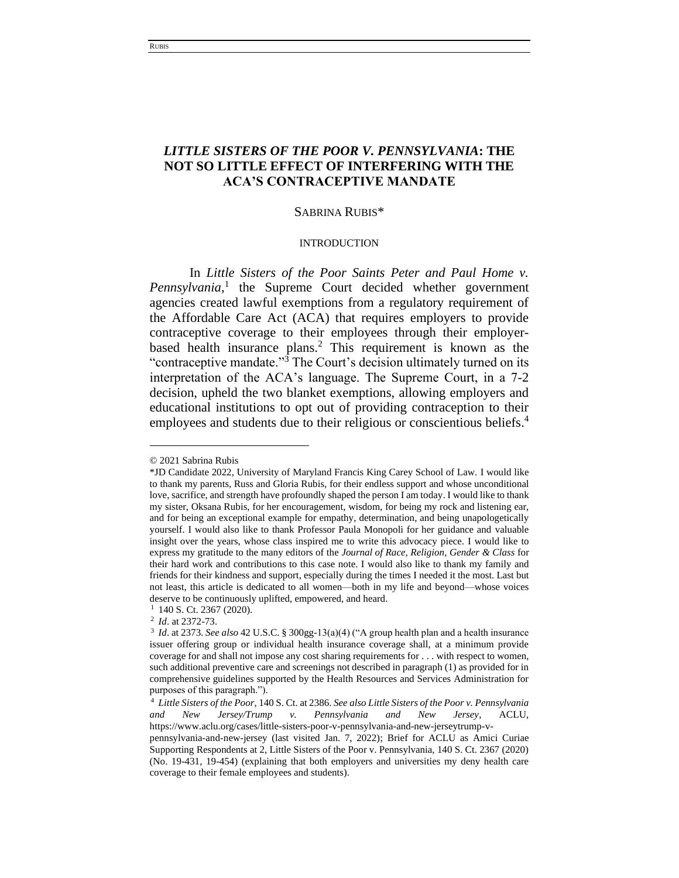# *LITTLE SISTERS OF THE POOR V. PENNSYLVANIA*: THE NOT SO LITTLE EFFECT OF INTERFERING WITH THE ACA'S CONTRACEPTIVE MANDATE

SABRINA RUBIS*

## INTRODUCTION

In *Little Sisters of the Poor Saints Peter and Paul Home v. Pennsylvania*,[1] the Supreme Court decided whether government agencies created lawful exemptions from a regulatory requirement of the Affordable Care Act (ACA) that requires employers to provide contraceptive coverage to their employees through their employer-based health insurance plans.[2] This requirement is known as the "contraceptive mandate."[3] The Court's decision ultimately turned on its interpretation of the ACA's language. The Supreme Court, in a 7-2 decision, upheld the two blanket exemptions, allowing employers and educational institutions to opt out of providing contraception to their employees and students due to their religious or conscientious beliefs.[4]

---

© 2021 Sabrina Rubis

*JD Candidate 2022, University of Maryland Francis King Carey School of Law. I would like to thank my parents, Russ and Gloria Rubis, for their endless support and whose unconditional love, sacrifice, and strength have profoundly shaped the person I am today. I would like to thank my sister, Oksana Rubis, for her encouragement, wisdom, for being my rock and listening ear, and for being an exceptional example for empathy, determination, and being unapologetically yourself. I would also like to thank Professor Paula Monopoli for her guidance and valuable insight over the years, whose class inspired me to write this advocacy piece. I would like to express my gratitude to the many editors of the *Journal of Race, Religion, Gender & Class* for their hard work and contributions to this case note. I would also like to thank my family and friends for their kindness and support, especially during the times I needed it the most. Last but not least, this article is dedicated to all women—both in my life and beyond—whose voices deserve to be continuously uplifted, empowered, and heard.

[1] 140 S. Ct. 2367 (2020).

[2] *Id*. at 2372-73.

[3] *Id*. at 2373. *See also* 42 U.S.C. § 300gg-13(a)(4) ("A group health plan and a health insurance issuer offering group or individual health insurance coverage shall, at a minimum provide coverage for and shall not impose any cost sharing requirements for . . . with respect to women, such additional preventive care and screenings not described in paragraph (1) as provided for in comprehensive guidelines supported by the Health Resources and Services Administration for purposes of this paragraph.").

[4] *Little Sisters of the Poor*, 140 S. Ct. at 2386. *See also Little Sisters of the Poor v. Pennsylvania and New Jersey/Trump v. Pennsylvania and New Jersey*, ACLU, https://www.aclu.org/cases/little-sisters-poor-v-pennsylvania-and-new-jerseytrump-v-pennsylvania-and-new-jersey (last visited Jan. 7, 2022); Brief for ACLU as Amici Curiae Supporting Respondents at 2, Little Sisters of the Poor v. Pennsylvania, 140 S. Ct. 2367 (2020) (No. 19-431, 19-454) (explaining that both employers and universities my deny health care coverage to their female employees and students).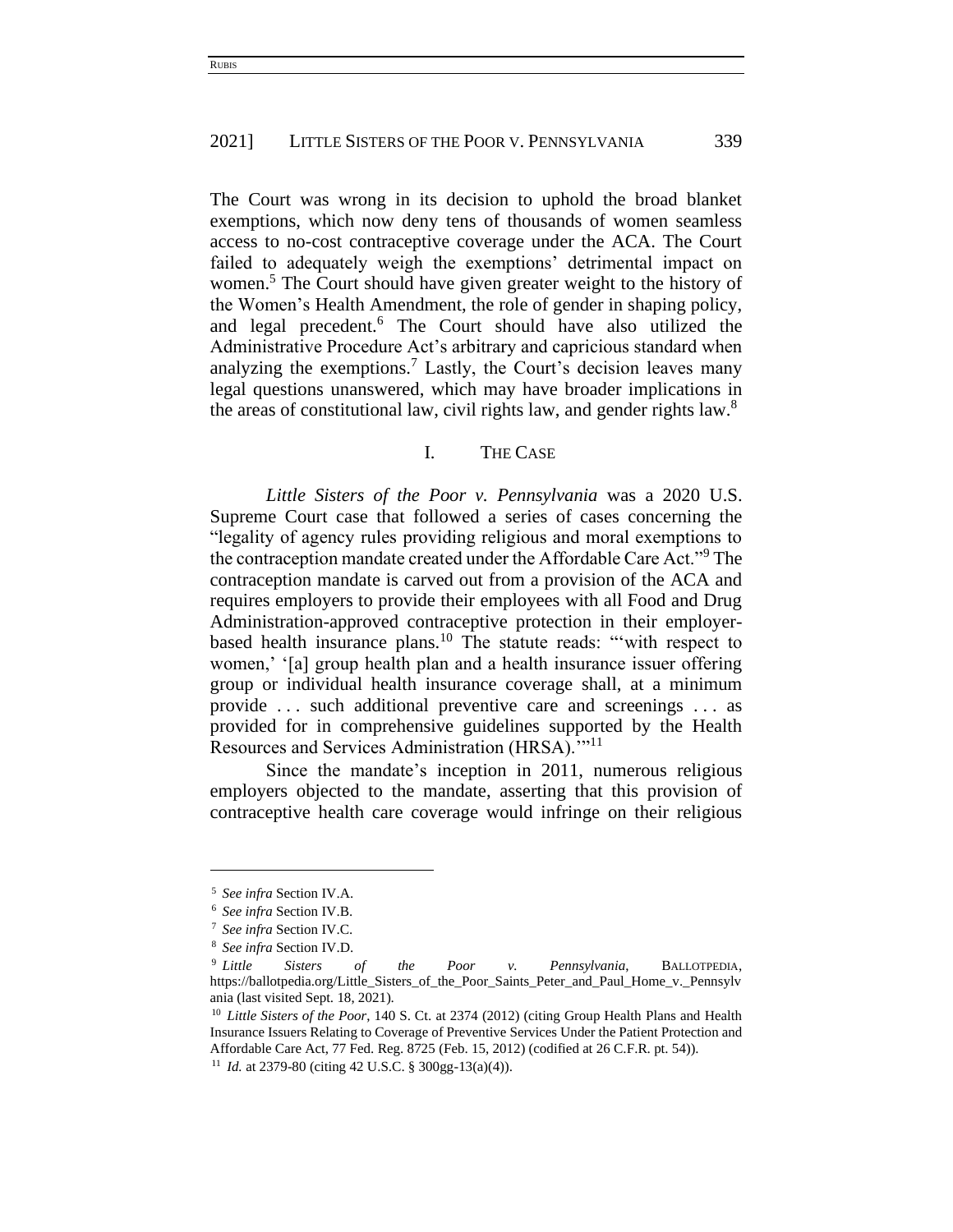The Court was wrong in its decision to uphold the broad blanket exemptions, which now deny tens of thousands of women seamless access to no-cost contraceptive coverage under the ACA. The Court failed to adequately weigh the exemptions' detrimental impact on women.[5] The Court should have given greater weight to the history of the Women's Health Amendment, the role of gender in shaping policy, and legal precedent.[6] The Court should have also utilized the Administrative Procedure Act's arbitrary and capricious standard when analyzing the exemptions.[7] Lastly, the Court's decision leaves many legal questions unanswered, which may have broader implications in the areas of constitutional law, civil rights law, and gender rights law.[8]

## I. THE CASE

*Little Sisters of the Poor v. Pennsylvania* was a 2020 U.S. Supreme Court case that followed a series of cases concerning the "legality of agency rules providing religious and moral exemptions to the contraception mandate created under the Affordable Care Act."[9] The contraception mandate is carved out from a provision of the ACA and requires employers to provide their employees with all Food and Drug Administration-approved contraceptive protection in their employer-based health insurance plans.[10] The statute reads: "'with respect to women,' '[a] group health plan and a health insurance issuer offering group or individual health insurance coverage shall, at a minimum provide . . . such additional preventive care and screenings . . . as provided for in comprehensive guidelines supported by the Health Resources and Services Administration (HRSA).'"[11]

Since the mandate's inception in 2011, numerous religious employers objected to the mandate, asserting that this provision of contraceptive health care coverage would infringe on their religious

---

[5] *See infra* Section IV.A.

[6] *See infra* Section IV.B.

[7] *See infra* Section IV.C.

[8] *See infra* Section IV.D.

[9] *Little Sisters of the Poor v. Pennsylvania*, BALLOTPEDIA, https://ballotpedia.org/Little_Sisters_of_the_Poor_Saints_Peter_and_Paul_Home_v._Pennsylvania (last visited Sept. 18, 2021).

[10] *Little Sisters of the Poor*, 140 S. Ct. at 2374 (2012) (citing Group Health Plans and Health Insurance Issuers Relating to Coverage of Preventive Services Under the Patient Protection and Affordable Care Act, 77 Fed. Reg. 8725 (Feb. 15, 2012) (codified at 26 C.F.R. pt. 54)).

[11] *Id.* at 2379-80 (citing 42 U.S.C. § 300gg-13(a)(4)).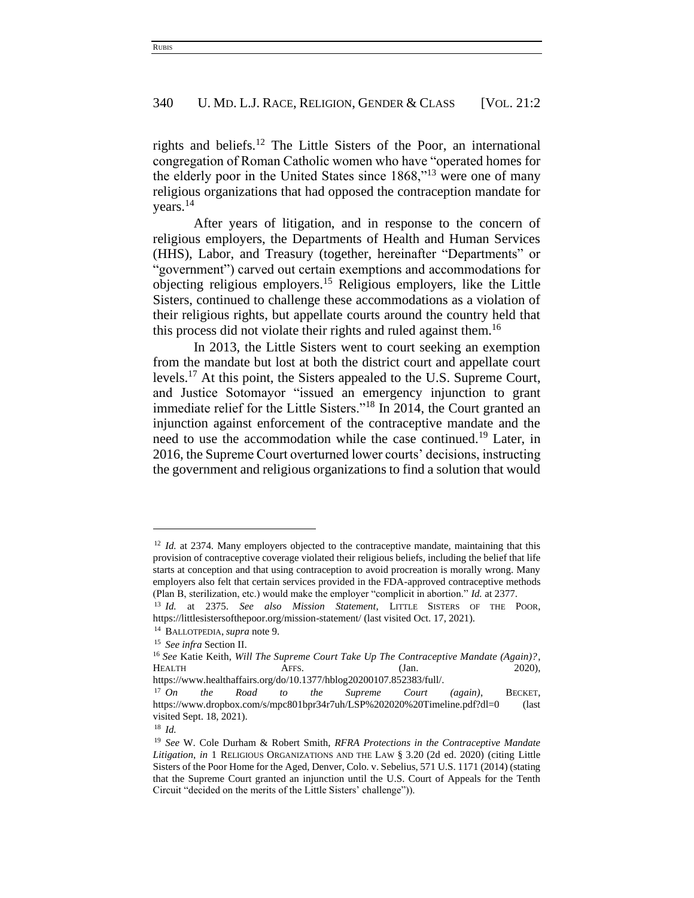rights and beliefs.[12] The Little Sisters of the Poor, an international congregation of Roman Catholic women who have "operated homes for the elderly poor in the United States since 1868,"[13] were one of many religious organizations that had opposed the contraception mandate for years.[14]

After years of litigation, and in response to the concern of religious employers, the Departments of Health and Human Services (HHS), Labor, and Treasury (together, hereinafter "Departments" or "government") carved out certain exemptions and accommodations for objecting religious employers.[15] Religious employers, like the Little Sisters, continued to challenge these accommodations as a violation of their religious rights, but appellate courts around the country held that this process did not violate their rights and ruled against them.[16]

In 2013, the Little Sisters went to court seeking an exemption from the mandate but lost at both the district court and appellate court levels.[17] At this point, the Sisters appealed to the U.S. Supreme Court, and Justice Sotomayor "issued an emergency injunction to grant immediate relief for the Little Sisters."[18] In 2014, the Court granted an injunction against enforcement of the contraceptive mandate and the need to use the accommodation while the case continued.[19] Later, in 2016, the Supreme Court overturned lower courts' decisions, instructing the government and religious organizations to find a solution that would

---

[12] *Id.* at 2374. Many employers objected to the contraceptive mandate, maintaining that this provision of contraceptive coverage violated their religious beliefs, including the belief that life starts at conception and that using contraception to avoid procreation is morally wrong. Many employers also felt that certain services provided in the FDA-approved contraceptive methods (Plan B, sterilization, etc.) would make the employer "complicit in abortion." *Id.* at 2377.

[13] *Id.* at 2375. *See also Mission Statement*, LITTLE SISTERS OF THE POOR, https://littlesistersofthepoor.org/mission-statement/ (last visited Oct. 17, 2021).

[14] BALLOTPEDIA, *supra* note 9.

[15] *See infra* Section II.

[16] *See* Katie Keith, *Will The Supreme Court Take Up The Contraceptive Mandate (Again)?*, HEALTH AFFS. (Jan. 2020), https://www.healthaffairs.org/do/10.1377/hblog20200107.852383/full/.

[17] *On the Road to the Supreme Court (again)*, BECKET, https://www.dropbox.com/s/mpc801bpr34r7uh/LSP%202020%20Timeline.pdf?dl=0 (last visited Sept. 18, 2021).

[18] *Id.*

[19] *See* W. Cole Durham & Robert Smith, *RFRA Protections in the Contraceptive Mandate Litigation*, *in* 1 RELIGIOUS ORGANIZATIONS AND THE LAW § 3.20 (2d ed. 2020) (citing Little Sisters of the Poor Home for the Aged, Denver, Colo. v. Sebelius, 571 U.S. 1171 (2014) (stating that the Supreme Court granted an injunction until the U.S. Court of Appeals for the Tenth Circuit "decided on the merits of the Little Sisters' challenge")).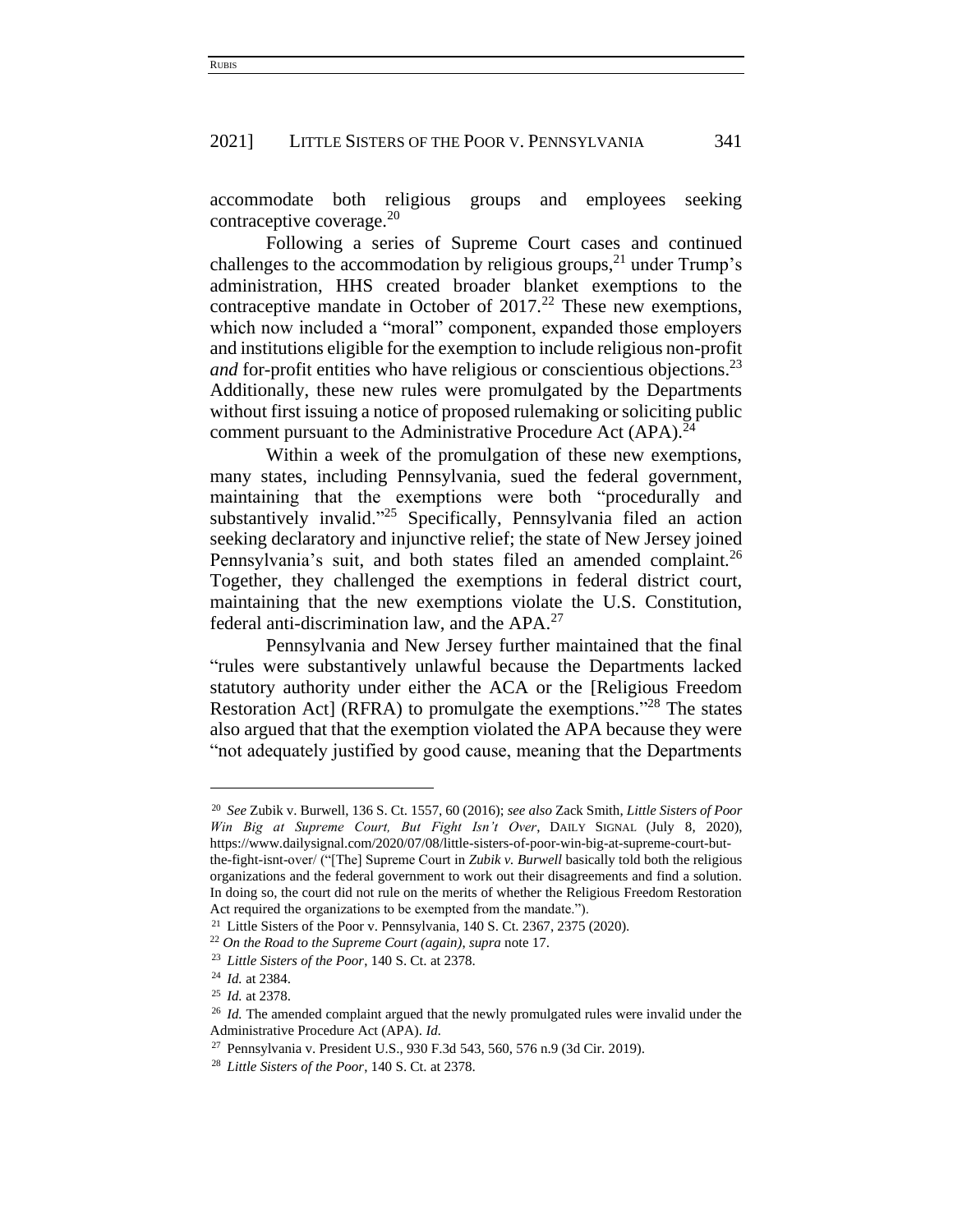accommodate both religious groups and employees seeking contraceptive coverage.[20]

Following a series of Supreme Court cases and continued challenges to the accommodation by religious groups,[21] under Trump's administration, HHS created broader blanket exemptions to the contraceptive mandate in October of 2017.[22] These new exemptions, which now included a "moral" component, expanded those employers and institutions eligible for the exemption to include religious non-profit *and* for-profit entities who have religious or conscientious objections.[23] Additionally, these new rules were promulgated by the Departments without first issuing a notice of proposed rulemaking or soliciting public comment pursuant to the Administrative Procedure Act (APA).[24]

Within a week of the promulgation of these new exemptions, many states, including Pennsylvania, sued the federal government, maintaining that the exemptions were both "procedurally and substantively invalid."[25] Specifically, Pennsylvania filed an action seeking declaratory and injunctive relief; the state of New Jersey joined Pennsylvania's suit, and both states filed an amended complaint.[26] Together, they challenged the exemptions in federal district court, maintaining that the new exemptions violate the U.S. Constitution, federal anti-discrimination law, and the APA.[27]

Pennsylvania and New Jersey further maintained that the final "rules were substantively unlawful because the Departments lacked statutory authority under either the ACA or the [Religious Freedom Restoration Act] (RFRA) to promulgate the exemptions."[28] The states also argued that that the exemption violated the APA because they were "not adequately justified by good cause, meaning that the Departments

---

[20] *See* Zubik v. Burwell, 136 S. Ct. 1557, 60 (2016); *see also* Zack Smith, *Little Sisters of Poor Win Big at Supreme Court, But Fight Isn't Over*, DAILY SIGNAL (July 8, 2020), https://www.dailysignal.com/2020/07/08/little-sisters-of-poor-win-big-at-supreme-court-but-the-fight-isnt-over/ ("[The] Supreme Court in *Zubik v. Burwell* basically told both the religious organizations and the federal government to work out their disagreements and find a solution. In doing so, the court did not rule on the merits of whether the Religious Freedom Restoration Act required the organizations to be exempted from the mandate.").

[21] Little Sisters of the Poor v. Pennsylvania, 140 S. Ct. 2367, 2375 (2020).

[22] *On the Road to the Supreme Court (again)*, *supra* note 17.

[23] *Little Sisters of the Poor*, 140 S. Ct. at 2378.

[24] *Id.* at 2384.

[25] *Id.* at 2378.

[26] *Id.* The amended complaint argued that the newly promulgated rules were invalid under the Administrative Procedure Act (APA). *Id.*

[27] Pennsylvania v. President U.S., 930 F.3d 543, 560, 576 n.9 (3d Cir. 2019).

[28] *Little Sisters of the Poor*, 140 S. Ct. at 2378.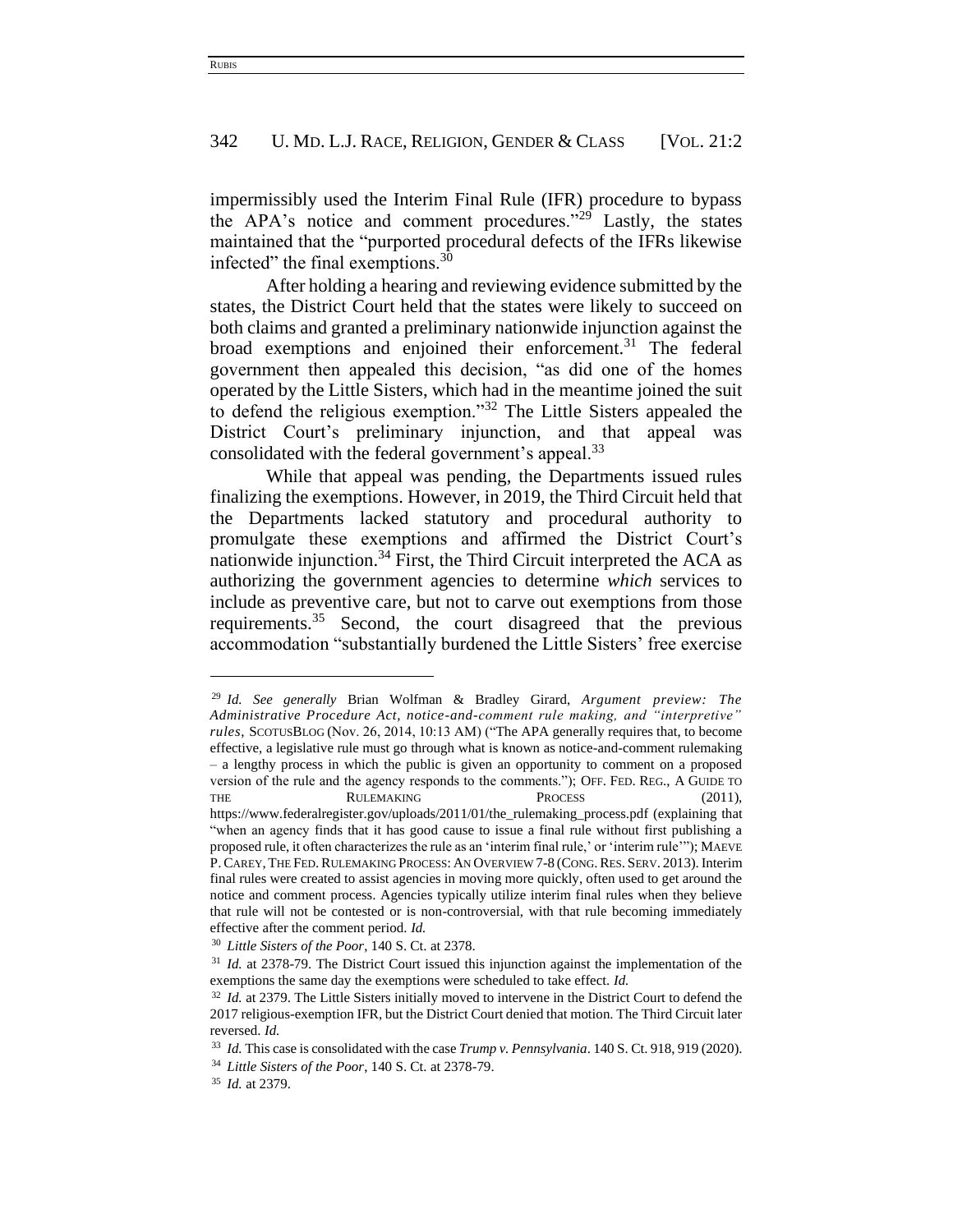impermissibly used the Interim Final Rule (IFR) procedure to bypass the APA's notice and comment procedures."[29] Lastly, the states maintained that the "purported procedural defects of the IFRs likewise infected" the final exemptions.[30]

After holding a hearing and reviewing evidence submitted by the states, the District Court held that the states were likely to succeed on both claims and granted a preliminary nationwide injunction against the broad exemptions and enjoined their enforcement.[31] The federal government then appealed this decision, "as did one of the homes operated by the Little Sisters, which had in the meantime joined the suit to defend the religious exemption."[32] The Little Sisters appealed the District Court's preliminary injunction, and that appeal was consolidated with the federal government's appeal.[33]

While that appeal was pending, the Departments issued rules finalizing the exemptions. However, in 2019, the Third Circuit held that the Departments lacked statutory and procedural authority to promulgate these exemptions and affirmed the District Court's nationwide injunction.[34] First, the Third Circuit interpreted the ACA as authorizing the government agencies to determine *which* services to include as preventive care, but not to carve out exemptions from those requirements.[35] Second, the court disagreed that the previous accommodation "substantially burdened the Little Sisters' free exercise

---

[29] *Id. See generally* Brian Wolfman & Bradley Girard, *Argument preview: The Administrative Procedure Act, notice-and-comment rule making, and "interpretive" rules*, SCOTUSBLOG (Nov. 26, 2014, 10:13 AM) ("The APA generally requires that, to become effective, a legislative rule must go through what is known as notice-and-comment rulemaking – a lengthy process in which the public is given an opportunity to comment on a proposed version of the rule and the agency responds to the comments."); OFF. FED. REG., A GUIDE TO THE RULEMAKING PROCESS (2011), https://www.federalregister.gov/uploads/2011/01/the_rulemaking_process.pdf (explaining that "when an agency finds that it has good cause to issue a final rule without first publishing a proposed rule, it often characterizes the rule as an 'interim final rule,' or 'interim rule'"); MAEVE P. CAREY, THE FED. RULEMAKING PROCESS: AN OVERVIEW 7-8 (CONG. RES. SERV. 2013). Interim final rules were created to assist agencies in moving more quickly, often used to get around the notice and comment process. Agencies typically utilize interim final rules when they believe that rule will not be contested or is non-controversial, with that rule becoming immediately effective after the comment period. *Id.*

[30] *Little Sisters of the Poor*, 140 S. Ct. at 2378.

[31] *Id.* at 2378-79. The District Court issued this injunction against the implementation of the exemptions the same day the exemptions were scheduled to take effect. *Id.*

[32] *Id.* at 2379. The Little Sisters initially moved to intervene in the District Court to defend the 2017 religious-exemption IFR, but the District Court denied that motion. The Third Circuit later reversed. *Id.*

[33] *Id.* This case is consolidated with the case *Trump v. Pennsylvania*. 140 S. Ct. 918, 919 (2020).

[34] *Little Sisters of the Poor*, 140 S. Ct. at 2378-79.

[35] *Id.* at 2379.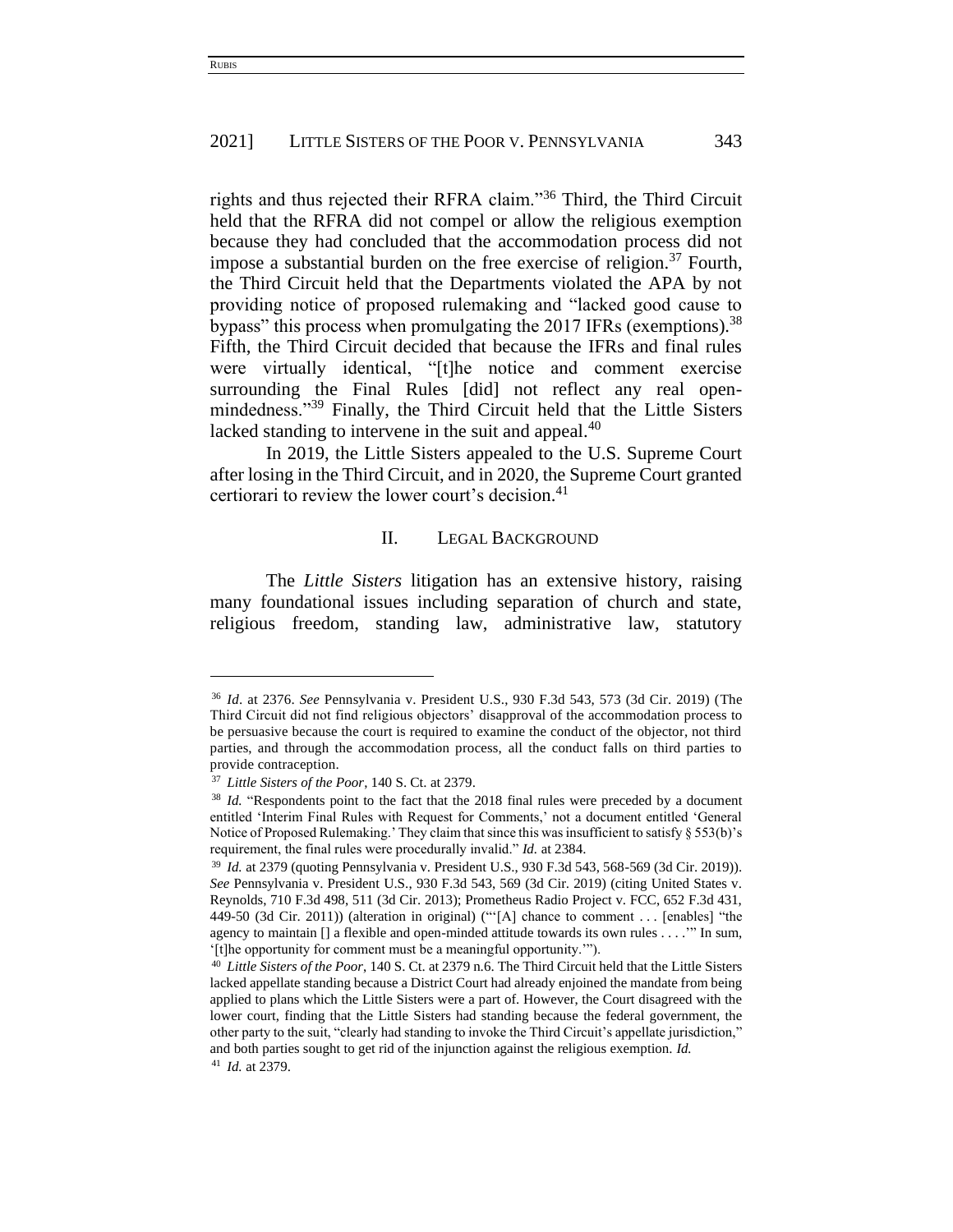rights and thus rejected their RFRA claim."[36] Third, the Third Circuit held that the RFRA did not compel or allow the religious exemption because they had concluded that the accommodation process did not impose a substantial burden on the free exercise of religion.[37] Fourth, the Third Circuit held that the Departments violated the APA by not providing notice of proposed rulemaking and "lacked good cause to bypass" this process when promulgating the 2017 IFRs (exemptions).[38] Fifth, the Third Circuit decided that because the IFRs and final rules were virtually identical, "[t]he notice and comment exercise surrounding the Final Rules [did] not reflect any real open-mindedness."[39] Finally, the Third Circuit held that the Little Sisters lacked standing to intervene in the suit and appeal.[40]

In 2019, the Little Sisters appealed to the U.S. Supreme Court after losing in the Third Circuit, and in 2020, the Supreme Court granted certiorari to review the lower court's decision.[41]

## II. LEGAL BACKGROUND

The *Little Sisters* litigation has an extensive history, raising many foundational issues including separation of church and state, religious freedom, standing law, administrative law, statutory

---

[36] *Id*. at 2376. *See* Pennsylvania v. President U.S., 930 F.3d 543, 573 (3d Cir. 2019) (The Third Circuit did not find religious objectors' disapproval of the accommodation process to be persuasive because the court is required to examine the conduct of the objector, not third parties, and through the accommodation process, all the conduct falls on third parties to provide contraception.

[37] *Little Sisters of the Poor*, 140 S. Ct. at 2379.

[38] *Id.* "Respondents point to the fact that the 2018 final rules were preceded by a document entitled 'Interim Final Rules with Request for Comments,' not a document entitled 'General Notice of Proposed Rulemaking.' They claim that since this was insufficient to satisfy § 553(b)'s requirement, the final rules were procedurally invalid." *Id.* at 2384.

[39] *Id.* at 2379 (quoting Pennsylvania v. President U.S., 930 F.3d 543, 568-569 (3d Cir. 2019)). *See* Pennsylvania v. President U.S., 930 F.3d 543, 569 (3d Cir. 2019) (citing United States v. Reynolds, 710 F.3d 498, 511 (3d Cir. 2013); Prometheus Radio Project v. FCC, 652 F.3d 431, 449-50 (3d Cir. 2011)) (alteration in original) ("'[A] chance to comment . . . [enables] "the agency to maintain [] a flexible and open-minded attitude towards its own rules . . . ."' In sum, '[t]he opportunity for comment must be a meaningful opportunity.'").

[40] *Little Sisters of the Poor*, 140 S. Ct. at 2379 n.6. The Third Circuit held that the Little Sisters lacked appellate standing because a District Court had already enjoined the mandate from being applied to plans which the Little Sisters were a part of. However, the Court disagreed with the lower court, finding that the Little Sisters had standing because the federal government, the other party to the suit, "clearly had standing to invoke the Third Circuit's appellate jurisdiction," and both parties sought to get rid of the injunction against the religious exemption. *Id.*

[41] *Id.* at 2379.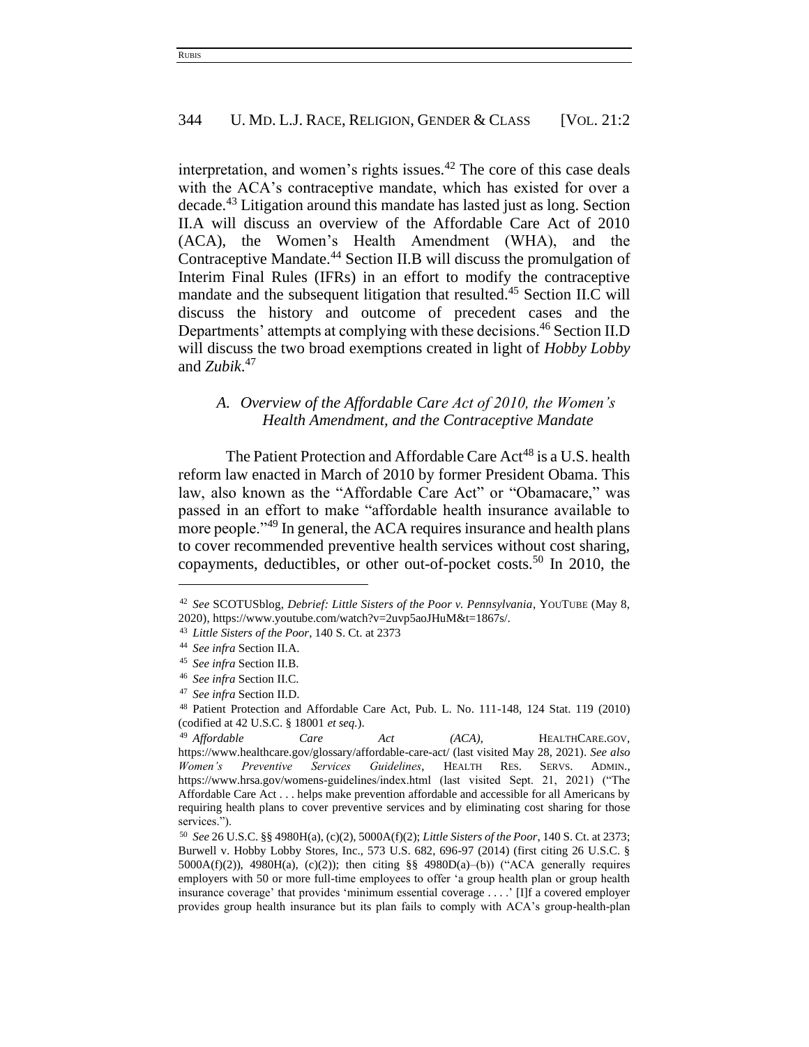interpretation, and women's rights issues.[42] The core of this case deals with the ACA's contraceptive mandate, which has existed for over a decade.[43] Litigation around this mandate has lasted just as long. Section II.A will discuss an overview of the Affordable Care Act of 2010 (ACA), the Women's Health Amendment (WHA), and the Contraceptive Mandate.[44] Section II.B will discuss the promulgation of Interim Final Rules (IFRs) in an effort to modify the contraceptive mandate and the subsequent litigation that resulted.[45] Section II.C will discuss the history and outcome of precedent cases and the Departments' attempts at complying with these decisions.[46] Section II.D will discuss the two broad exemptions created in light of *Hobby Lobby* and *Zubik*.[47]

### *A. Overview of the Affordable Care Act of 2010, the Women's Health Amendment, and the Contraceptive Mandate*

The Patient Protection and Affordable Care Act[48] is a U.S. health reform law enacted in March of 2010 by former President Obama. This law, also known as the "Affordable Care Act" or "Obamacare," was passed in an effort to make "affordable health insurance available to more people."[49] In general, the ACA requires insurance and health plans to cover recommended preventive health services without cost sharing, copayments, deductibles, or other out-of-pocket costs.[50] In 2010, the

---

[42] *See* SCOTUSblog, *Debrief: Little Sisters of the Poor v. Pennsylvania*, YOUTUBE (May 8, 2020), https://www.youtube.com/watch?v=2uvp5aoJHuM&t=1867s/.

[43] *Little Sisters of the Poor*, 140 S. Ct. at 2373

[44] *See infra* Section II.A.

[45] *See infra* Section II.B.

[46] *See infra* Section II.C.

[47] *See infra* Section II.D.

[48] Patient Protection and Affordable Care Act, Pub. L. No. 111-148, 124 Stat. 119 (2010) (codified at 42 U.S.C. § 18001 *et seq.*).

[49] *Affordable Care Act (ACA)*, HEALTHCARE.GOV, https://www.healthcare.gov/glossary/affordable-care-act/ (last visited May 28, 2021). *See also Women's Preventive Services Guidelines*, HEALTH RES. SERVS. ADMIN., https://www.hrsa.gov/womens-guidelines/index.html (last visited Sept. 21, 2021) ("The Affordable Care Act . . . helps make prevention affordable and accessible for all Americans by requiring health plans to cover preventive services and by eliminating cost sharing for those services.").

[50] *See* 26 U.S.C. §§ 4980H(a), (c)(2), 5000A(f)(2); *Little Sisters of the Poor*, 140 S. Ct. at 2373; Burwell v. Hobby Lobby Stores, Inc., 573 U.S. 682, 696-97 (2014) (first citing 26 U.S.C. § 5000A(f)(2)), 4980H(a), (c)(2)); then citing §§ 4980D(a)–(b)) ("ACA generally requires employers with 50 or more full-time employees to offer 'a group health plan or group health insurance coverage' that provides 'minimum essential coverage . . . .' [I]f a covered employer provides group health insurance but its plan fails to comply with ACA's group-health-plan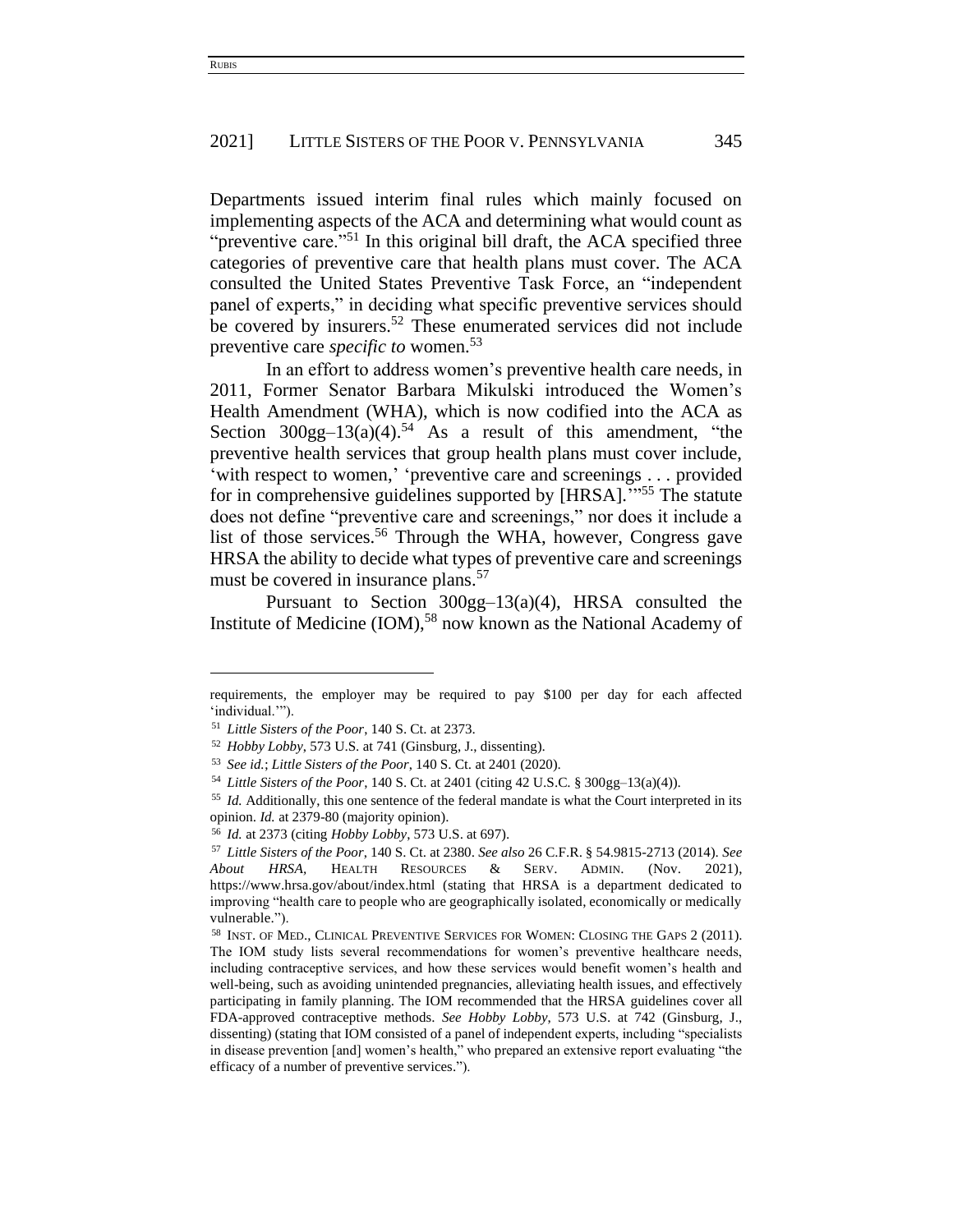Departments issued interim final rules which mainly focused on implementing aspects of the ACA and determining what would count as "preventive care."[51] In this original bill draft, the ACA specified three categories of preventive care that health plans must cover. The ACA consulted the United States Preventive Task Force, an "independent panel of experts," in deciding what specific preventive services should be covered by insurers.[52] These enumerated services did not include preventive care *specific to* women.[53]

In an effort to address women's preventive health care needs, in 2011, Former Senator Barbara Mikulski introduced the Women's Health Amendment (WHA), which is now codified into the ACA as Section 300gg–13(a)(4).[54] As a result of this amendment, "the preventive health services that group health plans must cover include, 'with respect to women,' 'preventive care and screenings . . . provided for in comprehensive guidelines supported by [HRSA].'"[55] The statute does not define "preventive care and screenings," nor does it include a list of those services.[56] Through the WHA, however, Congress gave HRSA the ability to decide what types of preventive care and screenings must be covered in insurance plans.[57]

Pursuant to Section 300gg–13(a)(4), HRSA consulted the Institute of Medicine (IOM),[58] now known as the National Academy of

---

requirements, the employer may be required to pay $100 per day for each affected 'individual.'").

[51] *Little Sisters of the Poor*, 140 S. Ct. at 2373.

[52] *Hobby Lobby*, 573 U.S. at 741 (Ginsburg, J., dissenting).

[53] *See id.*; *Little Sisters of the Poor*, 140 S. Ct. at 2401 (2020).

[54] *Little Sisters of the Poor*, 140 S. Ct. at 2401 (citing 42 U.S.C. § 300gg–13(a)(4)).

[55] *Id.* Additionally, this one sentence of the federal mandate is what the Court interpreted in its opinion. *Id.* at 2379-80 (majority opinion).

[56] *Id.* at 2373 (citing *Hobby Lobby*, 573 U.S. at 697).

[57] *Little Sisters of the Poor*, 140 S. Ct. at 2380. *See also* 26 C.F.R. § 54.9815-2713 (2014). *See About HRSA*, HEALTH RESOURCES & SERV. ADMIN. (Nov. 2021), https://www.hrsa.gov/about/index.html (stating that HRSA is a department dedicated to improving "health care to people who are geographically isolated, economically or medically vulnerable.").

[58] INST. OF MED., CLINICAL PREVENTIVE SERVICES FOR WOMEN: CLOSING THE GAPS 2 (2011). The IOM study lists several recommendations for women's preventive healthcare needs, including contraceptive services, and how these services would benefit women's health and well-being, such as avoiding unintended pregnancies, alleviating health issues, and effectively participating in family planning. The IOM recommended that the HRSA guidelines cover all FDA-approved contraceptive methods. *See Hobby Lobby*, 573 U.S. at 742 (Ginsburg, J., dissenting) (stating that IOM consisted of a panel of independent experts, including "specialists in disease prevention [and] women's health," who prepared an extensive report evaluating "the efficacy of a number of preventive services.").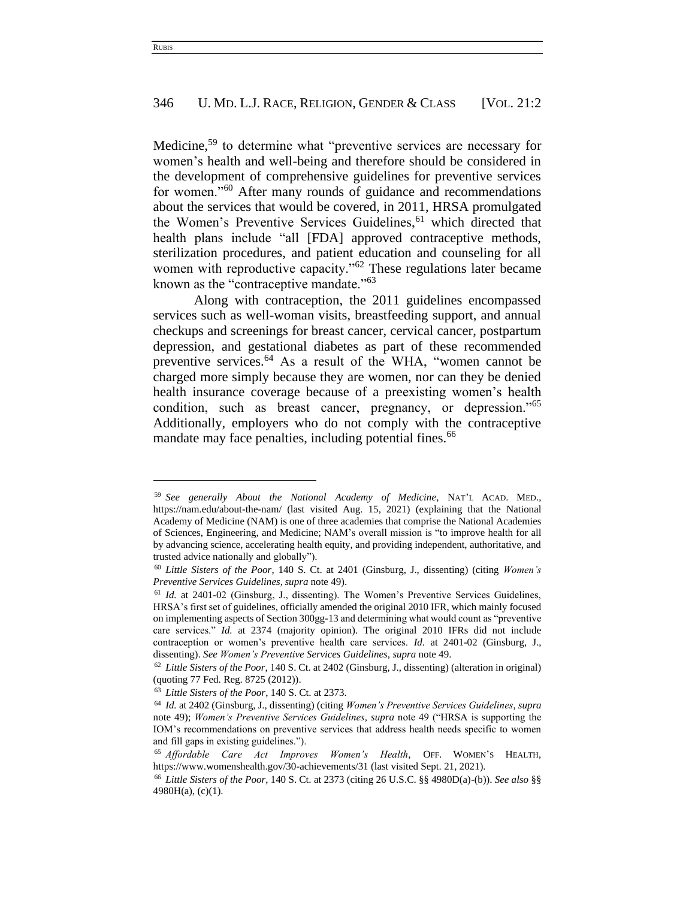Medicine,[59] to determine what "preventive services are necessary for women's health and well-being and therefore should be considered in the development of comprehensive guidelines for preventive services for women."[60] After many rounds of guidance and recommendations about the services that would be covered, in 2011, HRSA promulgated the Women's Preventive Services Guidelines,[61] which directed that health plans include "all [FDA] approved contraceptive methods, sterilization procedures, and patient education and counseling for all women with reproductive capacity."[62] These regulations later became known as the "contraceptive mandate."[63]

Along with contraception, the 2011 guidelines encompassed services such as well-woman visits, breastfeeding support, and annual checkups and screenings for breast cancer, cervical cancer, postpartum depression, and gestational diabetes as part of these recommended preventive services.[64] As a result of the WHA, "women cannot be charged more simply because they are women, nor can they be denied health insurance coverage because of a preexisting women's health condition, such as breast cancer, pregnancy, or depression."[65] Additionally, employers who do not comply with the contraceptive mandate may face penalties, including potential fines.[66]

---

[59] *See generally About the National Academy of Medicine*, NAT'L ACAD. MED., https://nam.edu/about-the-nam/ (last visited Aug. 15, 2021) (explaining that the National Academy of Medicine (NAM) is one of three academies that comprise the National Academies of Sciences, Engineering, and Medicine; NAM's overall mission is "to improve health for all by advancing science, accelerating health equity, and providing independent, authoritative, and trusted advice nationally and globally").

[60] *Little Sisters of the Poor*, 140 S. Ct. at 2401 (Ginsburg, J., dissenting) (citing *Women's Preventive Services Guidelines*, *supra* note 49).

[61] *Id.* at 2401-02 (Ginsburg, J., dissenting). The Women's Preventive Services Guidelines, HRSA's first set of guidelines, officially amended the original 2010 IFR, which mainly focused on implementing aspects of Section 300gg-13 and determining what would count as "preventive care services." *Id.* at 2374 (majority opinion). The original 2010 IFRs did not include contraception or women's preventive health care services. *Id.* at 2401-02 (Ginsburg, J., dissenting). *See Women's Preventive Services Guidelines*, *supra* note 49.

[62] *Little Sisters of the Poor*, 140 S. Ct. at 2402 (Ginsburg, J., dissenting) (alteration in original) (quoting 77 Fed. Reg. 8725 (2012)).

[63] *Little Sisters of the Poor*, 140 S. Ct. at 2373.

[64] *Id.* at 2402 (Ginsburg, J., dissenting) (citing *Women's Preventive Services Guidelines*, *supra* note 49); *Women's Preventive Services Guidelines*, *supra* note 49 ("HRSA is supporting the IOM's recommendations on preventive services that address health needs specific to women and fill gaps in existing guidelines.").

[65] *Affordable Care Act Improves Women's Health*, OFF. WOMEN'S HEALTH, https://www.womenshealth.gov/30-achievements/31 (last visited Sept. 21, 2021).

[66] *Little Sisters of the Poor*, 140 S. Ct. at 2373 (citing 26 U.S.C. §§ 4980D(a)-(b)). *See also* §§ 4980H(a), (c)(1).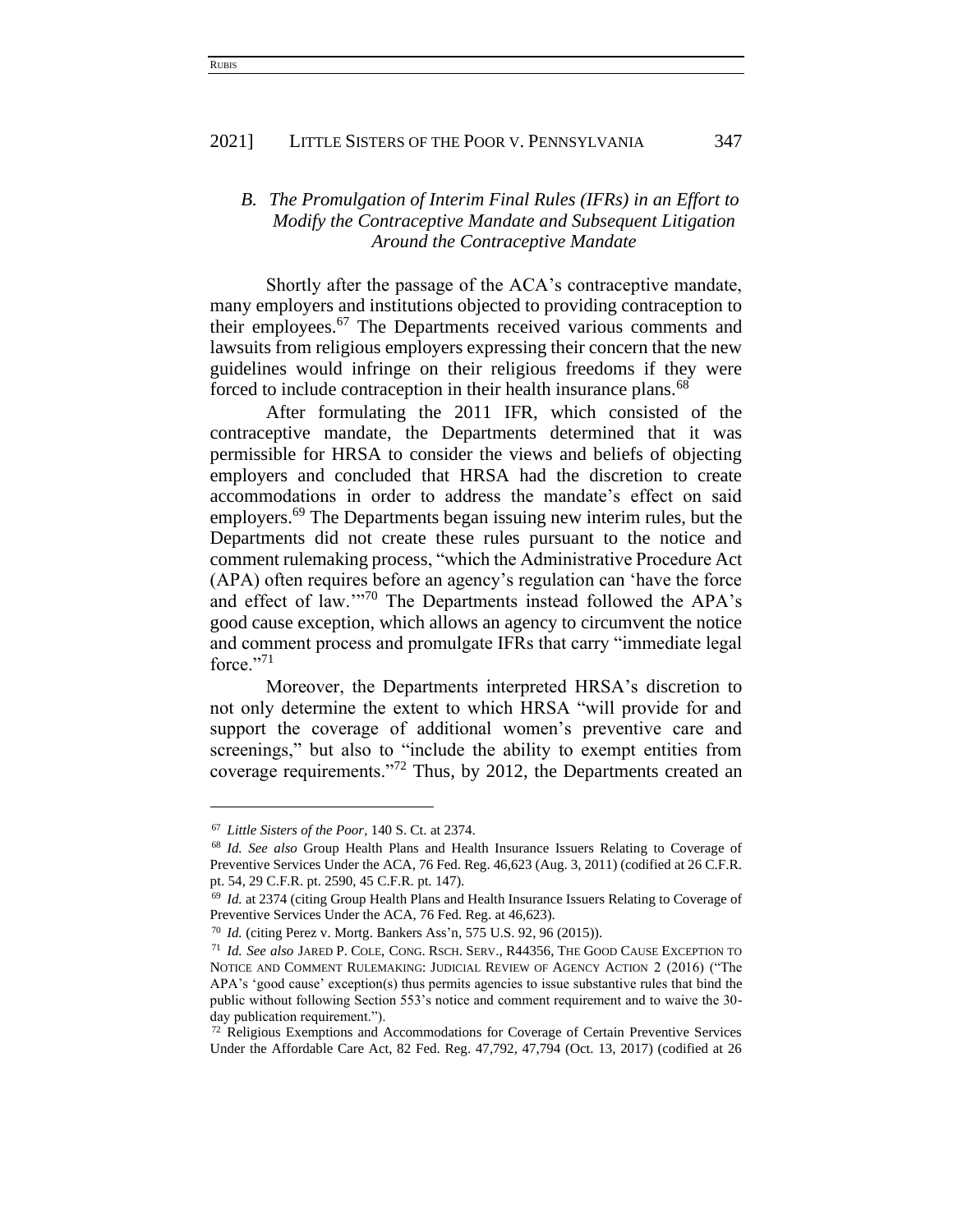### *B. The Promulgation of Interim Final Rules (IFRs) in an Effort to Modify the Contraceptive Mandate and Subsequent Litigation Around the Contraceptive Mandate*

Shortly after the passage of the ACA's contraceptive mandate, many employers and institutions objected to providing contraception to their employees.[67] The Departments received various comments and lawsuits from religious employers expressing their concern that the new guidelines would infringe on their religious freedoms if they were forced to include contraception in their health insurance plans.[68]

After formulating the 2011 IFR, which consisted of the contraceptive mandate, the Departments determined that it was permissible for HRSA to consider the views and beliefs of objecting employers and concluded that HRSA had the discretion to create accommodations in order to address the mandate's effect on said employers.[69] The Departments began issuing new interim rules, but the Departments did not create these rules pursuant to the notice and comment rulemaking process, "which the Administrative Procedure Act (APA) often requires before an agency's regulation can 'have the force and effect of law.'"[70] The Departments instead followed the APA's good cause exception, which allows an agency to circumvent the notice and comment process and promulgate IFRs that carry "immediate legal force."[71]

Moreover, the Departments interpreted HRSA's discretion to not only determine the extent to which HRSA "will provide for and support the coverage of additional women's preventive care and screenings," but also to "include the ability to exempt entities from coverage requirements."[72] Thus, by 2012, the Departments created an

---

[67] *Little Sisters of the Poor*, 140 S. Ct. at 2374.

[68] *Id. See also* Group Health Plans and Health Insurance Issuers Relating to Coverage of Preventive Services Under the ACA, 76 Fed. Reg. 46,623 (Aug. 3, 2011) (codified at 26 C.F.R. pt. 54, 29 C.F.R. pt. 2590, 45 C.F.R. pt. 147).

[69] *Id.* at 2374 (citing Group Health Plans and Health Insurance Issuers Relating to Coverage of Preventive Services Under the ACA, 76 Fed. Reg. at 46,623).

[70] *Id.* (citing Perez v. Mortg. Bankers Ass'n, 575 U.S. 92, 96 (2015)).

[71] *Id. See also* JARED P. COLE, CONG. RSCH. SERV., R44356, THE GOOD CAUSE EXCEPTION TO NOTICE AND COMMENT RULEMAKING: JUDICIAL REVIEW OF AGENCY ACTION 2 (2016) ("The APA's 'good cause' exception(s) thus permits agencies to issue substantive rules that bind the public without following Section 553's notice and comment requirement and to waive the 30-day publication requirement.").

[72] Religious Exemptions and Accommodations for Coverage of Certain Preventive Services Under the Affordable Care Act, 82 Fed. Reg. 47,792, 47,794 (Oct. 13, 2017) (codified at 26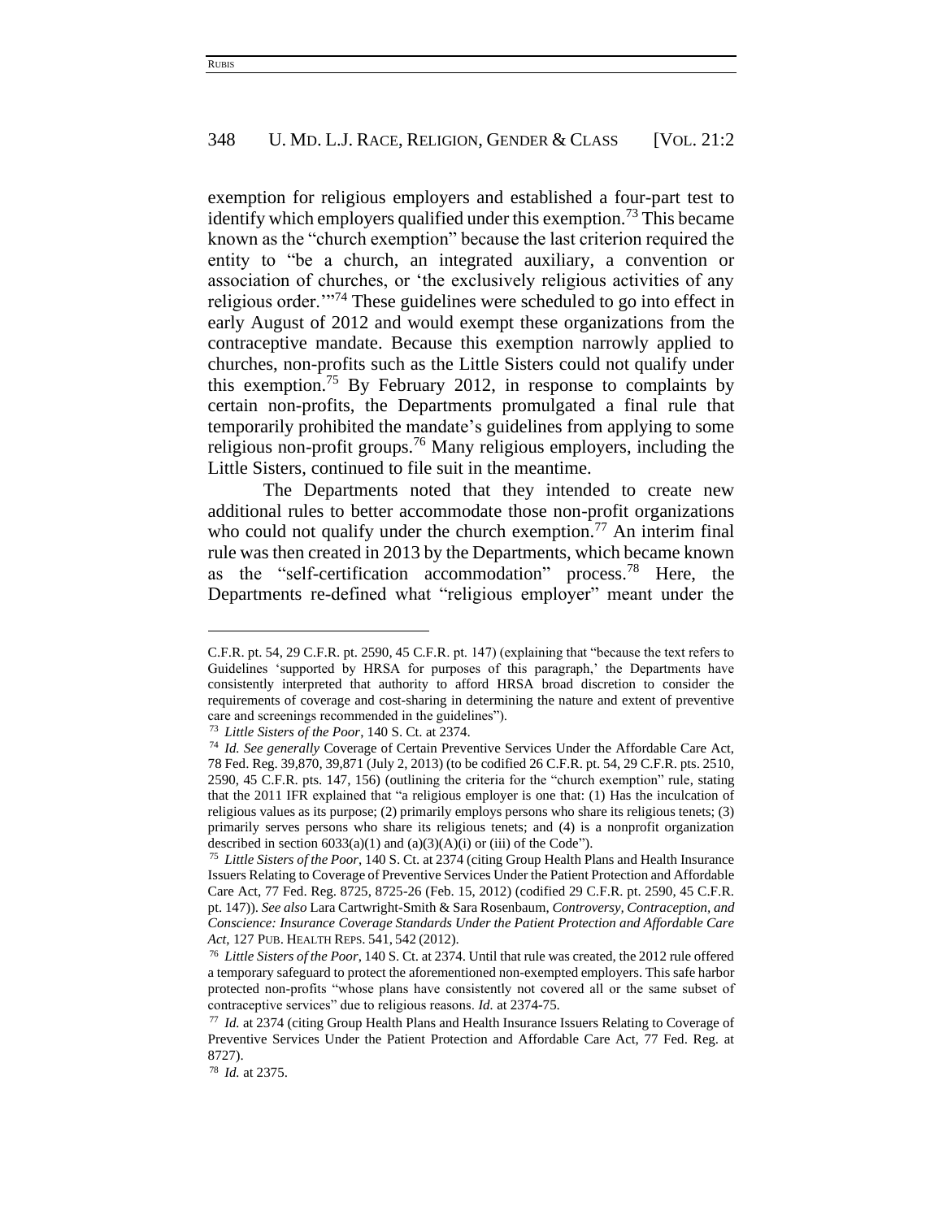exemption for religious employers and established a four-part test to identify which employers qualified under this exemption.[73] This became known as the "church exemption" because the last criterion required the entity to "be a church, an integrated auxiliary, a convention or association of churches, or 'the exclusively religious activities of any religious order.'"[74] These guidelines were scheduled to go into effect in early August of 2012 and would exempt these organizations from the contraceptive mandate. Because this exemption narrowly applied to churches, non-profits such as the Little Sisters could not qualify under this exemption.[75] By February 2012, in response to complaints by certain non-profits, the Departments promulgated a final rule that temporarily prohibited the mandate's guidelines from applying to some religious non-profit groups.[76] Many religious employers, including the Little Sisters, continued to file suit in the meantime.

The Departments noted that they intended to create new additional rules to better accommodate those non-profit organizations who could not qualify under the church exemption.[77] An interim final rule was then created in 2013 by the Departments, which became known as the "self-certification accommodation" process.[78] Here, the Departments re-defined what "religious employer" meant under the

---

C.F.R. pt. 54, 29 C.F.R. pt. 2590, 45 C.F.R. pt. 147) (explaining that "because the text refers to Guidelines 'supported by HRSA for purposes of this paragraph,' the Departments have consistently interpreted that authority to afford HRSA broad discretion to consider the requirements of coverage and cost-sharing in determining the nature and extent of preventive care and screenings recommended in the guidelines").

[73] *Little Sisters of the Poor*, 140 S. Ct. at 2374.

[74] *Id. See generally* Coverage of Certain Preventive Services Under the Affordable Care Act, 78 Fed. Reg. 39,870, 39,871 (July 2, 2013) (to be codified 26 C.F.R. pt. 54, 29 C.F.R. pts. 2510, 2590, 45 C.F.R. pts. 147, 156) (outlining the criteria for the "church exemption" rule, stating that the 2011 IFR explained that "a religious employer is one that: (1) Has the inculcation of religious values as its purpose; (2) primarily employs persons who share its religious tenets; (3) primarily serves persons who share its religious tenets; and (4) is a nonprofit organization described in section 6033(a)(1) and (a)(3)(A)(i) or (iii) of the Code").

[75] *Little Sisters of the Poor*, 140 S. Ct. at 2374 (citing Group Health Plans and Health Insurance Issuers Relating to Coverage of Preventive Services Under the Patient Protection and Affordable Care Act, 77 Fed. Reg. 8725, 8725-26 (Feb. 15, 2012) (codified 29 C.F.R. pt. 2590, 45 C.F.R. pt. 147)). *See also* Lara Cartwright-Smith & Sara Rosenbaum, *Controversy, Contraception, and Conscience: Insurance Coverage Standards Under the Patient Protection and Affordable Care Act*, 127 PUB. HEALTH REPS. 541, 542 (2012).

[76] *Little Sisters of the Poor*, 140 S. Ct. at 2374. Until that rule was created, the 2012 rule offered a temporary safeguard to protect the aforementioned non-exempted employers. This safe harbor protected non-profits "whose plans have consistently not covered all or the same subset of contraceptive services" due to religious reasons. *Id.* at 2374-75.

[77] *Id.* at 2374 (citing Group Health Plans and Health Insurance Issuers Relating to Coverage of Preventive Services Under the Patient Protection and Affordable Care Act, 77 Fed. Reg. at 8727).

[78] *Id.* at 2375.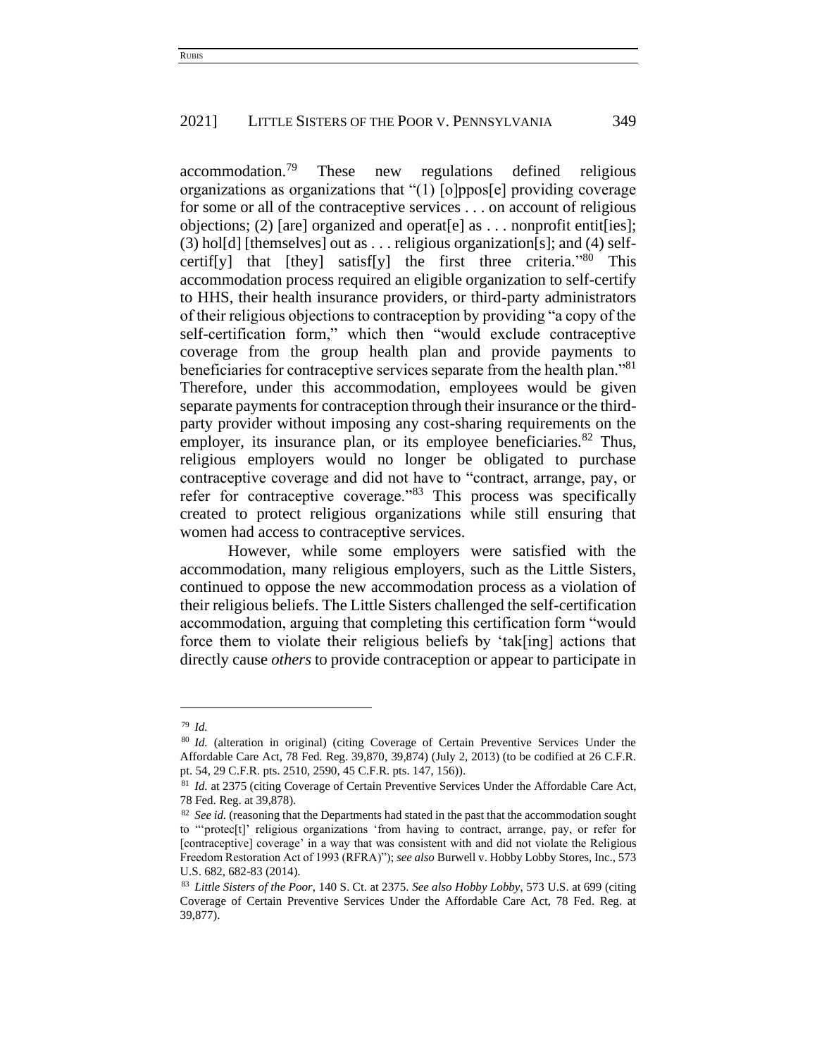accommodation.[79] These new regulations defined religious organizations as organizations that "(1) [o]ppos[e] providing coverage for some or all of the contraceptive services . . . on account of religious objections; (2) [are] organized and operat[e] as . . . nonprofit entit[ies]; (3) hol[d] [themselves] out as . . . religious organization[s]; and (4) self-certif[y] that [they] satisf[y] the first three criteria."[80] This accommodation process required an eligible organization to self-certify to HHS, their health insurance providers, or third-party administrators of their religious objections to contraception by providing "a copy of the self-certification form," which then "would exclude contraceptive coverage from the group health plan and provide payments to beneficiaries for contraceptive services separate from the health plan."[81] Therefore, under this accommodation, employees would be given separate payments for contraception through their insurance or the third-party provider without imposing any cost-sharing requirements on the employer, its insurance plan, or its employee beneficiaries.[82] Thus, religious employers would no longer be obligated to purchase contraceptive coverage and did not have to "contract, arrange, pay, or refer for contraceptive coverage."[83] This process was specifically created to protect religious organizations while still ensuring that women had access to contraceptive services.

However, while some employers were satisfied with the accommodation, many religious employers, such as the Little Sisters, continued to oppose the new accommodation process as a violation of their religious beliefs. The Little Sisters challenged the self-certification accommodation, arguing that completing this certification form "would force them to violate their religious beliefs by 'tak[ing] actions that directly cause *others* to provide contraception or appear to participate in

---

[79] *Id.*

[80] *Id.* (alteration in original) (citing Coverage of Certain Preventive Services Under the Affordable Care Act, 78 Fed. Reg. 39,870, 39,874) (July 2, 2013) (to be codified at 26 C.F.R. pt. 54, 29 C.F.R. pts. 2510, 2590, 45 C.F.R. pts. 147, 156)).

[81] *Id.* at 2375 (citing Coverage of Certain Preventive Services Under the Affordable Care Act, 78 Fed. Reg. at 39,878).

[82] *See id.* (reasoning that the Departments had stated in the past that the accommodation sought to "'protec[t]' religious organizations 'from having to contract, arrange, pay, or refer for [contraceptive] coverage' in a way that was consistent with and did not violate the Religious Freedom Restoration Act of 1993 (RFRA)"); *see also* Burwell v. Hobby Lobby Stores, Inc., 573 U.S. 682, 682-83 (2014).

[83] *Little Sisters of the Poor*, 140 S. Ct. at 2375. *See also Hobby Lobby*, 573 U.S. at 699 (citing Coverage of Certain Preventive Services Under the Affordable Care Act, 78 Fed. Reg. at 39,877).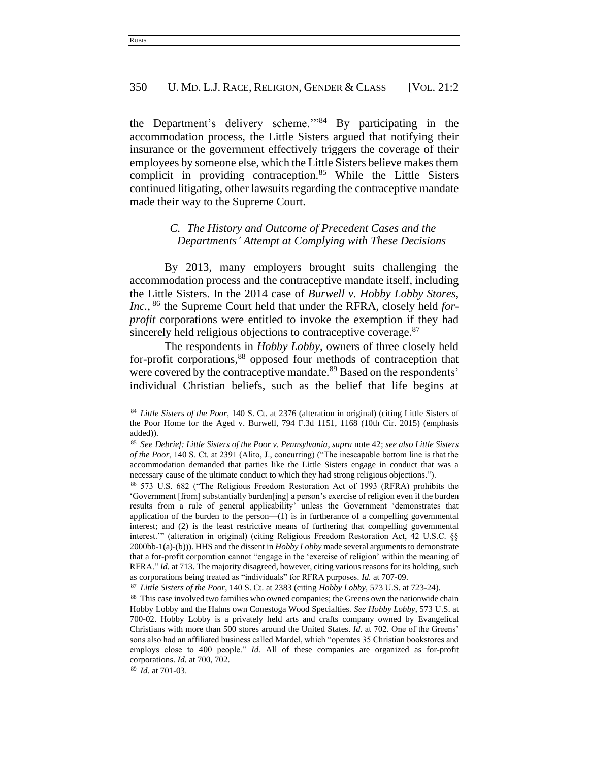the Department's delivery scheme.'"[84] By participating in the accommodation process, the Little Sisters argued that notifying their insurance or the government effectively triggers the coverage of their employees by someone else, which the Little Sisters believe makes them complicit in providing contraception.[85] While the Little Sisters continued litigating, other lawsuits regarding the contraceptive mandate made their way to the Supreme Court.

### *C. The History and Outcome of Precedent Cases and the Departments' Attempt at Complying with These Decisions*

By 2013, many employers brought suits challenging the accommodation process and the contraceptive mandate itself, including the Little Sisters. In the 2014 case of *Burwell v. Hobby Lobby Stores, Inc.*,[86] the Supreme Court held that under the RFRA, closely held *for-profit* corporations were entitled to invoke the exemption if they had sincerely held religious objections to contraceptive coverage.[87]

The respondents in *Hobby Lobby*, owners of three closely held for-profit corporations,[88] opposed four methods of contraception that were covered by the contraceptive mandate.[89] Based on the respondents' individual Christian beliefs, such as the belief that life begins at

---

[84] *Little Sisters of the Poor*, 140 S. Ct. at 2376 (alteration in original) (citing Little Sisters of the Poor Home for the Aged v. Burwell, 794 F.3d 1151, 1168 (10th Cir. 2015) (emphasis added)).

[85] *See Debrief: Little Sisters of the Poor v. Pennsylvania*, *supra* note 42; *see also Little Sisters of the Poor*, 140 S. Ct. at 2391 (Alito, J., concurring) ("The inescapable bottom line is that the accommodation demanded that parties like the Little Sisters engage in conduct that was a necessary cause of the ultimate conduct to which they had strong religious objections.").

[86] 573 U.S. 682 ("The Religious Freedom Restoration Act of 1993 (RFRA) prohibits the 'Government [from] substantially burden[ing] a person's exercise of religion even if the burden results from a rule of general applicability' unless the Government 'demonstrates that application of the burden to the person—(1) is in furtherance of a compelling governmental interest; and (2) is the least restrictive means of furthering that compelling governmental interest.'" (alteration in original) (citing Religious Freedom Restoration Act, 42 U.S.C. §§ 2000bb-1(a)-(b))). HHS and the dissent in *Hobby Lobby* made several arguments to demonstrate that a for-profit corporation cannot "engage in the 'exercise of religion' within the meaning of RFRA." *Id.* at 713. The majority disagreed, however, citing various reasons for its holding, such as corporations being treated as "individuals" for RFRA purposes. *Id.* at 707-09.

[87] *Little Sisters of the Poor*, 140 S. Ct. at 2383 (citing *Hobby Lobby*, 573 U.S. at 723-24).

[88] This case involved two families who owned companies; the Greens own the nationwide chain Hobby Lobby and the Hahns own Conestoga Wood Specialties. *See Hobby Lobby*, 573 U.S. at 700-02. Hobby Lobby is a privately held arts and crafts company owned by Evangelical Christians with more than 500 stores around the United States. *Id.* at 702. One of the Greens' sons also had an affiliated business called Mardel, which "operates 35 Christian bookstores and employs close to 400 people." *Id.* All of these companies are organized as for-profit corporations. *Id.* at 700, 702.

[89] *Id.* at 701-03.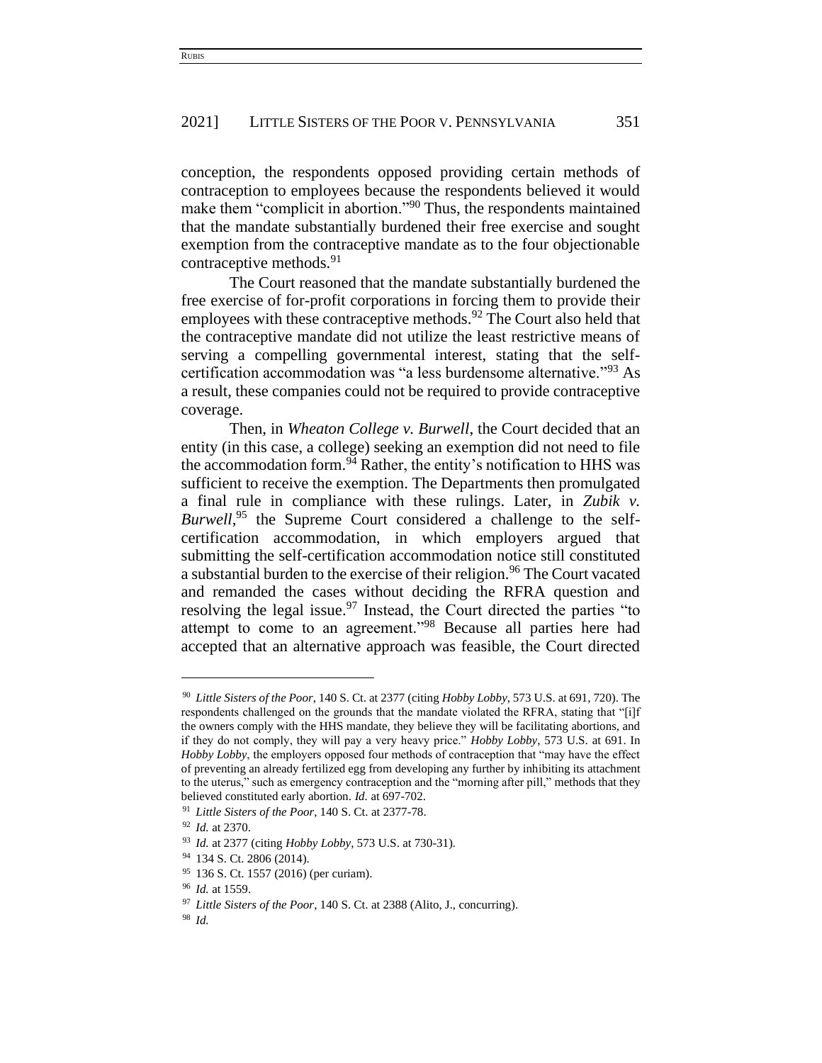conception, the respondents opposed providing certain methods of contraception to employees because the respondents believed it would make them "complicit in abortion."[90] Thus, the respondents maintained that the mandate substantially burdened their free exercise and sought exemption from the contraceptive mandate as to the four objectionable contraceptive methods.[91]

The Court reasoned that the mandate substantially burdened the free exercise of for-profit corporations in forcing them to provide their employees with these contraceptive methods.[92] The Court also held that the contraceptive mandate did not utilize the least restrictive means of serving a compelling governmental interest, stating that the self-certification accommodation was "a less burdensome alternative."[93] As a result, these companies could not be required to provide contraceptive coverage.

Then, in *Wheaton College v. Burwell*, the Court decided that an entity (in this case, a college) seeking an exemption did not need to file the accommodation form.[94] Rather, the entity's notification to HHS was sufficient to receive the exemption. The Departments then promulgated a final rule in compliance with these rulings. Later, in *Zubik v. Burwell*,[95] the Supreme Court considered a challenge to the self-certification accommodation, in which employers argued that submitting the self-certification accommodation notice still constituted a substantial burden to the exercise of their religion.[96] The Court vacated and remanded the cases without deciding the RFRA question and resolving the legal issue.[97] Instead, the Court directed the parties "to attempt to come to an agreement."[98] Because all parties here had accepted that an alternative approach was feasible, the Court directed

---

[90] *Little Sisters of the Poor*, 140 S. Ct. at 2377 (citing *Hobby Lobby*, 573 U.S. at 691, 720). The respondents challenged on the grounds that the mandate violated the RFRA, stating that "[i]f the owners comply with the HHS mandate, they believe they will be facilitating abortions, and if they do not comply, they will pay a very heavy price." *Hobby Lobby*, 573 U.S. at 691. In *Hobby Lobby*, the employers opposed four methods of contraception that "may have the effect of preventing an already fertilized egg from developing any further by inhibiting its attachment to the uterus," such as emergency contraception and the "morning after pill," methods that they believed constituted early abortion. *Id.* at 697-702.

[91] *Little Sisters of the Poor*, 140 S. Ct. at 2377-78.

[92] *Id.* at 2370.

[93] *Id.* at 2377 (citing *Hobby Lobby*, 573 U.S. at 730-31).

[94] 134 S. Ct. 2806 (2014).

[95] 136 S. Ct. 1557 (2016) (per curiam).

[96] *Id.* at 1559.

[97] *Little Sisters of the Poor*, 140 S. Ct. at 2388 (Alito, J., concurring).

[98] *Id.*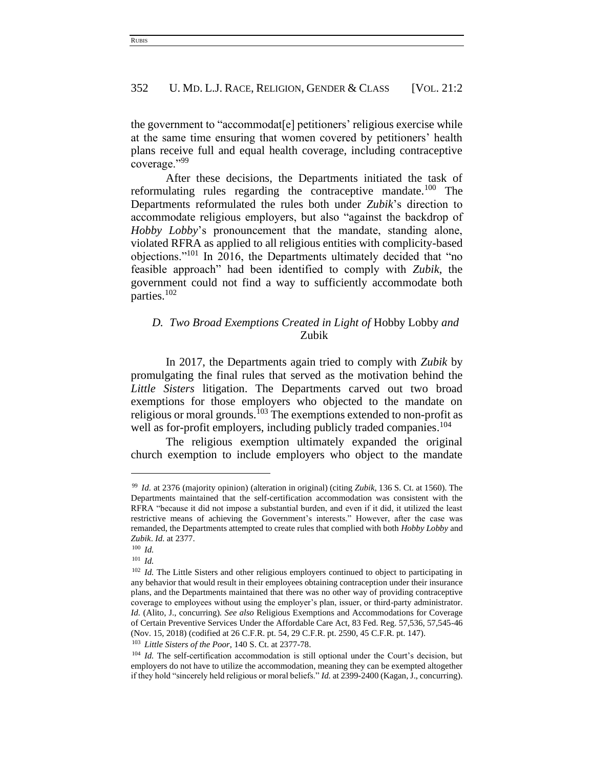the government to "accommodat[e] petitioners' religious exercise while at the same time ensuring that women covered by petitioners' health plans receive full and equal health coverage, including contraceptive coverage."[99]

After these decisions, the Departments initiated the task of reformulating rules regarding the contraceptive mandate.[100] The Departments reformulated the rules both under *Zubik*'s direction to accommodate religious employers, but also "against the backdrop of *Hobby Lobby*'s pronouncement that the mandate, standing alone, violated RFRA as applied to all religious entities with complicity-based objections."[101] In 2016, the Departments ultimately decided that "no feasible approach" had been identified to comply with *Zubik*, the government could not find a way to sufficiently accommodate both parties.[102]

### *D. Two Broad Exemptions Created in Light of* Hobby Lobby *and* Zubik

In 2017, the Departments again tried to comply with *Zubik* by promulgating the final rules that served as the motivation behind the *Little Sisters* litigation. The Departments carved out two broad exemptions for those employers who objected to the mandate on religious or moral grounds.[103] The exemptions extended to non-profit as well as for-profit employers, including publicly traded companies.[104]

The religious exemption ultimately expanded the original church exemption to include employers who object to the mandate

---

[99] *Id.* at 2376 (majority opinion) (alteration in original) (citing *Zubik*, 136 S. Ct. at 1560). The Departments maintained that the self-certification accommodation was consistent with the RFRA "because it did not impose a substantial burden, and even if it did, it utilized the least restrictive means of achieving the Government's interests." However, after the case was remanded, the Departments attempted to create rules that complied with both *Hobby Lobby* and *Zubik*. *Id.* at 2377.

[100] *Id.*

[101] *Id.*

[102] *Id.* The Little Sisters and other religious employers continued to object to participating in any behavior that would result in their employees obtaining contraception under their insurance plans, and the Departments maintained that there was no other way of providing contraceptive coverage to employees without using the employer's plan, issuer, or third-party administrator. *Id.* (Alito, J., concurring). *See also* Religious Exemptions and Accommodations for Coverage of Certain Preventive Services Under the Affordable Care Act, 83 Fed. Reg. 57,536, 57,545-46 (Nov. 15, 2018) (codified at 26 C.F.R. pt. 54, 29 C.F.R. pt. 2590, 45 C.F.R. pt. 147).

[103] *Little Sisters of the Poor*, 140 S. Ct. at 2377-78.

[104] *Id.* The self-certification accommodation is still optional under the Court's decision, but employers do not have to utilize the accommodation, meaning they can be exempted altogether if they hold "sincerely held religious or moral beliefs." *Id.* at 2399-2400 (Kagan, J., concurring).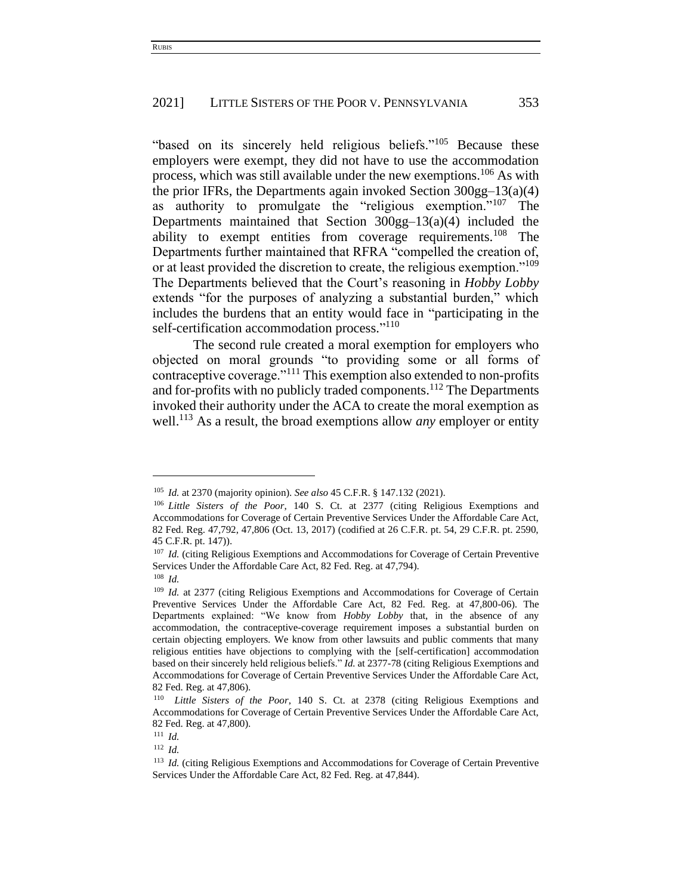"based on its sincerely held religious beliefs."[105] Because these employers were exempt, they did not have to use the accommodation process, which was still available under the new exemptions.[106] As with the prior IFRs, the Departments again invoked Section 300gg–13(a)(4) as authority to promulgate the "religious exemption."[107] The Departments maintained that Section 300gg–13(a)(4) included the ability to exempt entities from coverage requirements.[108] The Departments further maintained that RFRA "compelled the creation of, or at least provided the discretion to create, the religious exemption."[109] The Departments believed that the Court's reasoning in *Hobby Lobby* extends "for the purposes of analyzing a substantial burden," which includes the burdens that an entity would face in "participating in the self-certification accommodation process."[110]

The second rule created a moral exemption for employers who objected on moral grounds "to providing some or all forms of contraceptive coverage."[111] This exemption also extended to non-profits and for-profits with no publicly traded components.[112] The Departments invoked their authority under the ACA to create the moral exemption as well.[113] As a result, the broad exemptions allow *any* employer or entity

---

[105] *Id.* at 2370 (majority opinion). *See also* 45 C.F.R. § 147.132 (2021).

[106] *Little Sisters of the Poor*, 140 S. Ct. at 2377 (citing Religious Exemptions and Accommodations for Coverage of Certain Preventive Services Under the Affordable Care Act, 82 Fed. Reg. 47,792, 47,806 (Oct. 13, 2017) (codified at 26 C.F.R. pt. 54, 29 C.F.R. pt. 2590, 45 C.F.R. pt. 147)).

[107] *Id.* (citing Religious Exemptions and Accommodations for Coverage of Certain Preventive Services Under the Affordable Care Act, 82 Fed. Reg. at 47,794).

[108] *Id.*

[109] *Id.* at 2377 (citing Religious Exemptions and Accommodations for Coverage of Certain Preventive Services Under the Affordable Care Act, 82 Fed. Reg. at 47,800-06). The Departments explained: "We know from *Hobby Lobby* that, in the absence of any accommodation, the contraceptive-coverage requirement imposes a substantial burden on certain objecting employers. We know from other lawsuits and public comments that many religious entities have objections to complying with the [self-certification] accommodation based on their sincerely held religious beliefs." *Id.* at 2377-78 (citing Religious Exemptions and Accommodations for Coverage of Certain Preventive Services Under the Affordable Care Act, 82 Fed. Reg. at 47,806).

[110] *Little Sisters of the Poor*, 140 S. Ct. at 2378 (citing Religious Exemptions and Accommodations for Coverage of Certain Preventive Services Under the Affordable Care Act, 82 Fed. Reg. at 47,800).

[111] *Id.*

[112] *Id.*

[113] *Id.* (citing Religious Exemptions and Accommodations for Coverage of Certain Preventive Services Under the Affordable Care Act, 82 Fed. Reg. at 47,844).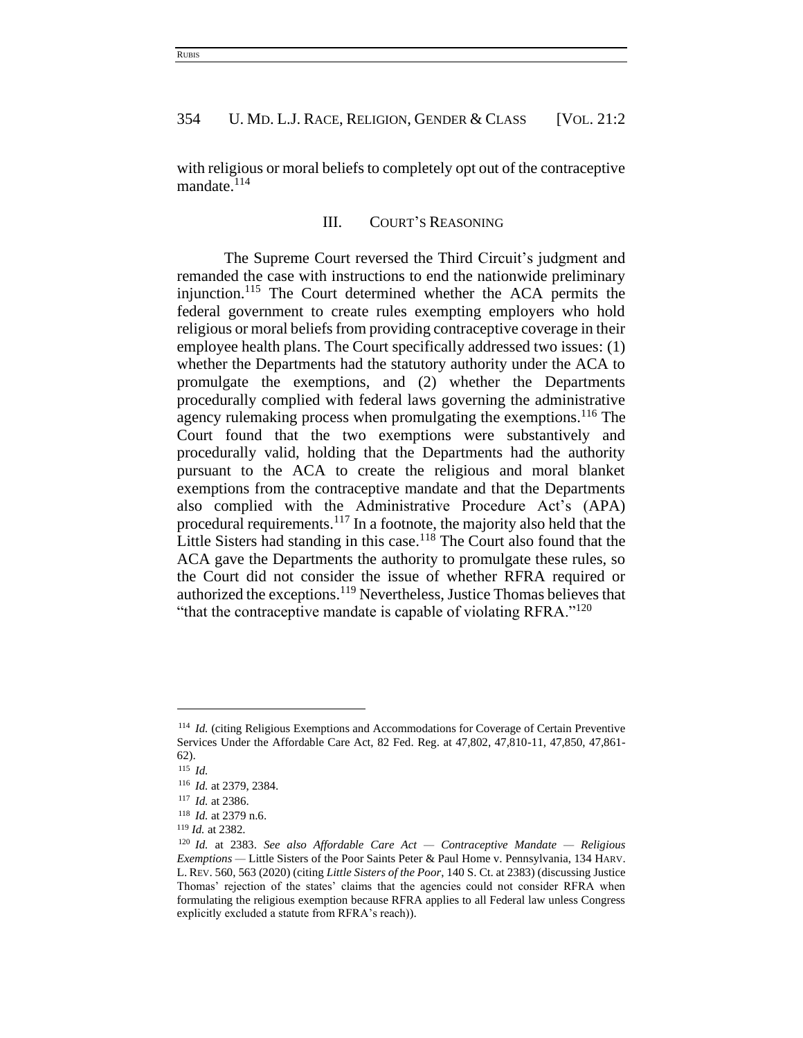with religious or moral beliefs to completely opt out of the contraceptive mandate.[114]

## III. COURT'S REASONING

The Supreme Court reversed the Third Circuit's judgment and remanded the case with instructions to end the nationwide preliminary injunction.[115] The Court determined whether the ACA permits the federal government to create rules exempting employers who hold religious or moral beliefs from providing contraceptive coverage in their employee health plans. The Court specifically addressed two issues: (1) whether the Departments had the statutory authority under the ACA to promulgate the exemptions, and (2) whether the Departments procedurally complied with federal laws governing the administrative agency rulemaking process when promulgating the exemptions.[116] The Court found that the two exemptions were substantively and procedurally valid, holding that the Departments had the authority pursuant to the ACA to create the religious and moral blanket exemptions from the contraceptive mandate and that the Departments also complied with the Administrative Procedure Act's (APA) procedural requirements.[117] In a footnote, the majority also held that the Little Sisters had standing in this case.[118] The Court also found that the ACA gave the Departments the authority to promulgate these rules, so the Court did not consider the issue of whether RFRA required or authorized the exceptions.[119] Nevertheless, Justice Thomas believes that "that the contraceptive mandate is capable of violating RFRA."[120]

---

[114] *Id.* (citing Religious Exemptions and Accommodations for Coverage of Certain Preventive Services Under the Affordable Care Act, 82 Fed. Reg. at 47,802, 47,810-11, 47,850, 47,861-62).

[115] *Id.*

[116] *Id.* at 2379, 2384.

[117] *Id.* at 2386.

[118] *Id.* at 2379 n.6.

[119] *Id.* at 2382.

[120] *Id.* at 2383. *See also Affordable Care Act — Contraceptive Mandate — Religious Exemptions* — Little Sisters of the Poor Saints Peter & Paul Home v. Pennsylvania, 134 HARV. L. REV. 560, 563 (2020) (citing *Little Sisters of the Poor*, 140 S. Ct. at 2383) (discussing Justice Thomas' rejection of the states' claims that the agencies could not consider RFRA when formulating the religious exemption because RFRA applies to all Federal law unless Congress explicitly excluded a statute from RFRA's reach)).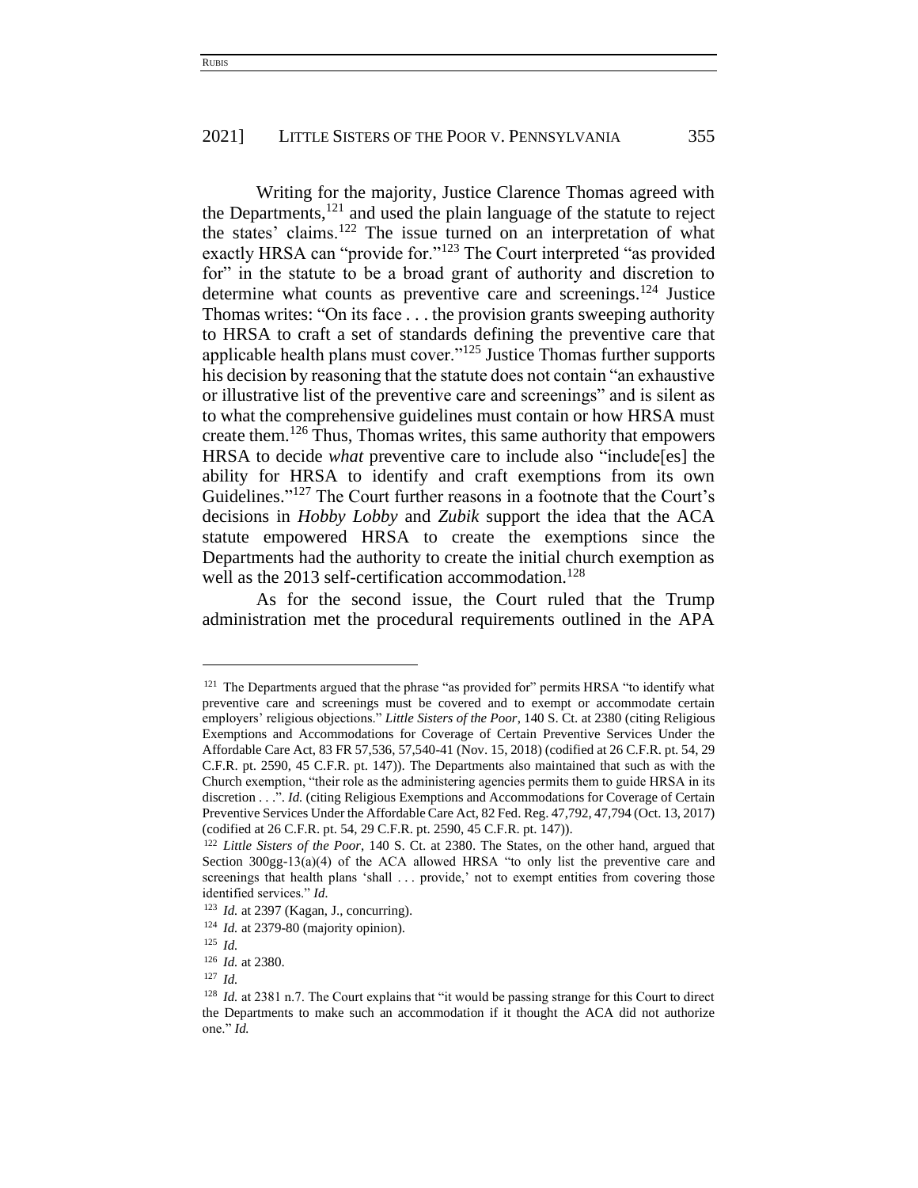Writing for the majority, Justice Clarence Thomas agreed with the Departments,[121] and used the plain language of the statute to reject the states' claims.[122] The issue turned on an interpretation of what exactly HRSA can "provide for."[123] The Court interpreted "as provided for" in the statute to be a broad grant of authority and discretion to determine what counts as preventive care and screenings.[124] Justice Thomas writes: "On its face . . . the provision grants sweeping authority to HRSA to craft a set of standards defining the preventive care that applicable health plans must cover."[125] Justice Thomas further supports his decision by reasoning that the statute does not contain "an exhaustive or illustrative list of the preventive care and screenings" and is silent as to what the comprehensive guidelines must contain or how HRSA must create them.[126] Thus, Thomas writes, this same authority that empowers HRSA to decide *what* preventive care to include also "include[es] the ability for HRSA to identify and craft exemptions from its own Guidelines."[127] The Court further reasons in a footnote that the Court's decisions in *Hobby Lobby* and *Zubik* support the idea that the ACA statute empowered HRSA to create the exemptions since the Departments had the authority to create the initial church exemption as well as the 2013 self-certification accommodation.[128]

As for the second issue, the Court ruled that the Trump administration met the procedural requirements outlined in the APA

---

[121] The Departments argued that the phrase "as provided for" permits HRSA "to identify what preventive care and screenings must be covered and to exempt or accommodate certain employers' religious objections." *Little Sisters of the Poor*, 140 S. Ct. at 2380 (citing Religious Exemptions and Accommodations for Coverage of Certain Preventive Services Under the Affordable Care Act, 83 FR 57,536, 57,540-41 (Nov. 15, 2018) (codified at 26 C.F.R. pt. 54, 29 C.F.R. pt. 2590, 45 C.F.R. pt. 147)). The Departments also maintained that such as with the Church exemption, "their role as the administering agencies permits them to guide HRSA in its discretion . . .". *Id.* (citing Religious Exemptions and Accommodations for Coverage of Certain Preventive Services Under the Affordable Care Act, 82 Fed. Reg. 47,792, 47,794 (Oct. 13, 2017) (codified at 26 C.F.R. pt. 54, 29 C.F.R. pt. 2590, 45 C.F.R. pt. 147)).

[122] *Little Sisters of the Poor*, 140 S. Ct. at 2380. The States, on the other hand, argued that Section 300gg-13(a)(4) of the ACA allowed HRSA "to only list the preventive care and screenings that health plans 'shall . . . provide,' not to exempt entities from covering those identified services." *Id.*

[123] *Id.* at 2397 (Kagan, J., concurring).

[124] *Id.* at 2379-80 (majority opinion).

[125] *Id.*

[126] *Id.* at 2380.

[127] *Id.*

[128] *Id.* at 2381 n.7. The Court explains that "it would be passing strange for this Court to direct the Departments to make such an accommodation if it thought the ACA did not authorize one." *Id.*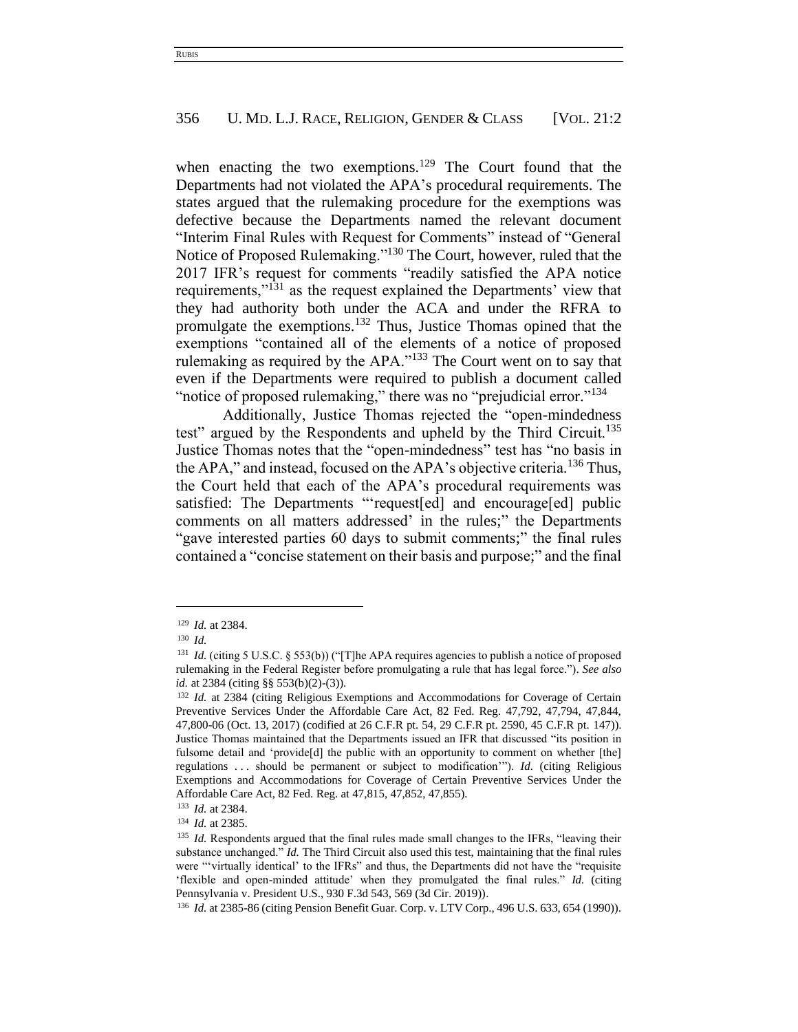when enacting the two exemptions.[129] The Court found that the Departments had not violated the APA's procedural requirements. The states argued that the rulemaking procedure for the exemptions was defective because the Departments named the relevant document "Interim Final Rules with Request for Comments" instead of "General Notice of Proposed Rulemaking."[130] The Court, however, ruled that the 2017 IFR's request for comments "readily satisfied the APA notice requirements,"[131] as the request explained the Departments' view that they had authority both under the ACA and under the RFRA to promulgate the exemptions.[132] Thus, Justice Thomas opined that the exemptions "contained all of the elements of a notice of proposed rulemaking as required by the APA."[133] The Court went on to say that even if the Departments were required to publish a document called "notice of proposed rulemaking," there was no "prejudicial error."[134]

Additionally, Justice Thomas rejected the "open-mindedness test" argued by the Respondents and upheld by the Third Circuit.[135] Justice Thomas notes that the "open-mindedness" test has "no basis in the APA," and instead, focused on the APA's objective criteria.[136] Thus, the Court held that each of the APA's procedural requirements was satisfied: The Departments "'request[ed] and encourage[ed] public comments on all matters addressed' in the rules;" the Departments "gave interested parties 60 days to submit comments;" the final rules contained a "concise statement on their basis and purpose;" and the final

---

[129] *Id.* at 2384.

[130] *Id.*

[131] *Id.* (citing 5 U.S.C. § 553(b)) ("[T]he APA requires agencies to publish a notice of proposed rulemaking in the Federal Register before promulgating a rule that has legal force."). *See also id.* at 2384 (citing §§ 553(b)(2)-(3)).

[132] *Id.* at 2384 (citing Religious Exemptions and Accommodations for Coverage of Certain Preventive Services Under the Affordable Care Act, 82 Fed. Reg. 47,792, 47,794, 47,844, 47,800-06 (Oct. 13, 2017) (codified at 26 C.F.R pt. 54, 29 C.F.R pt. 2590, 45 C.F.R pt. 147)). Justice Thomas maintained that the Departments issued an IFR that discussed "its position in fulsome detail and 'provide[d] the public with an opportunity to comment on whether [the] regulations . . . should be permanent or subject to modification'"). *Id.* (citing Religious Exemptions and Accommodations for Coverage of Certain Preventive Services Under the Affordable Care Act, 82 Fed. Reg. at 47,815, 47,852, 47,855).

[133] *Id.* at 2384.

[134] *Id.* at 2385.

[135] *Id.* Respondents argued that the final rules made small changes to the IFRs, "leaving their substance unchanged." *Id.* The Third Circuit also used this test, maintaining that the final rules were "'virtually identical' to the IFRs" and thus, the Departments did not have the "requisite 'flexible and open-minded attitude' when they promulgated the final rules." *Id.* (citing Pennsylvania v. President U.S., 930 F.3d 543, 569 (3d Cir. 2019)).

[136] *Id.* at 2385-86 (citing Pension Benefit Guar. Corp. v. LTV Corp., 496 U.S. 633, 654 (1990)).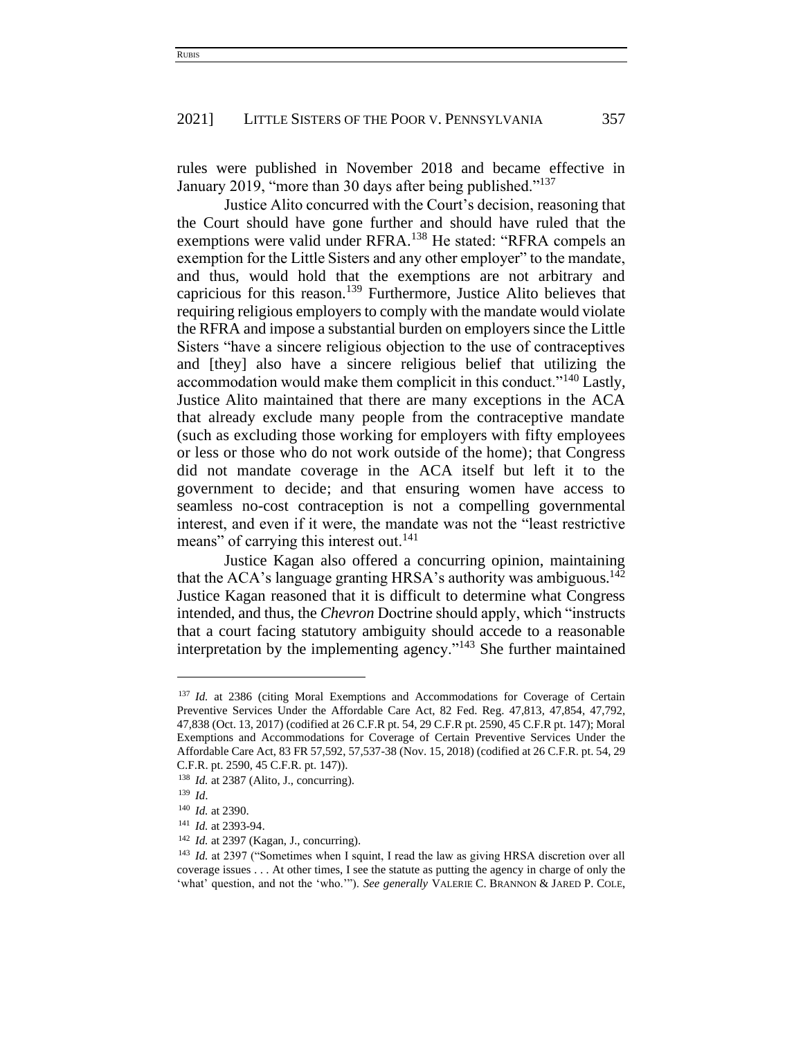rules were published in November 2018 and became effective in January 2019, "more than 30 days after being published."[137]

Justice Alito concurred with the Court's decision, reasoning that the Court should have gone further and should have ruled that the exemptions were valid under RFRA.[138] He stated: "RFRA compels an exemption for the Little Sisters and any other employer" to the mandate, and thus, would hold that the exemptions are not arbitrary and capricious for this reason.[139] Furthermore, Justice Alito believes that requiring religious employers to comply with the mandate would violate the RFRA and impose a substantial burden on employers since the Little Sisters "have a sincere religious objection to the use of contraceptives and [they] also have a sincere religious belief that utilizing the accommodation would make them complicit in this conduct."[140] Lastly, Justice Alito maintained that there are many exceptions in the ACA that already exclude many people from the contraceptive mandate (such as excluding those working for employers with fifty employees or less or those who do not work outside of the home); that Congress did not mandate coverage in the ACA itself but left it to the government to decide; and that ensuring women have access to seamless no-cost contraception is not a compelling governmental interest, and even if it were, the mandate was not the "least restrictive means" of carrying this interest out.[141]

Justice Kagan also offered a concurring opinion, maintaining that the ACA's language granting HRSA's authority was ambiguous.[142] Justice Kagan reasoned that it is difficult to determine what Congress intended, and thus, the *Chevron* Doctrine should apply, which "instructs that a court facing statutory ambiguity should accede to a reasonable interpretation by the implementing agency."[143] She further maintained

---

[137] *Id.* at 2386 (citing Moral Exemptions and Accommodations for Coverage of Certain Preventive Services Under the Affordable Care Act, 82 Fed. Reg. 47,813, 47,854, 47,792, 47,838 (Oct. 13, 2017) (codified at 26 C.F.R pt. 54, 29 C.F.R pt. 2590, 45 C.F.R pt. 147); Moral Exemptions and Accommodations for Coverage of Certain Preventive Services Under the Affordable Care Act, 83 FR 57,592, 57,537-38 (Nov. 15, 2018) (codified at 26 C.F.R. pt. 54, 29 C.F.R. pt. 2590, 45 C.F.R. pt. 147)).

[138] *Id.* at 2387 (Alito, J., concurring).

[139] *Id.*

[140] *Id.* at 2390.

[141] *Id.* at 2393-94.

[142] *Id.* at 2397 (Kagan, J., concurring).

[143] *Id.* at 2397 ("Sometimes when I squint, I read the law as giving HRSA discretion over all coverage issues . . . At other times, I see the statute as putting the agency in charge of only the 'what' question, and not the 'who.'"). *See generally* VALERIE C. BRANNON & JARED P. COLE,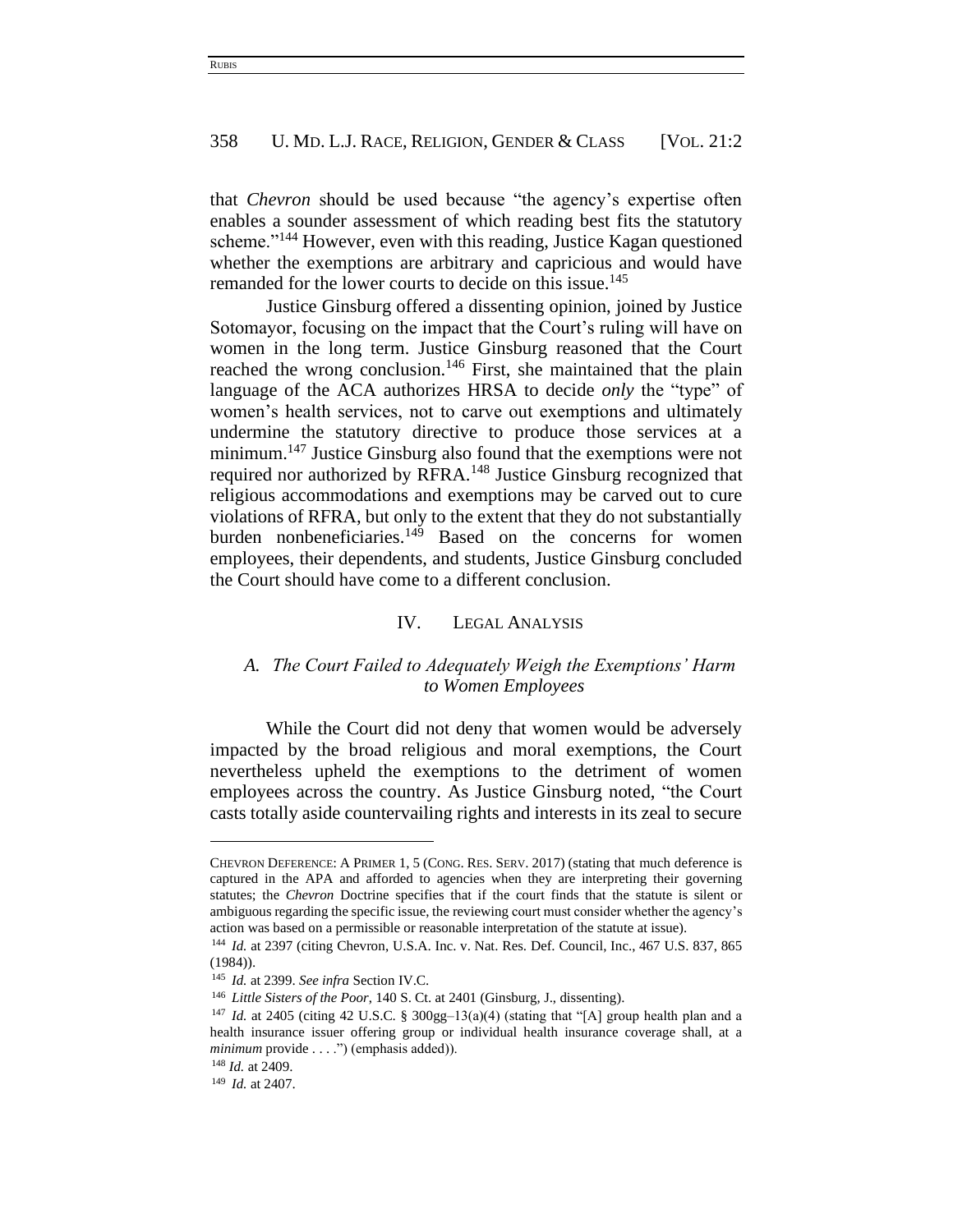that *Chevron* should be used because "the agency's expertise often enables a sounder assessment of which reading best fits the statutory scheme."[144] However, even with this reading, Justice Kagan questioned whether the exemptions are arbitrary and capricious and would have remanded for the lower courts to decide on this issue.[145]

Justice Ginsburg offered a dissenting opinion, joined by Justice Sotomayor, focusing on the impact that the Court's ruling will have on women in the long term. Justice Ginsburg reasoned that the Court reached the wrong conclusion.[146] First, she maintained that the plain language of the ACA authorizes HRSA to decide *only* the "type" of women's health services, not to carve out exemptions and ultimately undermine the statutory directive to produce those services at a minimum.[147] Justice Ginsburg also found that the exemptions were not required nor authorized by RFRA.[148] Justice Ginsburg recognized that religious accommodations and exemptions may be carved out to cure violations of RFRA, but only to the extent that they do not substantially burden nonbeneficiaries.[149] Based on the concerns for women employees, their dependents, and students, Justice Ginsburg concluded the Court should have come to a different conclusion.

## IV. Legal Analysis

### *A. The Court Failed to Adequately Weigh the Exemptions' Harm to Women Employees*

While the Court did not deny that women would be adversely impacted by the broad religious and moral exemptions, the Court nevertheless upheld the exemptions to the detriment of women employees across the country. As Justice Ginsburg noted, "the Court casts totally aside countervailing rights and interests in its zeal to secure

---

Chevron Deference: A Primer 1, 5 (Cong. Res. Serv. 2017) (stating that much deference is captured in the APA and afforded to agencies when they are interpreting their governing statutes; the *Chevron* Doctrine specifies that if the court finds that the statute is silent or ambiguous regarding the specific issue, the reviewing court must consider whether the agency's action was based on a permissible or reasonable interpretation of the statute at issue).

[144] *Id.* at 2397 (citing Chevron, U.S.A. Inc. v. Nat. Res. Def. Council, Inc., 467 U.S. 837, 865 (1984)).

[145] *Id.* at 2399. *See infra* Section IV.C.

[146] *Little Sisters of the Poor*, 140 S. Ct. at 2401 (Ginsburg, J., dissenting).

[147] *Id.* at 2405 (citing 42 U.S.C. § 300gg–13(a)(4) (stating that "[A] group health plan and a health insurance issuer offering group or individual health insurance coverage shall, at a *minimum* provide . . . .") (emphasis added)).

[148] *Id.* at 2409.

[149] *Id.* at 2407.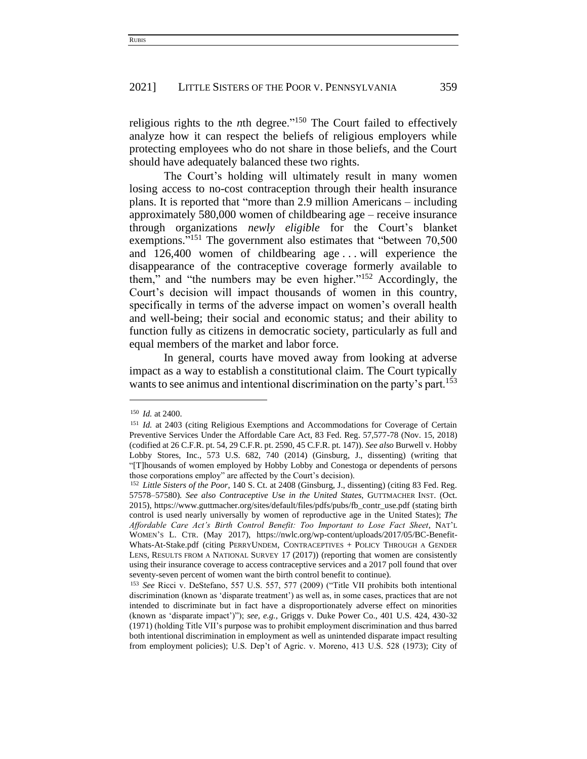religious rights to the *n*th degree."[150] The Court failed to effectively analyze how it can respect the beliefs of religious employers while protecting employees who do not share in those beliefs, and the Court should have adequately balanced these two rights.

The Court's holding will ultimately result in many women losing access to no-cost contraception through their health insurance plans. It is reported that "more than 2.9 million Americans – including approximately 580,000 women of childbearing age – receive insurance through organizations *newly eligible* for the Court's blanket exemptions."[151] The government also estimates that "between 70,500 and 126,400 women of childbearing age . . . will experience the disappearance of the contraceptive coverage formerly available to them," and "the numbers may be even higher."[152] Accordingly, the Court's decision will impact thousands of women in this country, specifically in terms of the adverse impact on women's overall health and well-being; their social and economic status; and their ability to function fully as citizens in democratic society, particularly as full and equal members of the market and labor force.

In general, courts have moved away from looking at adverse impact as a way to establish a constitutional claim. The Court typically wants to see animus and intentional discrimination on the party's part.[153]

---

[150] *Id.* at 2400.

[151] *Id.* at 2403 (citing Religious Exemptions and Accommodations for Coverage of Certain Preventive Services Under the Affordable Care Act, 83 Fed. Reg. 57,577-78 (Nov. 15, 2018) (codified at 26 C.F.R. pt. 54, 29 C.F.R. pt. 2590, 45 C.F.R. pt. 147)). *See also* Burwell v. Hobby Lobby Stores, Inc., 573 U.S. 682, 740 (2014) (Ginsburg, J., dissenting) (writing that "[T]housands of women employed by Hobby Lobby and Conestoga or dependents of persons those corporations employ" are affected by the Court's decision).

[152] *Little Sisters of the Poor*, 140 S. Ct. at 2408 (Ginsburg, J., dissenting) (citing 83 Fed. Reg. 57578–57580). *See also Contraceptive Use in the United States*, GUTTMACHER INST. (Oct. 2015), https://www.guttmacher.org/sites/default/files/pdfs/pubs/fb_contr_use.pdf (stating birth control is used nearly universally by women of reproductive age in the United States); *The Affordable Care Act's Birth Control Benefit: Too Important to Lose Fact Sheet*, NAT'L WOMEN'S L. CTR. (May 2017), https://nwlc.org/wp-content/uploads/2017/05/BC-Benefit-Whats-At-Stake.pdf (citing PERRYUNDEM, CONTRACEPTIVES + POLICY THROUGH A GENDER LENS, RESULTS FROM A NATIONAL SURVEY 17 (2017)) (reporting that women are consistently using their insurance coverage to access contraceptive services and a 2017 poll found that over seventy-seven percent of women want the birth control benefit to continue).

[153] *See* Ricci v. DeStefano, 557 U.S. 557, 577 (2009) ("Title VII prohibits both intentional discrimination (known as 'disparate treatment') as well as, in some cases, practices that are not intended to discriminate but in fact have a disproportionately adverse effect on minorities (known as 'disparate impact')"); *see, e.g.*, Griggs v. Duke Power Co., 401 U.S. 424, 430-32 (1971) (holding Title VII's purpose was to prohibit employment discrimination and thus barred both intentional discrimination in employment as well as unintended disparate impact resulting from employment policies); U.S. Dep't of Agric. v. Moreno, 413 U.S. 528 (1973); City of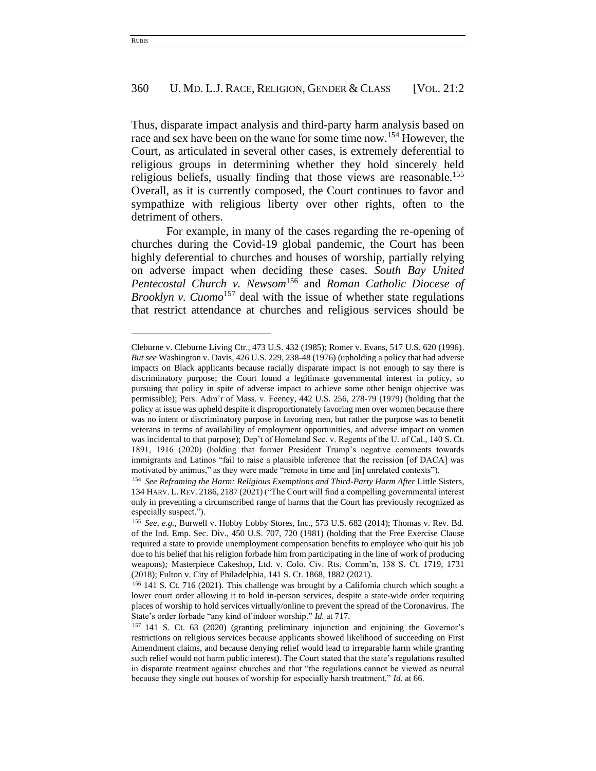Thus, disparate impact analysis and third-party harm analysis based on race and sex have been on the wane for some time now.[154] However, the Court, as articulated in several other cases, is extremely deferential to religious groups in determining whether they hold sincerely held religious beliefs, usually finding that those views are reasonable.[155] Overall, as it is currently composed, the Court continues to favor and sympathize with religious liberty over other rights, often to the detriment of others.

For example, in many of the cases regarding the re-opening of churches during the Covid-19 global pandemic, the Court has been highly deferential to churches and houses of worship, partially relying on adverse impact when deciding these cases. *South Bay United Pentecostal Church v. Newsom*[156] and *Roman Catholic Diocese of Brooklyn v. Cuomo*[157] deal with the issue of whether state regulations that restrict attendance at churches and religious services should be

---

Cleburne v. Cleburne Living Ctr., 473 U.S. 432 (1985); Romer v. Evans, 517 U.S. 620 (1996). *But see* Washington v. Davis, 426 U.S. 229, 238-48 (1976) (upholding a policy that had adverse impacts on Black applicants because racially disparate impact is not enough to say there is discriminatory purpose; the Court found a legitimate governmental interest in policy, so pursuing that policy in spite of adverse impact to achieve some other benign objective was permissible); Pers. Adm'r of Mass. v. Feeney, 442 U.S. 256, 278-79 (1979) (holding that the policy at issue was upheld despite it disproportionately favoring men over women because there was no intent or discriminatory purpose in favoring men, but rather the purpose was to benefit veterans in terms of availability of employment opportunities, and adverse impact on women was incidental to that purpose); Dep't of Homeland Sec. v. Regents of the U. of Cal., 140 S. Ct. 1891, 1916 (2020) (holding that former President Trump's negative comments towards immigrants and Latinos "fail to raise a plausible inference that the recission [of DACA] was motivated by animus," as they were made "remote in time and [in] unrelated contexts").

[154] *See Reframing the Harm: Religious Exemptions and Third-Party Harm After* Little Sisters, 134 HARV. L. REV. 2186, 2187 (2021) ("The Court will find a compelling governmental interest only in preventing a circumscribed range of harms that the Court has previously recognized as especially suspect.").

[155] *See, e.g.*, Burwell v. Hobby Lobby Stores, Inc., 573 U.S. 682 (2014); Thomas v. Rev. Bd. of the Ind. Emp. Sec. Div., 450 U.S. 707, 720 (1981) (holding that the Free Exercise Clause required a state to provide unemployment compensation benefits to employee who quit his job due to his belief that his religion forbade him from participating in the line of work of producing weapons); Masterpiece Cakeshop, Ltd. v. Colo. Civ. Rts. Comm'n, 138 S. Ct. 1719, 1731 (2018); Fulton v. City of Philadelphia, 141 S. Ct. 1868, 1882 (2021).

[156] 141 S. Ct. 716 (2021). This challenge was brought by a California church which sought a lower court order allowing it to hold in-person services, despite a state-wide order requiring places of worship to hold services virtually/online to prevent the spread of the Coronavirus. The State's order forbade "any kind of indoor worship." *Id.* at 717.

[157] 141 S. Ct. 63 (2020) (granting preliminary injunction and enjoining the Governor's restrictions on religious services because applicants showed likelihood of succeeding on First Amendment claims, and because denying relief would lead to irreparable harm while granting such relief would not harm public interest). The Court stated that the state's regulations resulted in disparate treatment against churches and that "the regulations cannot be viewed as neutral because they single out houses of worship for especially harsh treatment." *Id.* at 66.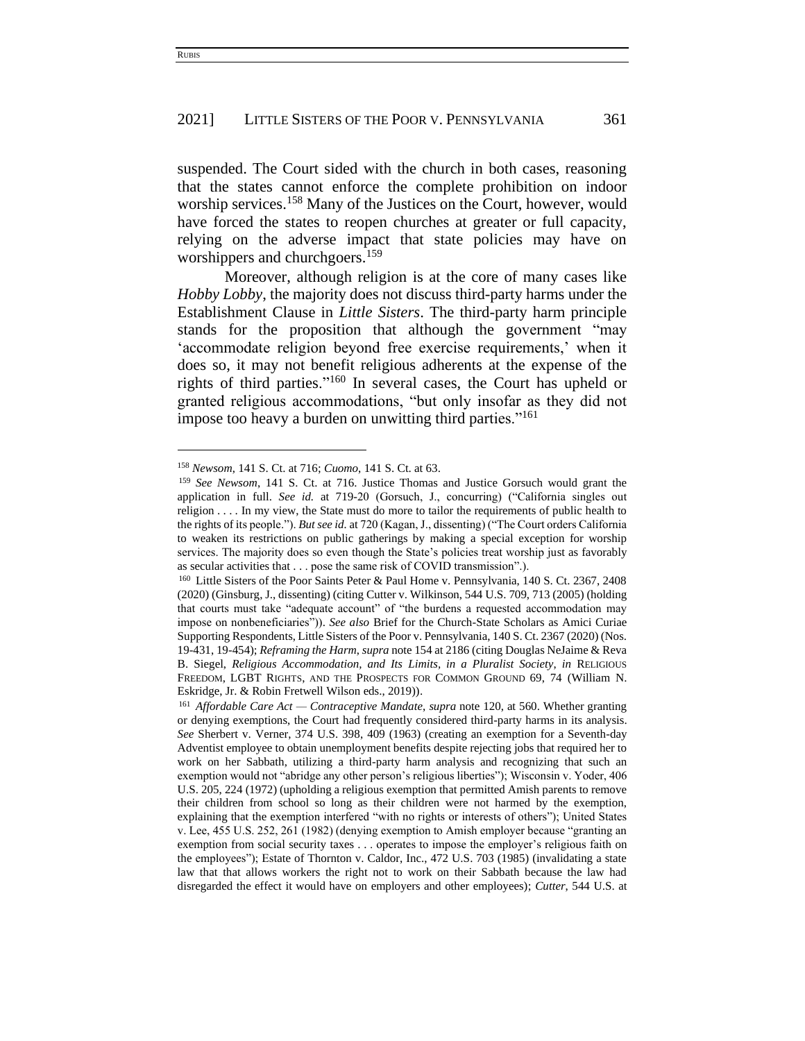suspended. The Court sided with the church in both cases, reasoning that the states cannot enforce the complete prohibition on indoor worship services.[158] Many of the Justices on the Court, however, would have forced the states to reopen churches at greater or full capacity, relying on the adverse impact that state policies may have on worshippers and churchgoers.[159]

Moreover, although religion is at the core of many cases like *Hobby Lobby*, the majority does not discuss third-party harms under the Establishment Clause in *Little Sisters*. The third-party harm principle stands for the proposition that although the government "may 'accommodate religion beyond free exercise requirements,' when it does so, it may not benefit religious adherents at the expense of the rights of third parties."[160] In several cases, the Court has upheld or granted religious accommodations, "but only insofar as they did not impose too heavy a burden on unwitting third parties."[161]

---

[158] *Newsom*, 141 S. Ct. at 716; *Cuomo*, 141 S. Ct. at 63.

[159] *See Newsom*, 141 S. Ct. at 716. Justice Thomas and Justice Gorsuch would grant the application in full. *See id.* at 719-20 (Gorsuch, J., concurring) ("California singles out religion . . . . In my view, the State must do more to tailor the requirements of public health to the rights of its people."). *But see id.* at 720 (Kagan, J., dissenting) ("The Court orders California to weaken its restrictions on public gatherings by making a special exception for worship services. The majority does so even though the State's policies treat worship just as favorably as secular activities that . . . pose the same risk of COVID transmission".).

[160] Little Sisters of the Poor Saints Peter & Paul Home v. Pennsylvania, 140 S. Ct. 2367, 2408 (2020) (Ginsburg, J., dissenting) (citing Cutter v. Wilkinson, 544 U.S. 709, 713 (2005) (holding that courts must take "adequate account" of "the burdens a requested accommodation may impose on nonbeneficiaries")). *See also* Brief for the Church-State Scholars as Amici Curiae Supporting Respondents, Little Sisters of the Poor v. Pennsylvania, 140 S. Ct. 2367 (2020) (Nos. 19-431, 19-454); *Reframing the Harm*, *supra* note 154 at 2186 (citing Douglas NeJaime & Reva B. Siegel, *Religious Accommodation, and Its Limits, in a Pluralist Society*, *in* RELIGIOUS FREEDOM, LGBT RIGHTS, AND THE PROSPECTS FOR COMMON GROUND 69, 74 (William N. Eskridge, Jr. & Robin Fretwell Wilson eds., 2019)).

[161] *Affordable Care Act — Contraceptive Mandate*, *supra* note 120, at 560. Whether granting or denying exemptions, the Court had frequently considered third-party harms in its analysis. *See* Sherbert v. Verner, 374 U.S. 398, 409 (1963) (creating an exemption for a Seventh-day Adventist employee to obtain unemployment benefits despite rejecting jobs that required her to work on her Sabbath, utilizing a third-party harm analysis and recognizing that such an exemption would not "abridge any other person's religious liberties"); Wisconsin v. Yoder, 406 U.S. 205, 224 (1972) (upholding a religious exemption that permitted Amish parents to remove their children from school so long as their children were not harmed by the exemption, explaining that the exemption interfered "with no rights or interests of others"); United States v. Lee, 455 U.S. 252, 261 (1982) (denying exemption to Amish employer because "granting an exemption from social security taxes . . . operates to impose the employer's religious faith on the employees"); Estate of Thornton v. Caldor, Inc., 472 U.S. 703 (1985) (invalidating a state law that that allows workers the right not to work on their Sabbath because the law had disregarded the effect it would have on employers and other employees); *Cutter*, 544 U.S. at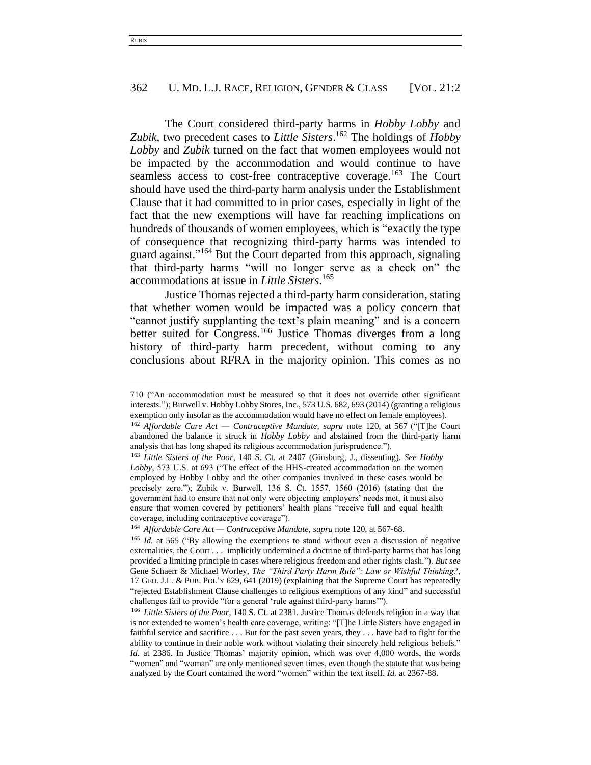The Court considered third-party harms in *Hobby Lobby* and *Zubik*, two precedent cases to *Little Sisters*.[162] The holdings of *Hobby Lobby* and *Zubik* turned on the fact that women employees would not be impacted by the accommodation and would continue to have seamless access to cost-free contraceptive coverage.[163] The Court should have used the third-party harm analysis under the Establishment Clause that it had committed to in prior cases, especially in light of the fact that the new exemptions will have far reaching implications on hundreds of thousands of women employees, which is "exactly the type of consequence that recognizing third-party harms was intended to guard against."[164] But the Court departed from this approach, signaling that third-party harms "will no longer serve as a check on" the accommodations at issue in *Little Sisters*.[165]

Justice Thomas rejected a third-party harm consideration, stating that whether women would be impacted was a policy concern that "cannot justify supplanting the text's plain meaning" and is a concern better suited for Congress.[166] Justice Thomas diverges from a long history of third-party harm precedent, without coming to any conclusions about RFRA in the majority opinion. This comes as no

---

710 ("An accommodation must be measured so that it does not override other significant interests."); Burwell v. Hobby Lobby Stores, Inc., 573 U.S. 682, 693 (2014) (granting a religious exemption only insofar as the accommodation would have no effect on female employees).

[162] *Affordable Care Act — Contraceptive Mandate*, *supra* note 120, at 567 ("[T]he Court abandoned the balance it struck in *Hobby Lobby* and abstained from the third-party harm analysis that has long shaped its religious accommodation jurisprudence.").

[163] *Little Sisters of the Poor*, 140 S. Ct. at 2407 (Ginsburg, J., dissenting). *See Hobby Lobby*, 573 U.S. at 693 ("The effect of the HHS-created accommodation on the women employed by Hobby Lobby and the other companies involved in these cases would be precisely zero."); Zubik v. Burwell, 136 S. Ct. 1557, 1560 (2016) (stating that the government had to ensure that not only were objecting employers' needs met, it must also ensure that women covered by petitioners' health plans "receive full and equal health coverage, including contraceptive coverage").

[164] *Affordable Care Act — Contraceptive Mandate*, *supra* note 120, at 567-68.

[165] *Id.* at 565 ("By allowing the exemptions to stand without even a discussion of negative externalities, the Court . . . implicitly undermined a doctrine of third-party harms that has long provided a limiting principle in cases where religious freedom and other rights clash."). *But see* Gene Schaerr & Michael Worley, *The "Third Party Harm Rule": Law or Wishful Thinking?*, 17 GEO. J.L. & PUB. POL'Y 629, 641 (2019) (explaining that the Supreme Court has repeatedly "rejected Establishment Clause challenges to religious exemptions of any kind" and successful challenges fail to provide "for a general 'rule against third-party harms'").

[166] *Little Sisters of the Poor*, 140 S. Ct. at 2381. Justice Thomas defends religion in a way that is not extended to women's health care coverage, writing: "[T]he Little Sisters have engaged in faithful service and sacrifice . . . But for the past seven years, they . . . have had to fight for the ability to continue in their noble work without violating their sincerely held religious beliefs." *Id.* at 2386. In Justice Thomas' majority opinion, which was over 4,000 words, the words "women" and "woman" are only mentioned seven times, even though the statute that was being analyzed by the Court contained the word "women" within the text itself. *Id.* at 2367-88.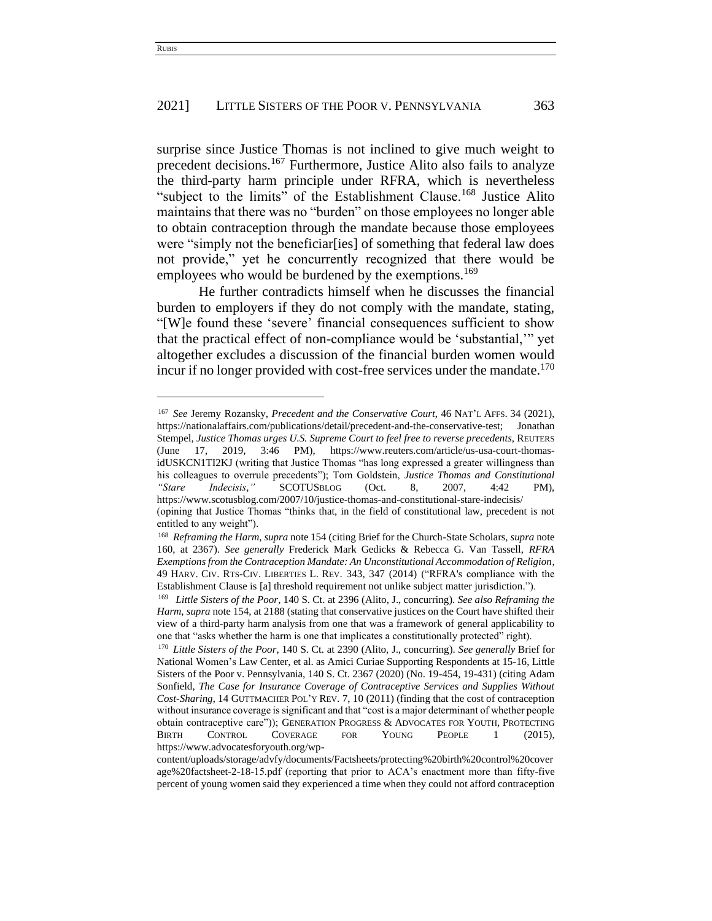surprise since Justice Thomas is not inclined to give much weight to precedent decisions.[167] Furthermore, Justice Alito also fails to analyze the third-party harm principle under RFRA, which is nevertheless "subject to the limits" of the Establishment Clause.[168] Justice Alito maintains that there was no "burden" on those employees no longer able to obtain contraception through the mandate because those employees were "simply not the beneficiar[ies] of something that federal law does not provide," yet he concurrently recognized that there would be employees who would be burdened by the exemptions.[169]

He further contradicts himself when he discusses the financial burden to employers if they do not comply with the mandate, stating, "[W]e found these 'severe' financial consequences sufficient to show that the practical effect of non-compliance would be 'substantial,'" yet altogether excludes a discussion of the financial burden women would incur if no longer provided with cost-free services under the mandate.[170]

---

[167] *See* Jeremy Rozansky, *Precedent and the Conservative Court*, 46 NAT'L AFFS. 34 (2021), https://nationalaffairs.com/publications/detail/precedent-and-the-conservative-test; Jonathan Stempel, *Justice Thomas urges U.S. Supreme Court to feel free to reverse precedents*, REUTERS (June 17, 2019, 3:46 PM), https://www.reuters.com/article/us-usa-court-thomas-idUSKCN1TI2KJ (writing that Justice Thomas "has long expressed a greater willingness than his colleagues to overrule precedents"); Tom Goldstein, *Justice Thomas and Constitutional "Stare Indecisis*,*"* SCOTUSBLOG (Oct. 8, 2007, 4:42 PM), https://www.scotusblog.com/2007/10/justice-thomas-and-constitutional-stare-indecisis/ (opining that Justice Thomas "thinks that, in the field of constitutional law, precedent is not entitled to any weight").

[168] *Reframing the Harm*, *supra* note 154 (citing Brief for the Church-State Scholars, *supra* note 160, at 2367). *See generally* Frederick Mark Gedicks & Rebecca G. Van Tassell, *RFRA Exemptions from the Contraception Mandate: An Unconstitutional Accommodation of Religion*, 49 HARV. CIV. RTS-CIV. LIBERTIES L. REV. 343, 347 (2014) ("RFRA's compliance with the Establishment Clause is [a] threshold requirement not unlike subject matter jurisdiction.").

[169] *Little Sisters of the Poor*, 140 S. Ct. at 2396 (Alito, J., concurring). *See also Reframing the Harm*, *supra* note 154, at 2188 (stating that conservative justices on the Court have shifted their view of a third-party harm analysis from one that was a framework of general applicability to one that "asks whether the harm is one that implicates a constitutionally protected" right).

[170] *Little Sisters of the Poor*, 140 S. Ct. at 2390 (Alito, J., concurring). *See generally* Brief for National Women's Law Center, et al. as Amici Curiae Supporting Respondents at 15-16, Little Sisters of the Poor v. Pennsylvania, 140 S. Ct. 2367 (2020) (No. 19-454, 19-431) (citing Adam Sonfield, *The Case for Insurance Coverage of Contraceptive Services and Supplies Without Cost-Sharing*, 14 GUTTMACHER POL'Y REV. 7, 10 (2011) (finding that the cost of contraception without insurance coverage is significant and that "cost is a major determinant of whether people obtain contraceptive care")); GENERATION PROGRESS & ADVOCATES FOR YOUTH, PROTECTING BIRTH CONTROL COVERAGE FOR YOUNG PEOPLE 1 (2015), https://www.advocatesforyouth.org/wp-content/uploads/storage/advfy/documents/Factsheets/protecting%20birth%20control%20coverage%20factsheet-2-18-15.pdf (reporting that prior to ACA's enactment more than fifty-five percent of young women said they experienced a time when they could not afford contraception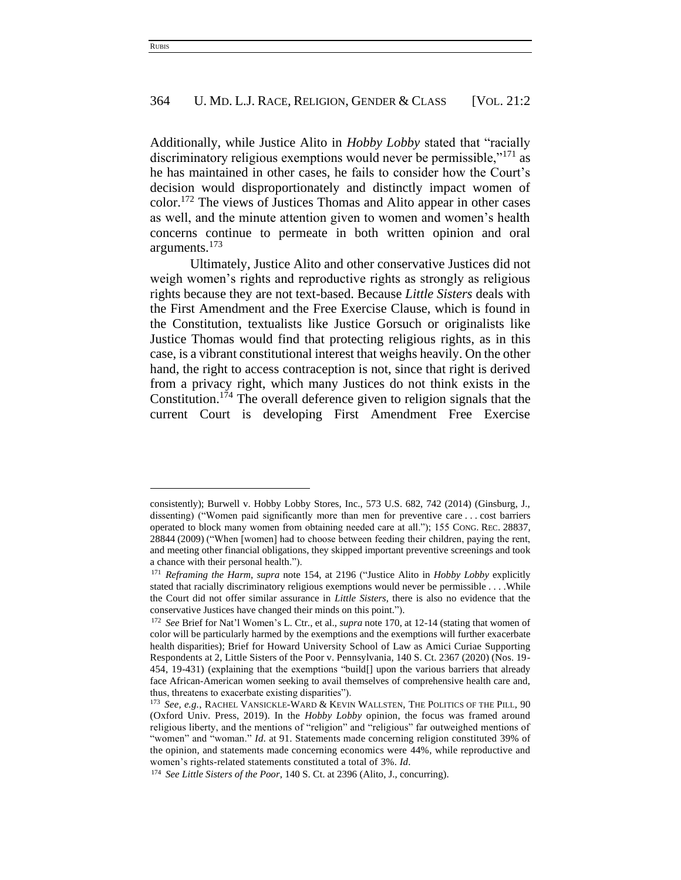Additionally, while Justice Alito in *Hobby Lobby* stated that "racially discriminatory religious exemptions would never be permissible,"[171] as he has maintained in other cases, he fails to consider how the Court's decision would disproportionately and distinctly impact women of color.[172] The views of Justices Thomas and Alito appear in other cases as well, and the minute attention given to women and women's health concerns continue to permeate in both written opinion and oral arguments.[173]

Ultimately, Justice Alito and other conservative Justices did not weigh women's rights and reproductive rights as strongly as religious rights because they are not text-based. Because *Little Sisters* deals with the First Amendment and the Free Exercise Clause, which is found in the Constitution, textualists like Justice Gorsuch or originalists like Justice Thomas would find that protecting religious rights, as in this case, is a vibrant constitutional interest that weighs heavily. On the other hand, the right to access contraception is not, since that right is derived from a privacy right, which many Justices do not think exists in the Constitution.[174] The overall deference given to religion signals that the current Court is developing First Amendment Free Exercise

---

consistently); Burwell v. Hobby Lobby Stores, Inc., 573 U.S. 682, 742 (2014) (Ginsburg, J., dissenting) ("Women paid significantly more than men for preventive care . . . cost barriers operated to block many women from obtaining needed care at all."); 155 CONG. REC. 28837, 28844 (2009) ("When [women] had to choose between feeding their children, paying the rent, and meeting other financial obligations, they skipped important preventive screenings and took a chance with their personal health.").

[171] *Reframing the Harm*, *supra* note 154, at 2196 ("Justice Alito in *Hobby Lobby* explicitly stated that racially discriminatory religious exemptions would never be permissible . . . .While the Court did not offer similar assurance in *Little Sisters*, there is also no evidence that the conservative Justices have changed their minds on this point.").

[172] *See* Brief for Nat'l Women's L. Ctr., et al., *supra* note 170, at 12-14 (stating that women of color will be particularly harmed by the exemptions and the exemptions will further exacerbate health disparities); Brief for Howard University School of Law as Amici Curiae Supporting Respondents at 2, Little Sisters of the Poor v. Pennsylvania, 140 S. Ct. 2367 (2020) (Nos. 19-454, 19-431) (explaining that the exemptions "build[] upon the various barriers that already face African-American women seeking to avail themselves of comprehensive health care and, thus, threatens to exacerbate existing disparities").

[173] *See, e.g.*, RACHEL VANSICKLE-WARD & KEVIN WALLSTEN, THE POLITICS OF THE PILL, 90 (Oxford Univ. Press, 2019). In the *Hobby Lobby* opinion, the focus was framed around religious liberty, and the mentions of "religion" and "religious" far outweighed mentions of "women" and "woman." *Id.* at 91. Statements made concerning religion constituted 39% of the opinion, and statements made concerning economics were 44%, while reproductive and women's rights-related statements constituted a total of 3%. *Id*.

[174] *See Little Sisters of the Poor*, 140 S. Ct. at 2396 (Alito, J., concurring).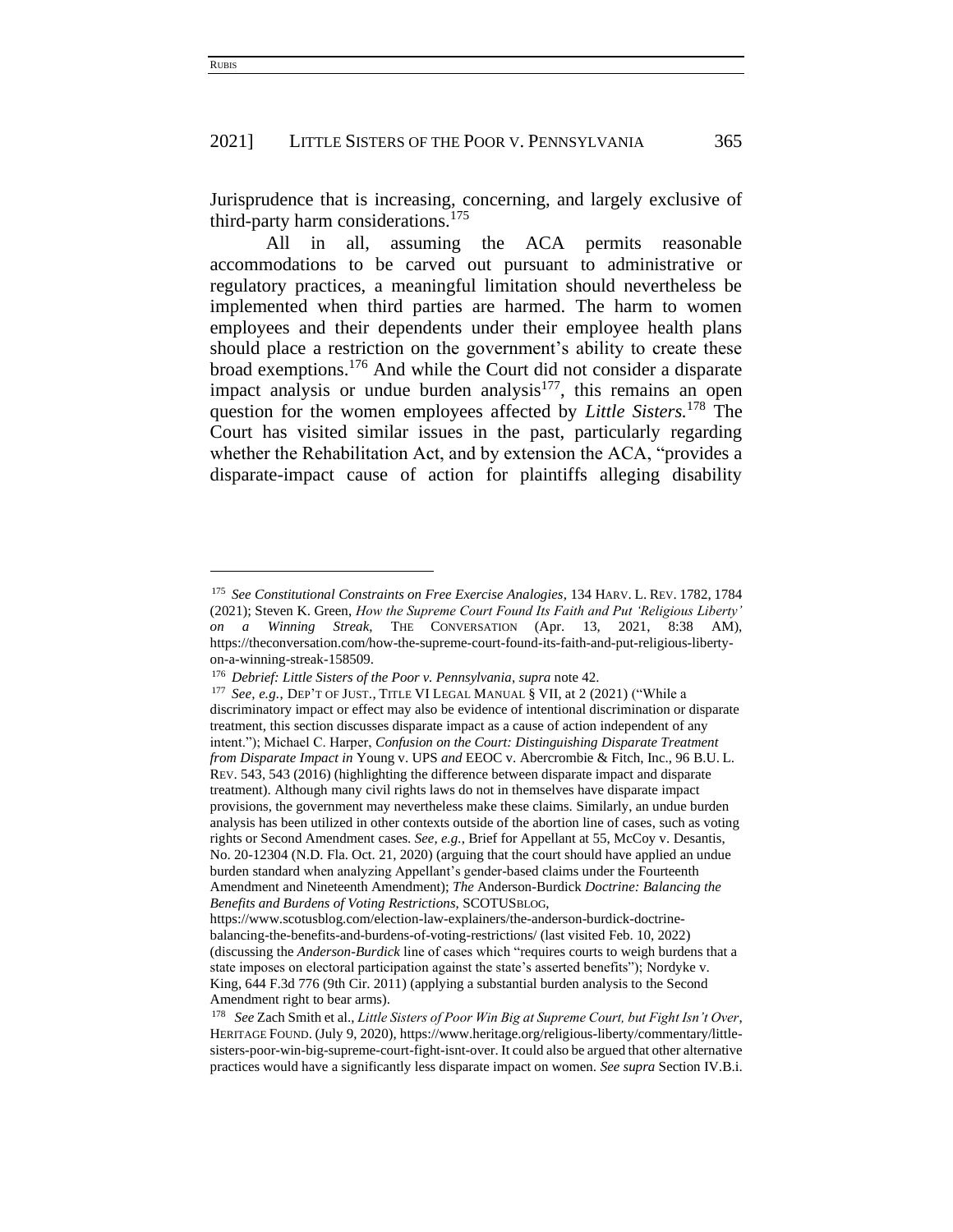Jurisprudence that is increasing, concerning, and largely exclusive of third-party harm considerations.[175]

All in all, assuming the ACA permits reasonable accommodations to be carved out pursuant to administrative or regulatory practices, a meaningful limitation should nevertheless be implemented when third parties are harmed. The harm to women employees and their dependents under their employee health plans should place a restriction on the government's ability to create these broad exemptions.[176] And while the Court did not consider a disparate impact analysis or undue burden analysis[177], this remains an open question for the women employees affected by ***Little Sisters.***[178] The Court has visited similar issues in the past, particularly regarding whether the Rehabilitation Act, and by extension the ACA, "provides a disparate-impact cause of action for plaintiffs alleging disability

---

[175] *See Constitutional Constraints on Free Exercise Analogies*, 134 HARV. L. REV. 1782, 1784 (2021); Steven K. Green, *How the Supreme Court Found Its Faith and Put 'Religious Liberty' on a Winning Streak*, THE CONVERSATION (Apr. 13, 2021, 8:38 AM), https://theconversation.com/how-the-supreme-court-found-its-faith-and-put-religious-liberty-on-a-winning-streak-158509.

[176] *Debrief: Little Sisters of the Poor v. Pennsylvania*, *supra* note 42.

[177] *See, e.g.*, DEP'T OF JUST., TITLE VI LEGAL MANUAL § VII, at 2 (2021) ("While a discriminatory impact or effect may also be evidence of intentional discrimination or disparate treatment, this section discusses disparate impact as a cause of action independent of any intent."); Michael C. Harper, *Confusion on the Court: Distinguishing Disparate Treatment from Disparate Impact in* Young v. UPS *and* EEOC v. Abercrombie & Fitch, Inc., 96 B.U. L. REV. 543, 543 (2016) (highlighting the difference between disparate impact and disparate treatment). Although many civil rights laws do not in themselves have disparate impact provisions, the government may nevertheless make these claims. Similarly, an undue burden analysis has been utilized in other contexts outside of the abortion line of cases, such as voting rights or Second Amendment cases. *See, e.g.*, Brief for Appellant at 55, McCoy v. Desantis, No. 20-12304 (N.D. Fla. Oct. 21, 2020) (arguing that the court should have applied an undue burden standard when analyzing Appellant's gender-based claims under the Fourteenth Amendment and Nineteenth Amendment); *The* Anderson-Burdick *Doctrine: Balancing the Benefits and Burdens of Voting Restrictions*, SCOTUSBLOG, https://www.scotusblog.com/election-law-explainers/the-anderson-burdick-doctrine-balancing-the-benefits-and-burdens-of-voting-restrictions/ (last visited Feb. 10, 2022) (discussing the *Anderson-Burdick* line of cases which "requires courts to weigh burdens that a state imposes on electoral participation against the state's asserted benefits"); Nordyke v. King, 644 F.3d 776 (9th Cir. 2011) (applying a substantial burden analysis to the Second Amendment right to bear arms).

[178] *See* Zach Smith et al., *Little Sisters of Poor Win Big at Supreme Court, but Fight Isn't Over*, HERITAGE FOUND. (July 9, 2020), https://www.heritage.org/religious-liberty/commentary/little-sisters-poor-win-big-supreme-court-fight-isnt-over. It could also be argued that other alternative practices would have a significantly less disparate impact on women. *See supra* Section IV.B.i.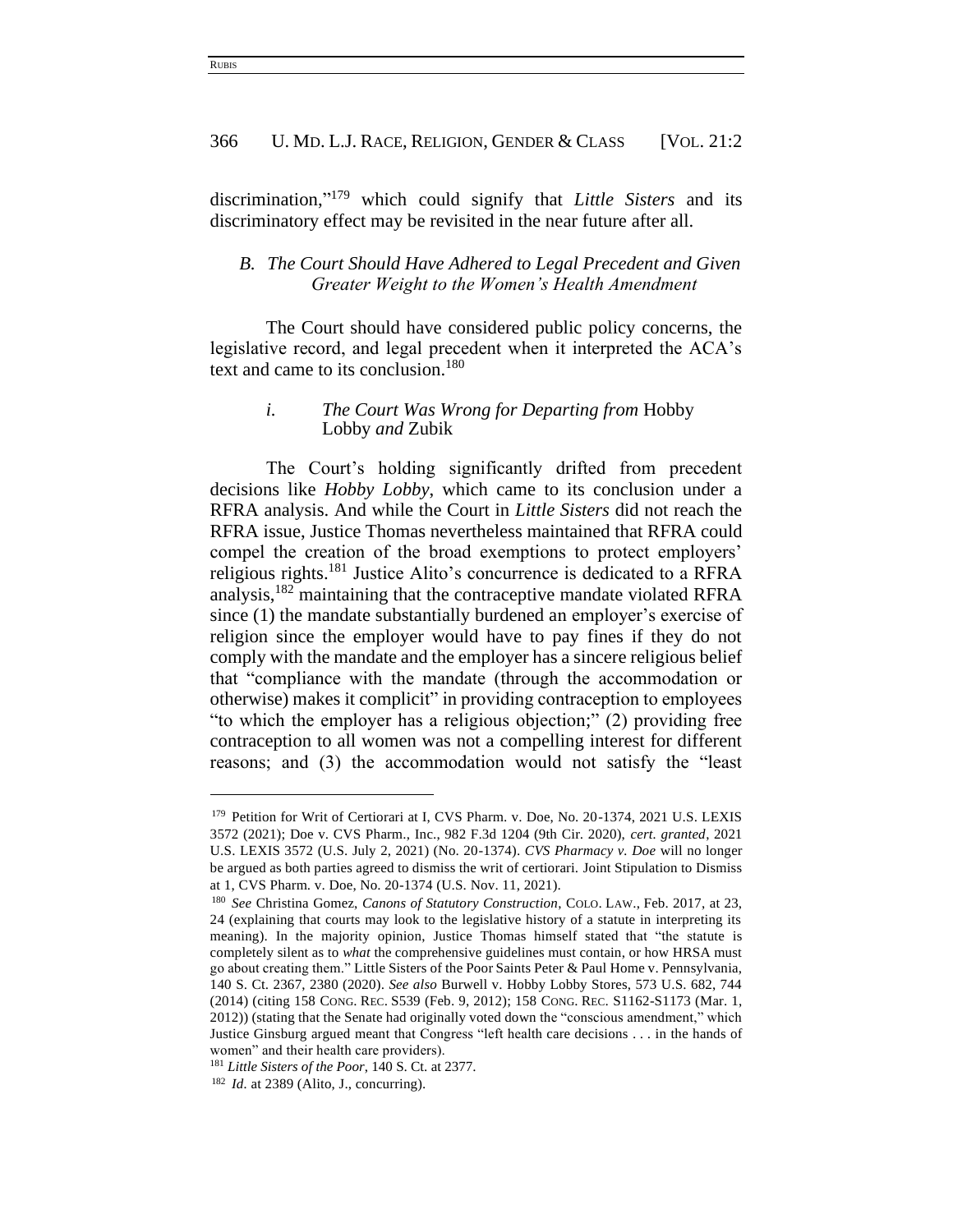discrimination,"[179] which could signify that *Little Sisters* and its discriminatory effect may be revisited in the near future after all.

### *B. The Court Should Have Adhered to Legal Precedent and Given Greater Weight to the Women's Health Amendment*

The Court should have considered public policy concerns, the legislative record, and legal precedent when it interpreted the ACA's text and came to its conclusion.[180]

#### *i. The Court Was Wrong for Departing from* Hobby Lobby *and* Zubik

The Court's holding significantly drifted from precedent decisions like *Hobby Lobby*, which came to its conclusion under a RFRA analysis. And while the Court in *Little Sisters* did not reach the RFRA issue, Justice Thomas nevertheless maintained that RFRA could compel the creation of the broad exemptions to protect employers' religious rights.[181] Justice Alito's concurrence is dedicated to a RFRA analysis,[182] maintaining that the contraceptive mandate violated RFRA since (1) the mandate substantially burdened an employer's exercise of religion since the employer would have to pay fines if they do not comply with the mandate and the employer has a sincere religious belief that "compliance with the mandate (through the accommodation or otherwise) makes it complicit" in providing contraception to employees "to which the employer has a religious objection;" (2) providing free contraception to all women was not a compelling interest for different reasons; and (3) the accommodation would not satisfy the "least

---

[179] Petition for Writ of Certiorari at I, CVS Pharm. v. Doe, No. 20-1374, 2021 U.S. LEXIS 3572 (2021); Doe v. CVS Pharm., Inc., 982 F.3d 1204 (9th Cir. 2020), *cert. granted*, 2021 U.S. LEXIS 3572 (U.S. July 2, 2021) (No. 20-1374). *CVS Pharmacy v. Doe* will no longer be argued as both parties agreed to dismiss the writ of certiorari. Joint Stipulation to Dismiss at 1, CVS Pharm. v. Doe, No. 20-1374 (U.S. Nov. 11, 2021).

[180] *See* Christina Gomez, *Canons of Statutory Construction*, COLO. LAW., Feb. 2017, at 23, 24 (explaining that courts may look to the legislative history of a statute in interpreting its meaning). In the majority opinion, Justice Thomas himself stated that "the statute is completely silent as to *what* the comprehensive guidelines must contain, or how HRSA must go about creating them." Little Sisters of the Poor Saints Peter & Paul Home v. Pennsylvania, 140 S. Ct. 2367, 2380 (2020). *See also* Burwell v. Hobby Lobby Stores, 573 U.S. 682, 744 (2014) (citing 158 CONG. REC. S539 (Feb. 9, 2012); 158 CONG. REC. S1162-S1173 (Mar. 1, 2012)) (stating that the Senate had originally voted down the "conscious amendment," which Justice Ginsburg argued meant that Congress "left health care decisions . . . in the hands of women" and their health care providers).

[181] *Little Sisters of the Poor*, 140 S. Ct. at 2377.

[182] *Id.* at 2389 (Alito, J., concurring).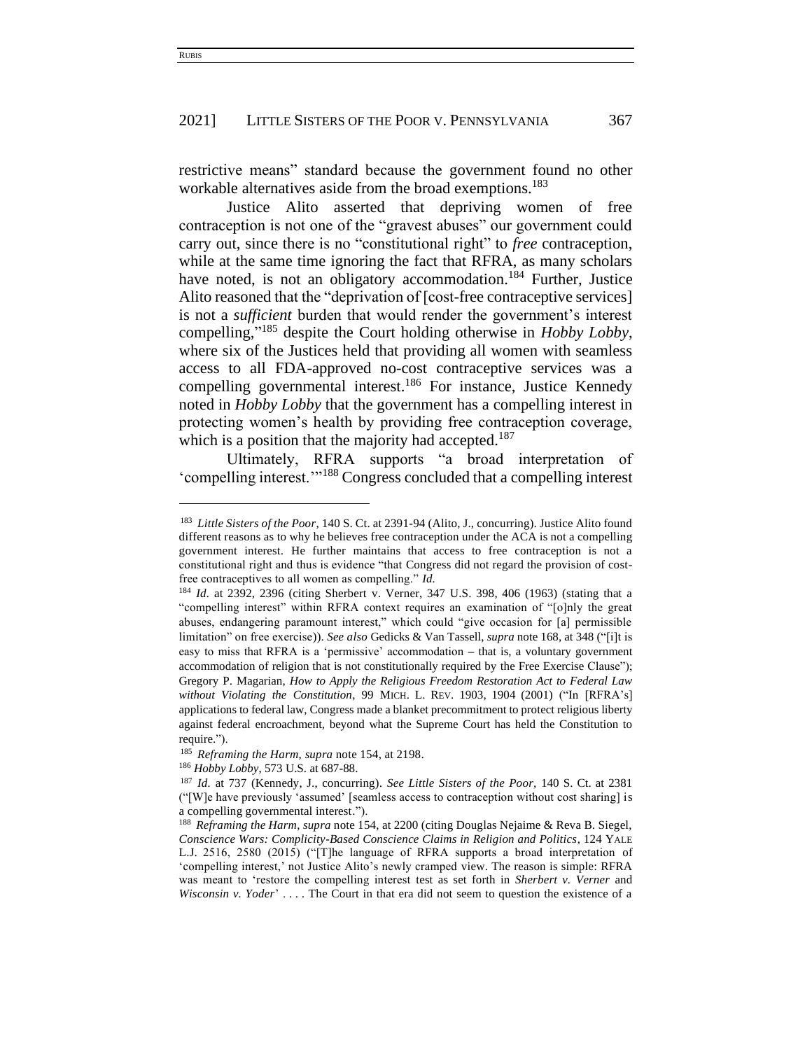restrictive means" standard because the government found no other workable alternatives aside from the broad exemptions.[183]

Justice Alito asserted that depriving women of free contraception is not one of the "gravest abuses" our government could carry out, since there is no "constitutional right" to *free* contraception, while at the same time ignoring the fact that RFRA, as many scholars have noted, is not an obligatory accommodation.[184] Further, Justice Alito reasoned that the "deprivation of [cost-free contraceptive services] is not a *sufficient* burden that would render the government's interest compelling,"[185] despite the Court holding otherwise in *Hobby Lobby*, where six of the Justices held that providing all women with seamless access to all FDA-approved no-cost contraceptive services was a compelling governmental interest.[186] For instance, Justice Kennedy noted in *Hobby Lobby* that the government has a compelling interest in protecting women's health by providing free contraception coverage, which is a position that the majority had accepted.[187]

Ultimately, RFRA supports "a broad interpretation of 'compelling interest.'"[188] Congress concluded that a compelling interest

---

[183] *Little Sisters of the Poor*, 140 S. Ct. at 2391-94 (Alito, J., concurring). Justice Alito found different reasons as to why he believes free contraception under the ACA is not a compelling government interest. He further maintains that access to free contraception is not a constitutional right and thus is evidence "that Congress did not regard the provision of cost-free contraceptives to all women as compelling." *Id.*

[184] *Id.* at 2392, 2396 (citing Sherbert v. Verner, 347 U.S. 398, 406 (1963) (stating that a "compelling interest" within RFRA context requires an examination of "[o]nly the great abuses, endangering paramount interest," which could "give occasion for [a] permissible limitation" on free exercise)). *See also* Gedicks & Van Tassell, *supra* note 168, at 348 ("[i]t is easy to miss that RFRA is a 'permissive' accommodation – that is, a voluntary government accommodation of religion that is not constitutionally required by the Free Exercise Clause"); Gregory P. Magarian, *How to Apply the Religious Freedom Restoration Act to Federal Law without Violating the Constitution*, 99 MICH. L. REV. 1903, 1904 (2001) ("In [RFRA's] applications to federal law, Congress made a blanket precommitment to protect religious liberty against federal encroachment, beyond what the Supreme Court has held the Constitution to require.").

[185] *Reframing the Harm*, *supra* note 154, at 2198.

[186] *Hobby Lobby*, 573 U.S. at 687-88.

[187] *Id.* at 737 (Kennedy, J., concurring). *See Little Sisters of the Poor*, 140 S. Ct. at 2381 ("[W]e have previously 'assumed' [seamless access to contraception without cost sharing] is a compelling governmental interest.").

[188] *Reframing the Harm*, *supra* note 154, at 2200 (citing Douglas Nejaime & Reva B. Siegel, *Conscience Wars: Complicity-Based Conscience Claims in Religion and Politics*, 124 YALE L.J. 2516, 2580 (2015) ("[T]he language of RFRA supports a broad interpretation of 'compelling interest,' not Justice Alito's newly cramped view. The reason is simple: RFRA was meant to 'restore the compelling interest test as set forth in *Sherbert v. Verner* and *Wisconsin v. Yoder*' . . . . The Court in that era did not seem to question the existence of a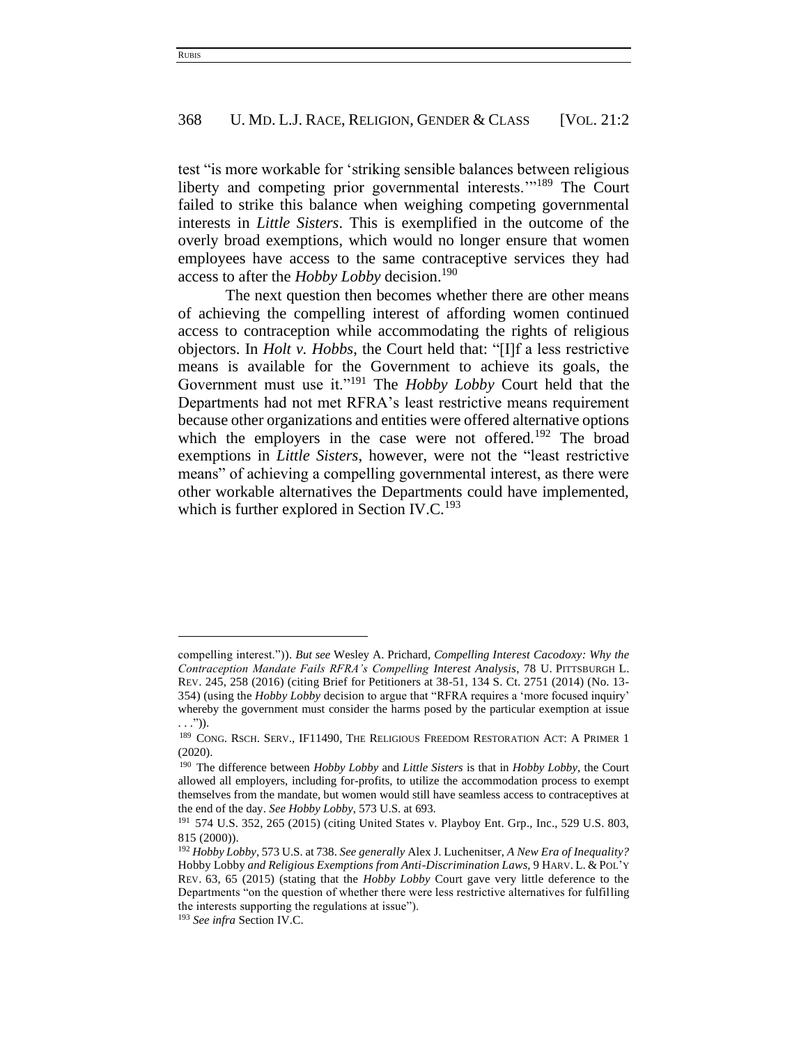test "is more workable for 'striking sensible balances between religious liberty and competing prior governmental interests.'"[189] The Court failed to strike this balance when weighing competing governmental interests in *Little Sisters*. This is exemplified in the outcome of the overly broad exemptions, which would no longer ensure that women employees have access to the same contraceptive services they had access to after the *Hobby Lobby* decision.[190]

The next question then becomes whether there are other means of achieving the compelling interest of affording women continued access to contraception while accommodating the rights of religious objectors. In *Holt v. Hobbs*, the Court held that: "[I]f a less restrictive means is available for the Government to achieve its goals, the Government must use it."[191] The *Hobby Lobby* Court held that the Departments had not met RFRA's least restrictive means requirement because other organizations and entities were offered alternative options which the employers in the case were not offered.[192] The broad exemptions in *Little Sisters*, however, were not the "least restrictive means" of achieving a compelling governmental interest, as there were other workable alternatives the Departments could have implemented, which is further explored in Section IV.C.[193]

---

compelling interest.")). *But see* Wesley A. Prichard, *Compelling Interest Cacodoxy: Why the Contraception Mandate Fails RFRA's Compelling Interest Analysis*, 78 U. PITTSBURGH L. REV. 245, 258 (2016) (citing Brief for Petitioners at 38-51, 134 S. Ct. 2751 (2014) (No. 13-354) (using the *Hobby Lobby* decision to argue that "RFRA requires a 'more focused inquiry' whereby the government must consider the harms posed by the particular exemption at issue . . .")).

[189] CONG. RSCH. SERV., IF11490, THE RELIGIOUS FREEDOM RESTORATION ACT: A PRIMER 1 (2020).

[190] The difference between *Hobby Lobby* and *Little Sisters* is that in *Hobby Lobby*, the Court allowed all employers, including for-profits, to utilize the accommodation process to exempt themselves from the mandate, but women would still have seamless access to contraceptives at the end of the day. *See Hobby Lobby*, 573 U.S. at 693.

[191] 574 U.S. 352, 265 (2015) (citing United States v. Playboy Ent. Grp., Inc., 529 U.S. 803, 815 (2000)).

[192] *Hobby Lobby*, 573 U.S. at 738. *See generally* Alex J. Luchenitser, *A New Era of Inequality?* Hobby Lobby *and Religious Exemptions from Anti-Discrimination Laws*, 9 HARV. L. & POL'Y REV. 63, 65 (2015) (stating that the *Hobby Lobby* Court gave very little deference to the Departments "on the question of whether there were less restrictive alternatives for fulfilling the interests supporting the regulations at issue").

[193] *See infra* Section IV.C.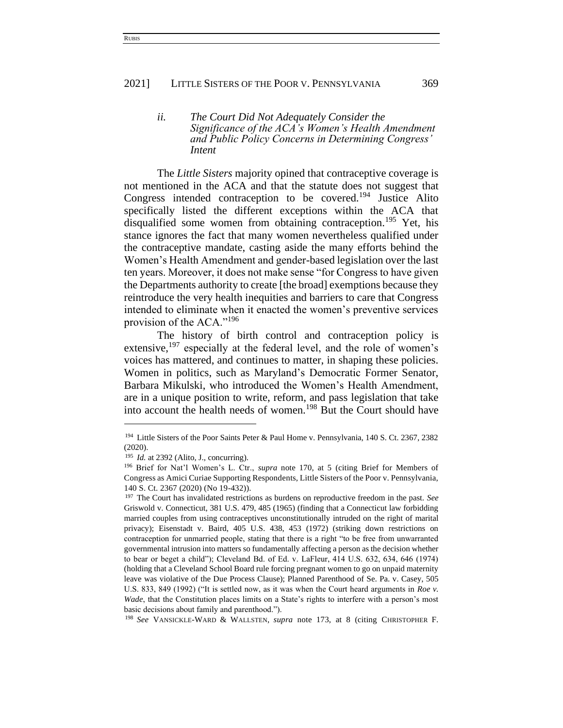### *ii. The Court Did Not Adequately Consider the Significance of the ACA's Women's Health Amendment and Public Policy Concerns in Determining Congress' Intent*

The *Little Sisters* majority opined that contraceptive coverage is not mentioned in the ACA and that the statute does not suggest that Congress intended contraception to be covered.[194] Justice Alito specifically listed the different exceptions within the ACA that disqualified some women from obtaining contraception.[195] Yet, his stance ignores the fact that many women nevertheless qualified under the contraceptive mandate, casting aside the many efforts behind the Women's Health Amendment and gender-based legislation over the last ten years. Moreover, it does not make sense "for Congress to have given the Departments authority to create [the broad] exemptions because they reintroduce the very health inequities and barriers to care that Congress intended to eliminate when it enacted the women's preventive services provision of the ACA."[196]

The history of birth control and contraception policy is extensive,[197] especially at the federal level, and the role of women's voices has mattered, and continues to matter, in shaping these policies. Women in politics, such as Maryland's Democratic Former Senator, Barbara Mikulski, who introduced the Women's Health Amendment, are in a unique position to write, reform, and pass legislation that take into account the health needs of women.[198] But the Court should have

---

[194] Little Sisters of the Poor Saints Peter & Paul Home v. Pennsylvania, 140 S. Ct. 2367, 2382 (2020).

[195] *Id.* at 2392 (Alito, J., concurring).

[196] Brief for Nat'l Women's L. Ctr., *supra* note 170, at 5 (citing Brief for Members of Congress as Amici Curiae Supporting Respondents, Little Sisters of the Poor v. Pennsylvania, 140 S. Ct. 2367 (2020) (No 19-432)).

[197] The Court has invalidated restrictions as burdens on reproductive freedom in the past. *See* Griswold v. Connecticut, 381 U.S. 479, 485 (1965) (finding that a Connecticut law forbidding married couples from using contraceptives unconstitutionally intruded on the right of marital privacy); Eisenstadt v. Baird, 405 U.S. 438, 453 (1972) (striking down restrictions on contraception for unmarried people, stating that there is a right "to be free from unwarranted governmental intrusion into matters so fundamentally affecting a person as the decision whether to bear or beget a child"); Cleveland Bd. of Ed. v. LaFleur, 414 U.S. 632, 634, 646 (1974) (holding that a Cleveland School Board rule forcing pregnant women to go on unpaid maternity leave was violative of the Due Process Clause); Planned Parenthood of Se. Pa. v. Casey, 505 U.S. 833, 849 (1992) ("It is settled now, as it was when the Court heard arguments in *Roe v. Wade*, that the Constitution places limits on a State's rights to interfere with a person's most basic decisions about family and parenthood.").

[198] *See* VANSICKLE-WARD & WALLSTEN, *supra* note 173, at 8 (citing CHRISTOPHER F.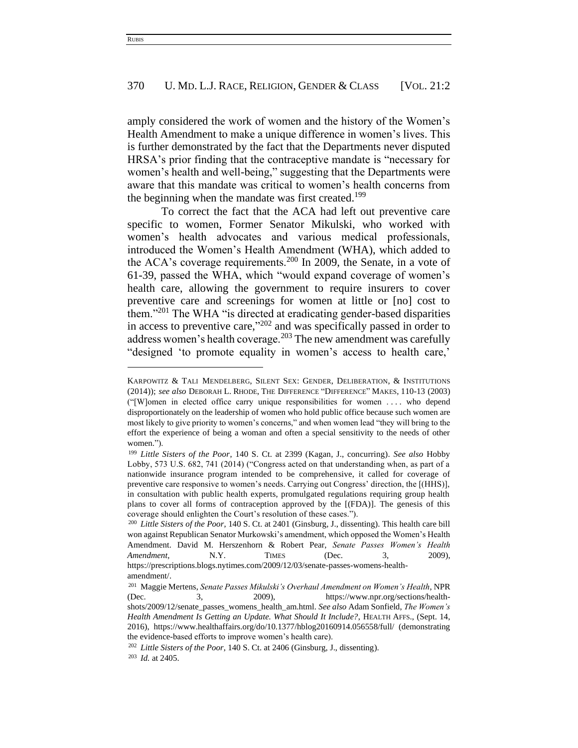amply considered the work of women and the history of the Women's Health Amendment to make a unique difference in women's lives. This is further demonstrated by the fact that the Departments never disputed HRSA's prior finding that the contraceptive mandate is "necessary for women's health and well-being," suggesting that the Departments were aware that this mandate was critical to women's health concerns from the beginning when the mandate was first created.[199]

To correct the fact that the ACA had left out preventive care specific to women, Former Senator Mikulski, who worked with women's health advocates and various medical professionals, introduced the Women's Health Amendment (WHA), which added to the ACA's coverage requirements.[200] In 2009, the Senate, in a vote of 61-39, passed the WHA, which "would expand coverage of women's health care, allowing the government to require insurers to cover preventive care and screenings for women at little or [no] cost to them."[201] The WHA "is directed at eradicating gender-based disparities in access to preventive care,"[202] and was specifically passed in order to address women's health coverage.[203] The new amendment was carefully "designed 'to promote equality in women's access to health care,'

---

KARPOWITZ & TALI MENDELBERG, SILENT SEX: GENDER, DELIBERATION, & INSTITUTIONS (2014)); *see also* DEBORAH L. RHODE, THE DIFFERENCE "DIFFERENCE" MAKES, 110-13 (2003) ("[W]omen in elected office carry unique responsibilities for women . . . . who depend disproportionately on the leadership of women who hold public office because such women are most likely to give priority to women's concerns," and when women lead "they will bring to the effort the experience of being a woman and often a special sensitivity to the needs of other women.").

[199] *Little Sisters of the Poor*, 140 S. Ct. at 2399 (Kagan, J., concurring). *See also* Hobby Lobby, 573 U.S. 682, 741 (2014) ("Congress acted on that understanding when, as part of a nationwide insurance program intended to be comprehensive, it called for coverage of preventive care responsive to women's needs. Carrying out Congress' direction, the [(HHS)], in consultation with public health experts, promulgated regulations requiring group health plans to cover all forms of contraception approved by the [(FDA)]. The genesis of this coverage should enlighten the Court's resolution of these cases.").

[200] *Little Sisters of the Poor*, 140 S. Ct. at 2401 (Ginsburg, J., dissenting). This health care bill won against Republican Senator Murkowski's amendment, which opposed the Women's Health Amendment. David M. Herszenhorn & Robert Pear, *Senate Passes Women's Health Amendment*, N.Y. TIMES (Dec. 3, 2009), https://prescriptions.blogs.nytimes.com/2009/12/03/senate-passes-womens-health-amendment/.

[201] Maggie Mertens, *Senate Passes Mikulski's Overhaul Amendment on Women's Health*, NPR (Dec. 3, 2009), https://www.npr.org/sections/health-shots/2009/12/senate_passes_womens_health_am.html. *See also* Adam Sonfield, *The Women's Health Amendment Is Getting an Update. What Should It Include?*, HEALTH AFFS., (Sept. 14, 2016), https://www.healthaffairs.org/do/10.1377/hblog20160914.056558/full/ (demonstrating the evidence-based efforts to improve women's health care).

[202] *Little Sisters of the Poor*, 140 S. Ct. at 2406 (Ginsburg, J., dissenting).

[203] *Id.* at 2405.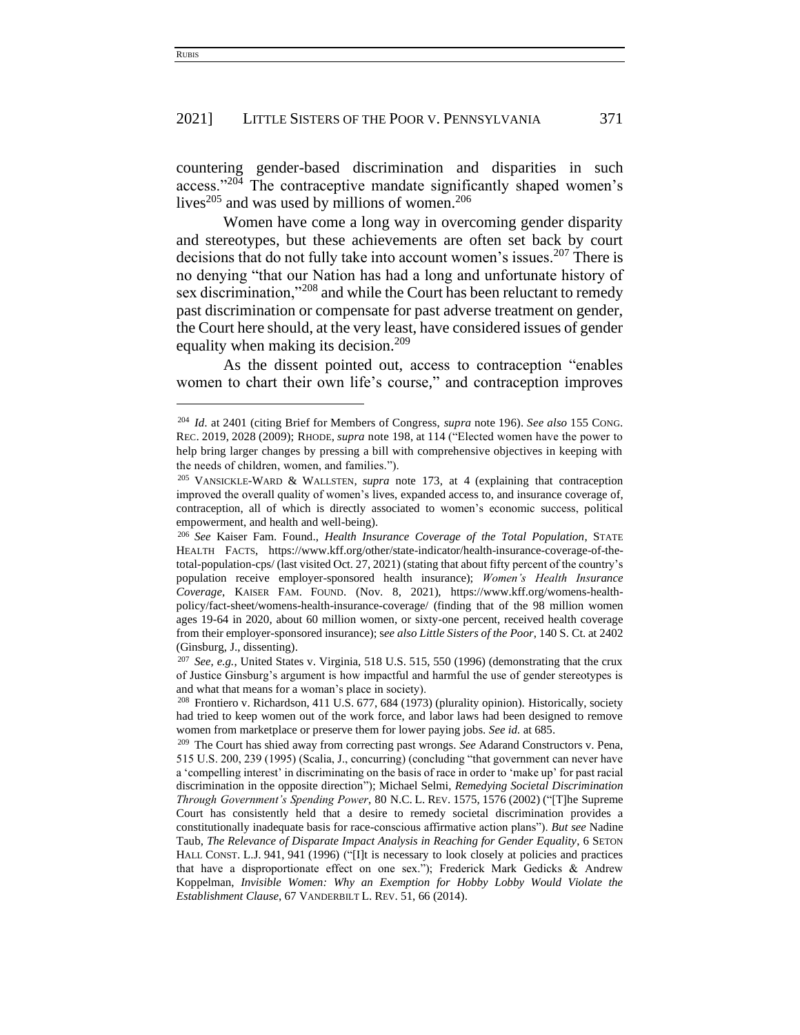countering gender-based discrimination and disparities in such access."[204] The contraceptive mandate significantly shaped women's lives[205] and was used by millions of women.[206]

Women have come a long way in overcoming gender disparity and stereotypes, but these achievements are often set back by court decisions that do not fully take into account women's issues.[207] There is no denying "that our Nation has had a long and unfortunate history of sex discrimination,"[208] and while the Court has been reluctant to remedy past discrimination or compensate for past adverse treatment on gender, the Court here should, at the very least, have considered issues of gender equality when making its decision.[209]

As the dissent pointed out, access to contraception "enables women to chart their own life's course," and contraception improves

---

[204] *Id.* at 2401 (citing Brief for Members of Congress, *supra* note 196). *See also* 155 CONG. REC. 2019, 2028 (2009); RHODE, *supra* note 198, at 114 ("Elected women have the power to help bring larger changes by pressing a bill with comprehensive objectives in keeping with the needs of children, women, and families.").

[205] VANSICKLE-WARD & WALLSTEN, *supra* note 173, at 4 (explaining that contraception improved the overall quality of women's lives, expanded access to, and insurance coverage of, contraception, all of which is directly associated to women's economic success, political empowerment, and health and well-being).

[206] *See* Kaiser Fam. Found., *Health Insurance Coverage of the Total Population*, STATE HEALTH FACTS, https://www.kff.org/other/state-indicator/health-insurance-coverage-of-the-total-population-cps/ (last visited Oct. 27, 2021) (stating that about fifty percent of the country's population receive employer-sponsored health insurance); *Women's Health Insurance Coverage*, KAISER FAM. FOUND. (Nov. 8, 2021), https://www.kff.org/womens-health-policy/fact-sheet/womens-health-insurance-coverage/ (finding that of the 98 million women ages 19-64 in 2020, about 60 million women, or sixty-one percent, received health coverage from their employer-sponsored insurance); s*ee also Little Sisters of the Poor*, 140 S. Ct. at 2402 (Ginsburg, J., dissenting).

[207] *See, e.g.*, United States v. Virginia, 518 U.S. 515, 550 (1996) (demonstrating that the crux of Justice Ginsburg's argument is how impactful and harmful the use of gender stereotypes is and what that means for a woman's place in society).

[208] Frontiero v. Richardson, 411 U.S. 677, 684 (1973) (plurality opinion). Historically, society had tried to keep women out of the work force, and labor laws had been designed to remove women from marketplace or preserve them for lower paying jobs. *See id.* at 685.

[209] The Court has shied away from correcting past wrongs. *See* Adarand Constructors v. Pena, 515 U.S. 200, 239 (1995) (Scalia, J., concurring) (concluding "that government can never have a 'compelling interest' in discriminating on the basis of race in order to 'make up' for past racial discrimination in the opposite direction"); Michael Selmi, *Remedying Societal Discrimination Through Government's Spending Power*, 80 N.C. L. REV. 1575, 1576 (2002) ("[T]he Supreme Court has consistently held that a desire to remedy societal discrimination provides a constitutionally inadequate basis for race-conscious affirmative action plans"). *But see* Nadine Taub, *The Relevance of Disparate Impact Analysis in Reaching for Gender Equality*, 6 SETON HALL CONST. L.J. 941, 941 (1996) ("[I]t is necessary to look closely at policies and practices that have a disproportionate effect on one sex."); Frederick Mark Gedicks & Andrew Koppelman, *Invisible Women: Why an Exemption for Hobby Lobby Would Violate the Establishment Clause*, 67 VANDERBILT L. REV. 51, 66 (2014).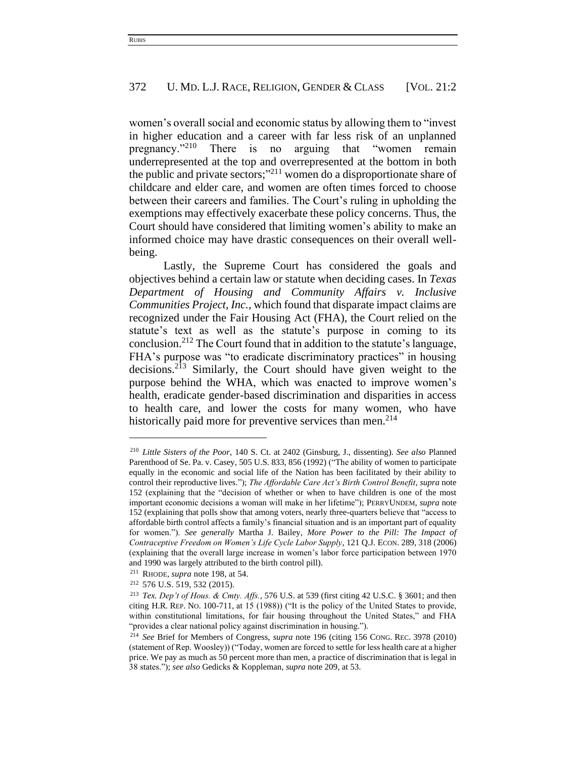women's overall social and economic status by allowing them to "invest in higher education and a career with far less risk of an unplanned pregnancy."[210] There is no arguing that "women remain underrepresented at the top and overrepresented at the bottom in both the public and private sectors;"[211] women do a disproportionate share of childcare and elder care, and women are often times forced to choose between their careers and families. The Court's ruling in upholding the exemptions may effectively exacerbate these policy concerns. Thus, the Court should have considered that limiting women's ability to make an informed choice may have drastic consequences on their overall well-being.

Lastly, the Supreme Court has considered the goals and objectives behind a certain law or statute when deciding cases. In *Texas Department of Housing and Community Affairs v. Inclusive Communities Project, Inc.*, which found that disparate impact claims are recognized under the Fair Housing Act (FHA), the Court relied on the statute's text as well as the statute's purpose in coming to its conclusion.[212] The Court found that in addition to the statute's language, FHA's purpose was "to eradicate discriminatory practices" in housing decisions.[213] Similarly, the Court should have given weight to the purpose behind the WHA, which was enacted to improve women's health, eradicate gender-based discrimination and disparities in access to health care, and lower the costs for many women, who have historically paid more for preventive services than men.[214]

---

[210] *Little Sisters of the Poor*, 140 S. Ct. at 2402 (Ginsburg, J., dissenting). *See also* Planned Parenthood of Se. Pa. v. Casey, 505 U.S. 833, 856 (1992) ("The ability of women to participate equally in the economic and social life of the Nation has been facilitated by their ability to control their reproductive lives."); *The Affordable Care Act's Birth Control Benefit*, *supra* note 152 (explaining that the "decision of whether or when to have children is one of the most important economic decisions a woman will make in her lifetime"); PERRYUNDEM, *supra* note 152 (explaining that polls show that among voters, nearly three-quarters believe that "access to affordable birth control affects a family's financial situation and is an important part of equality for women."). *See generally* Martha J. Bailey, *More Power to the Pill: The Impact of Contraceptive Freedom on Women's Life Cycle Labor Supply*, 121 Q.J. ECON. 289, 318 (2006) (explaining that the overall large increase in women's labor force participation between 1970 and 1990 was largely attributed to the birth control pill).

[211] RHODE, *supra* note 198, at 54.

[212] 576 U.S. 519, 532 (2015).

[213] *Tex. Dep't of Hous. & Cmty. Affs.*, 576 U.S. at 539 (first citing 42 U.S.C. § 3601; and then citing H.R. REP. NO. 100-711, at 15 (1988)) ("It is the policy of the United States to provide, within constitutional limitations, for fair housing throughout the United States," and FHA "provides a clear national policy against discrimination in housing.").

[214] *See* Brief for Members of Congress, *supra* note 196 (citing 156 CONG. REC. 3978 (2010) (statement of Rep. Woosley)) ("Today, women are forced to settle for less health care at a higher price. We pay as much as 50 percent more than men, a practice of discrimination that is legal in 38 states."); *see also* Gedicks & Koppleman, *supra* note 209, at 53.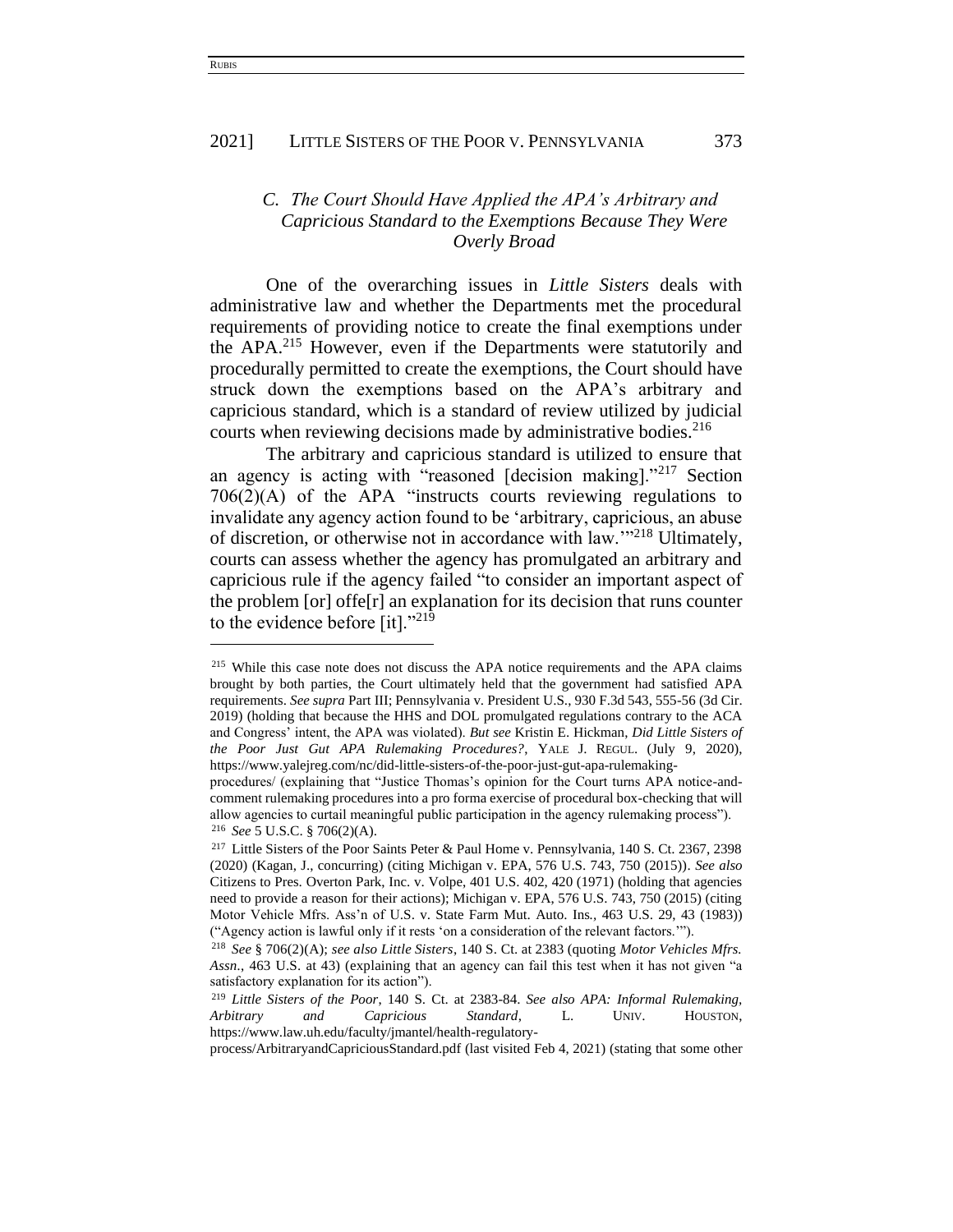### *C. The Court Should Have Applied the APA's Arbitrary and Capricious Standard to the Exemptions Because They Were Overly Broad*

One of the overarching issues in *Little Sisters* deals with administrative law and whether the Departments met the procedural requirements of providing notice to create the final exemptions under the APA.[215] However, even if the Departments were statutorily and procedurally permitted to create the exemptions, the Court should have struck down the exemptions based on the APA's arbitrary and capricious standard, which is a standard of review utilized by judicial courts when reviewing decisions made by administrative bodies.[216]

The arbitrary and capricious standard is utilized to ensure that an agency is acting with "reasoned [decision making]."[217] Section 706(2)(A) of the APA "instructs courts reviewing regulations to invalidate any agency action found to be 'arbitrary, capricious, an abuse of discretion, or otherwise not in accordance with law.'"[218] Ultimately, courts can assess whether the agency has promulgated an arbitrary and capricious rule if the agency failed "to consider an important aspect of the problem [or] offe[r] an explanation for its decision that runs counter to the evidence before [it]."[219]

---

[215] While this case note does not discuss the APA notice requirements and the APA claims brought by both parties, the Court ultimately held that the government had satisfied APA requirements. *See supra* Part III; Pennsylvania v. President U.S., 930 F.3d 543, 555-56 (3d Cir. 2019) (holding that because the HHS and DOL promulgated regulations contrary to the ACA and Congress' intent, the APA was violated). *But see* Kristin E. Hickman, *Did Little Sisters of the Poor Just Gut APA Rulemaking Procedures?*, YALE J. REGUL. (July 9, 2020), https://www.yalejreg.com/nc/did-little-sisters-of-the-poor-just-gut-apa-rulemaking-procedures/ (explaining that "Justice Thomas's opinion for the Court turns APA notice-and-comment rulemaking procedures into a pro forma exercise of procedural box-checking that will allow agencies to curtail meaningful public participation in the agency rulemaking process").

[216] *See* 5 U.S.C. § 706(2)(A).

[217] Little Sisters of the Poor Saints Peter & Paul Home v. Pennsylvania, 140 S. Ct. 2367, 2398 (2020) (Kagan, J., concurring) (citing Michigan v. EPA, 576 U.S. 743, 750 (2015)). *See also* Citizens to Pres. Overton Park, Inc. v. Volpe, 401 U.S. 402, 420 (1971) (holding that agencies need to provide a reason for their actions); Michigan v. EPA, 576 U.S. 743, 750 (2015) (citing Motor Vehicle Mfrs. Ass'n of U.S. v. State Farm Mut. Auto. Ins., 463 U.S. 29, 43 (1983)) ("Agency action is lawful only if it rests 'on a consideration of the relevant factors.'").

[218] *See* § 706(2)(A); *see also Little Sisters*, 140 S. Ct. at 2383 (quoting *Motor Vehicles Mfrs. Assn.*, 463 U.S. at 43) (explaining that an agency can fail this test when it has not given "a satisfactory explanation for its action").

[219] *Little Sisters of the Poor*, 140 S. Ct. at 2383-84. *See also APA: Informal Rulemaking, Arbitrary and Capricious Standard*, L. UNIV. HOUSTON, https://www.law.uh.edu/faculty/jmantel/health-regulatory-process/ArbitraryandCapriciousStandard.pdf (last visited Feb 4, 2021) (stating that some other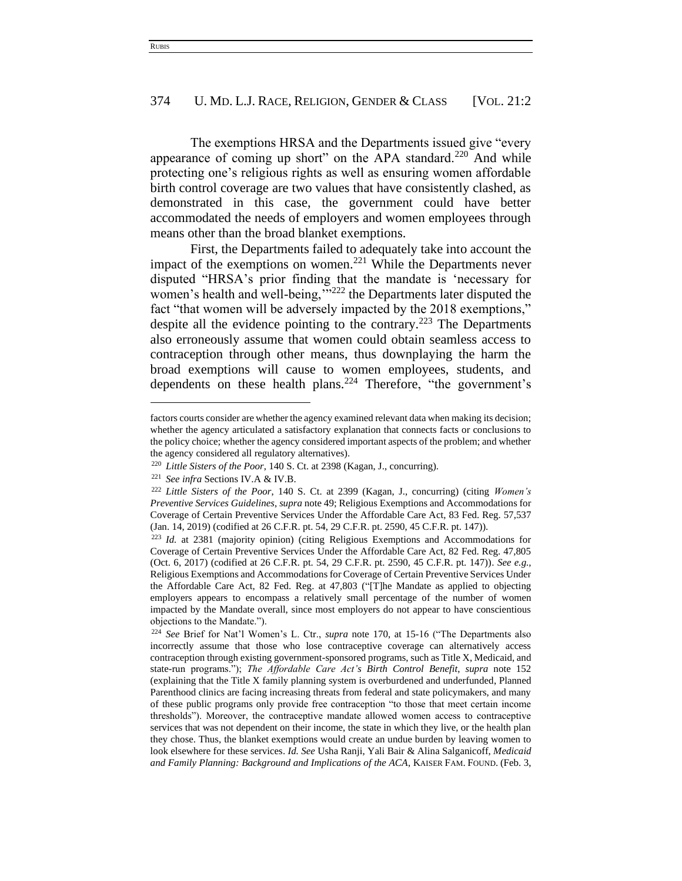The exemptions HRSA and the Departments issued give "every appearance of coming up short" on the APA standard.[220] And while protecting one's religious rights as well as ensuring women affordable birth control coverage are two values that have consistently clashed, as demonstrated in this case, the government could have better accommodated the needs of employers and women employees through means other than the broad blanket exemptions.

First, the Departments failed to adequately take into account the impact of the exemptions on women.[221] While the Departments never disputed "HRSA's prior finding that the mandate is 'necessary for women's health and well-being,'"[222] the Departments later disputed the fact "that women will be adversely impacted by the 2018 exemptions," despite all the evidence pointing to the contrary.[223] The Departments also erroneously assume that women could obtain seamless access to contraception through other means, thus downplaying the harm the broad exemptions will cause to women employees, students, and dependents on these health plans.[224] Therefore, "the government's

---

factors courts consider are whether the agency examined relevant data when making its decision; whether the agency articulated a satisfactory explanation that connects facts or conclusions to the policy choice; whether the agency considered important aspects of the problem; and whether the agency considered all regulatory alternatives).

[220] *Little Sisters of the Poor*, 140 S. Ct. at 2398 (Kagan, J., concurring).

[221] *See infra* Sections IV.A & IV.B.

[222] *Little Sisters of the Poor*, 140 S. Ct. at 2399 (Kagan, J., concurring) (citing *Women's Preventive Services Guidelines*, *supra* note 49; Religious Exemptions and Accommodations for Coverage of Certain Preventive Services Under the Affordable Care Act, 83 Fed. Reg. 57,537 (Jan. 14, 2019) (codified at 26 C.F.R. pt. 54, 29 C.F.R. pt. 2590, 45 C.F.R. pt. 147)).

[223] *Id.* at 2381 (majority opinion) (citing Religious Exemptions and Accommodations for Coverage of Certain Preventive Services Under the Affordable Care Act, 82 Fed. Reg. 47,805 (Oct. 6, 2017) (codified at 26 C.F.R. pt. 54, 29 C.F.R. pt. 2590, 45 C.F.R. pt. 147)). *See e.g.*, Religious Exemptions and Accommodations for Coverage of Certain Preventive Services Under the Affordable Care Act, 82 Fed. Reg. at 47,803 ("[T]he Mandate as applied to objecting employers appears to encompass a relatively small percentage of the number of women impacted by the Mandate overall, since most employers do not appear to have conscientious objections to the Mandate.").

[224] *See* Brief for Nat'l Women's L. Ctr., *supra* note 170, at 15-16 ("The Departments also incorrectly assume that those who lose contraceptive coverage can alternatively access contraception through existing government-sponsored programs, such as Title X, Medicaid, and state-run programs."); *The Affordable Care Act's Birth Control Benefit*, *supra* note 152 (explaining that the Title X family planning system is overburdened and underfunded, Planned Parenthood clinics are facing increasing threats from federal and state policymakers, and many of these public programs only provide free contraception "to those that meet certain income thresholds"). Moreover, the contraceptive mandate allowed women access to contraceptive services that was not dependent on their income, the state in which they live, or the health plan they chose. Thus, the blanket exemptions would create an undue burden by leaving women to look elsewhere for these services. *Id. See* Usha Ranji, Yali Bair & Alina Salganicoff, *Medicaid and Family Planning: Background and Implications of the ACA*, KAISER FAM. FOUND. (Feb. 3,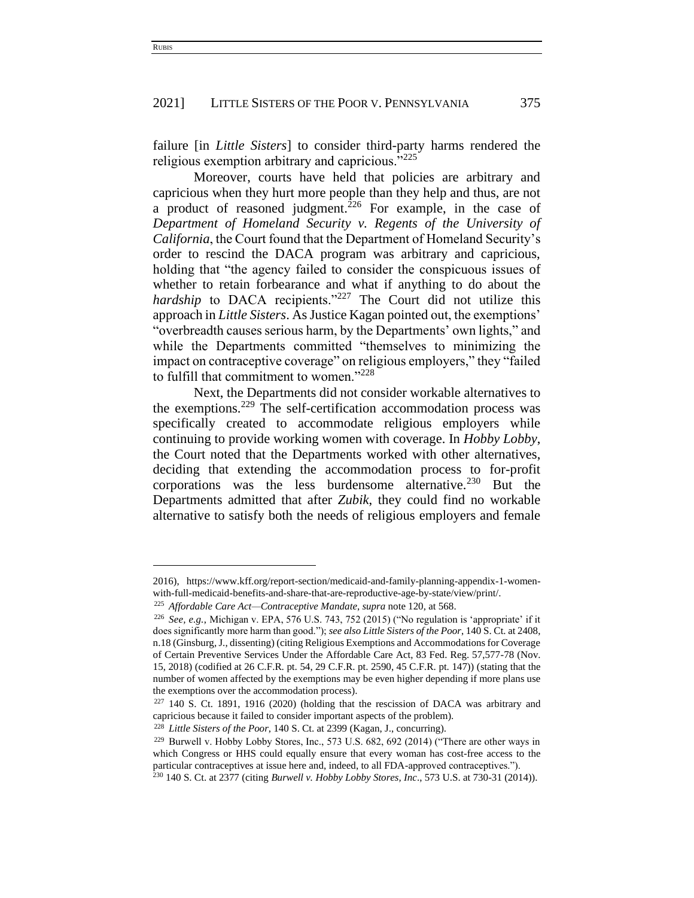failure [in *Little Sisters*] to consider third-party harms rendered the religious exemption arbitrary and capricious."[225]

Moreover, courts have held that policies are arbitrary and capricious when they hurt more people than they help and thus, are not a product of reasoned judgment.[226] For example, in the case of *Department of Homeland Security v. Regents of the University of California*, the Court found that the Department of Homeland Security's order to rescind the DACA program was arbitrary and capricious, holding that "the agency failed to consider the conspicuous issues of whether to retain forbearance and what if anything to do about the *hardship* to DACA recipients."[227] The Court did not utilize this approach in *Little Sisters*. As Justice Kagan pointed out, the exemptions' "overbreadth causes serious harm, by the Departments' own lights," and while the Departments committed "themselves to minimizing the impact on contraceptive coverage" on religious employers," they "failed to fulfill that commitment to women."[228]

Next, the Departments did not consider workable alternatives to the exemptions.[229] The self-certification accommodation process was specifically created to accommodate religious employers while continuing to provide working women with coverage. In *Hobby Lobby*, the Court noted that the Departments worked with other alternatives, deciding that extending the accommodation process to for-profit corporations was the less burdensome alternative.[230] But the Departments admitted that after *Zubik*, they could find no workable alternative to satisfy both the needs of religious employers and female

---

2016), https://www.kff.org/report-section/medicaid-and-family-planning-appendix-1-women-with-full-medicaid-benefits-and-share-that-are-reproductive-age-by-state/view/print/.

[225] *Affordable Care Act—Contraceptive Mandate*, *supra* note 120, at 568.

[226] *See, e.g.*, Michigan v. EPA, 576 U.S. 743, 752 (2015) ("No regulation is 'appropriate' if it does significantly more harm than good."); *see also Little Sisters of the Poor*, 140 S. Ct. at 2408, n.18 (Ginsburg, J., dissenting) (citing Religious Exemptions and Accommodations for Coverage of Certain Preventive Services Under the Affordable Care Act, 83 Fed. Reg. 57,577-78 (Nov. 15, 2018) (codified at 26 C.F.R. pt. 54, 29 C.F.R. pt. 2590, 45 C.F.R. pt. 147)) (stating that the number of women affected by the exemptions may be even higher depending if more plans use the exemptions over the accommodation process).

[227] 140 S. Ct. 1891, 1916 (2020) (holding that the rescission of DACA was arbitrary and capricious because it failed to consider important aspects of the problem).

[228] *Little Sisters of the Poor*, 140 S. Ct. at 2399 (Kagan, J., concurring).

[229] Burwell v. Hobby Lobby Stores, Inc., 573 U.S. 682, 692 (2014) ("There are other ways in which Congress or HHS could equally ensure that every woman has cost-free access to the particular contraceptives at issue here and, indeed, to all FDA-approved contraceptives.").

[230] 140 S. Ct. at 2377 (citing *Burwell v. Hobby Lobby Stores, Inc*., 573 U.S. at 730-31 (2014)).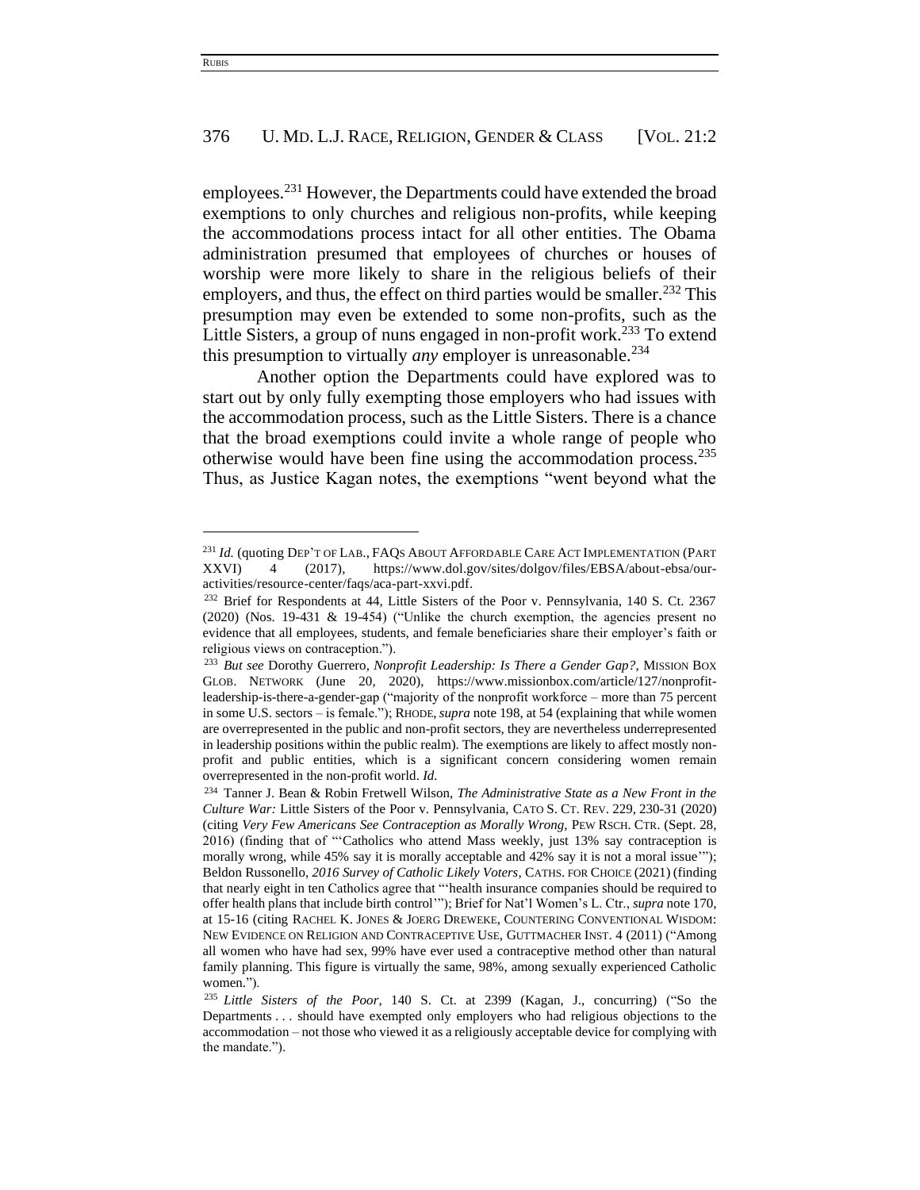employees.[231] However, the Departments could have extended the broad exemptions to only churches and religious non-profits, while keeping the accommodations process intact for all other entities. The Obama administration presumed that employees of churches or houses of worship were more likely to share in the religious beliefs of their employers, and thus, the effect on third parties would be smaller.[232] This presumption may even be extended to some non-profits, such as the Little Sisters, a group of nuns engaged in non-profit work.[233] To extend this presumption to virtually *any* employer is unreasonable.[234]

Another option the Departments could have explored was to start out by only fully exempting those employers who had issues with the accommodation process, such as the Little Sisters. There is a chance that the broad exemptions could invite a whole range of people who otherwise would have been fine using the accommodation process.[235] Thus, as Justice Kagan notes, the exemptions "went beyond what the

---

[231] *Id.* (quoting DEP'T OF LAB., FAQS ABOUT AFFORDABLE CARE ACT IMPLEMENTATION (PART XXVI) 4 (2017), https://www.dol.gov/sites/dolgov/files/EBSA/about-ebsa/our-activities/resource-center/faqs/aca-part-xxvi.pdf.

[232] Brief for Respondents at 44, Little Sisters of the Poor v. Pennsylvania, 140 S. Ct. 2367 (2020) (Nos. 19-431 & 19-454) ("Unlike the church exemption, the agencies present no evidence that all employees, students, and female beneficiaries share their employer's faith or religious views on contraception.").

[233] *But see* Dorothy Guerrero, *Nonprofit Leadership: Is There a Gender Gap?*, MISSION BOX GLOB. NETWORK (June 20, 2020), https://www.missionbox.com/article/127/nonprofit-leadership-is-there-a-gender-gap ("majority of the nonprofit workforce – more than 75 percent in some U.S. sectors – is female."); RHODE, *supra* note 198, at 54 (explaining that while women are overrepresented in the public and non-profit sectors, they are nevertheless underrepresented in leadership positions within the public realm). The exemptions are likely to affect mostly non-profit and public entities, which is a significant concern considering women remain overrepresented in the non-profit world. *Id.*

[234] Tanner J. Bean & Robin Fretwell Wilson, *The Administrative State as a New Front in the Culture War:* Little Sisters of the Poor v. Pennsylvania, CATO S. CT. REV. 229, 230-31 (2020) (citing *Very Few Americans See Contraception as Morally Wrong*, PEW RSCH. CTR. (Sept. 28, 2016) (finding that of "'Catholics who attend Mass weekly, just 13% say contraception is morally wrong, while 45% say it is morally acceptable and 42% say it is not a moral issue'"); Beldon Russonello, *2016 Survey of Catholic Likely Voters*, CATHS. FOR CHOICE (2021) (finding that nearly eight in ten Catholics agree that "'health insurance companies should be required to offer health plans that include birth control'"); Brief for Nat'l Women's L. Ctr., *supra* note 170, at 15-16 (citing RACHEL K. JONES & JOERG DREWEKE, COUNTERING CONVENTIONAL WISDOM: NEW EVIDENCE ON RELIGION AND CONTRACEPTIVE USE, GUTTMACHER INST. 4 (2011) ("Among all women who have had sex, 99% have ever used a contraceptive method other than natural family planning. This figure is virtually the same, 98%, among sexually experienced Catholic women.").

[235] *Little Sisters of the Poor*, 140 S. Ct. at 2399 (Kagan, J., concurring) ("So the Departments . . . should have exempted only employers who had religious objections to the accommodation – not those who viewed it as a religiously acceptable device for complying with the mandate.").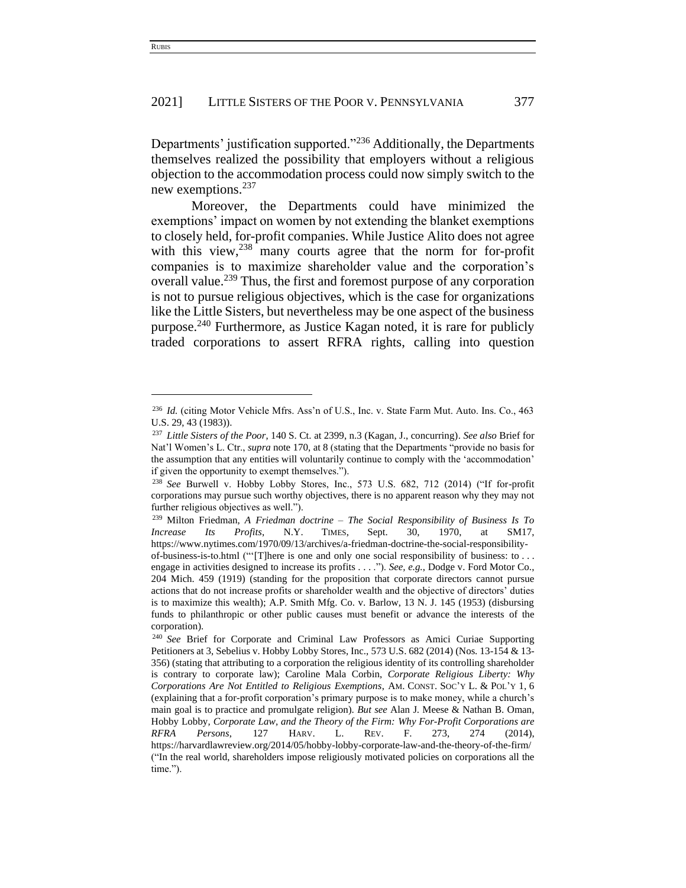Departments' justification supported."[236] Additionally, the Departments themselves realized the possibility that employers without a religious objection to the accommodation process could now simply switch to the new exemptions.[237]

Moreover, the Departments could have minimized the exemptions' impact on women by not extending the blanket exemptions to closely held, for-profit companies. While Justice Alito does not agree with this view,[238] many courts agree that the norm for for-profit companies is to maximize shareholder value and the corporation's overall value.[239] Thus, the first and foremost purpose of any corporation is not to pursue religious objectives, which is the case for organizations like the Little Sisters, but nevertheless may be one aspect of the business purpose.[240] Furthermore, as Justice Kagan noted, it is rare for publicly traded corporations to assert RFRA rights, calling into question

---

[236] *Id.* (citing Motor Vehicle Mfrs. Ass'n of U.S., Inc. v. State Farm Mut. Auto. Ins. Co., 463 U.S. 29, 43 (1983)).

[237] *Little Sisters of the Poor*, 140 S. Ct. at 2399, n.3 (Kagan, J., concurring). *See also* Brief for Nat'l Women's L. Ctr., *supra* note 170, at 8 (stating that the Departments "provide no basis for the assumption that any entities will voluntarily continue to comply with the 'accommodation' if given the opportunity to exempt themselves.").

[238] *See* Burwell v. Hobby Lobby Stores, Inc., 573 U.S. 682, 712 (2014) ("If for-profit corporations may pursue such worthy objectives, there is no apparent reason why they may not further religious objectives as well.").

[239] Milton Friedman, *A Friedman doctrine – The Social Responsibility of Business Is To Increase Its Profits*, N.Y. TIMES, Sept. 30, 1970, at SM17, https://www.nytimes.com/1970/09/13/archives/a-friedman-doctrine-the-social-responsibility-of-business-is-to.html ("'[T]here is one and only one social responsibility of business: to . . . engage in activities designed to increase its profits . . . ."). *See, e.g.*, Dodge v. Ford Motor Co., 204 Mich. 459 (1919) (standing for the proposition that corporate directors cannot pursue actions that do not increase profits or shareholder wealth and the objective of directors' duties is to maximize this wealth); A.P. Smith Mfg. Co. v. Barlow, 13 N. J. 145 (1953) (disbursing funds to philanthropic or other public causes must benefit or advance the interests of the corporation).

[240] *See* Brief for Corporate and Criminal Law Professors as Amici Curiae Supporting Petitioners at 3, Sebelius v. Hobby Lobby Stores, Inc., 573 U.S. 682 (2014) (Nos. 13-154 & 13-356) (stating that attributing to a corporation the religious identity of its controlling shareholder is contrary to corporate law); Caroline Mala Corbin, *Corporate Religious Liberty: Why Corporations Are Not Entitled to Religious Exemptions*, AM. CONST. SOC'Y L. & POL'Y 1, 6 (explaining that a for-profit corporation's primary purpose is to make money, while a church's main goal is to practice and promulgate religion). *But see* Alan J. Meese & Nathan B. Oman, *Hobby Lobby, Corporate Law, and the Theory of the Firm: Why For-Profit Corporations are RFRA Persons*, 127 HARV. L. REV. F. 273, 274 (2014), https://harvardlawreview.org/2014/05/hobby-lobby-corporate-law-and-the-theory-of-the-firm/ ("In the real world, shareholders impose religiously motivated policies on corporations all the time.").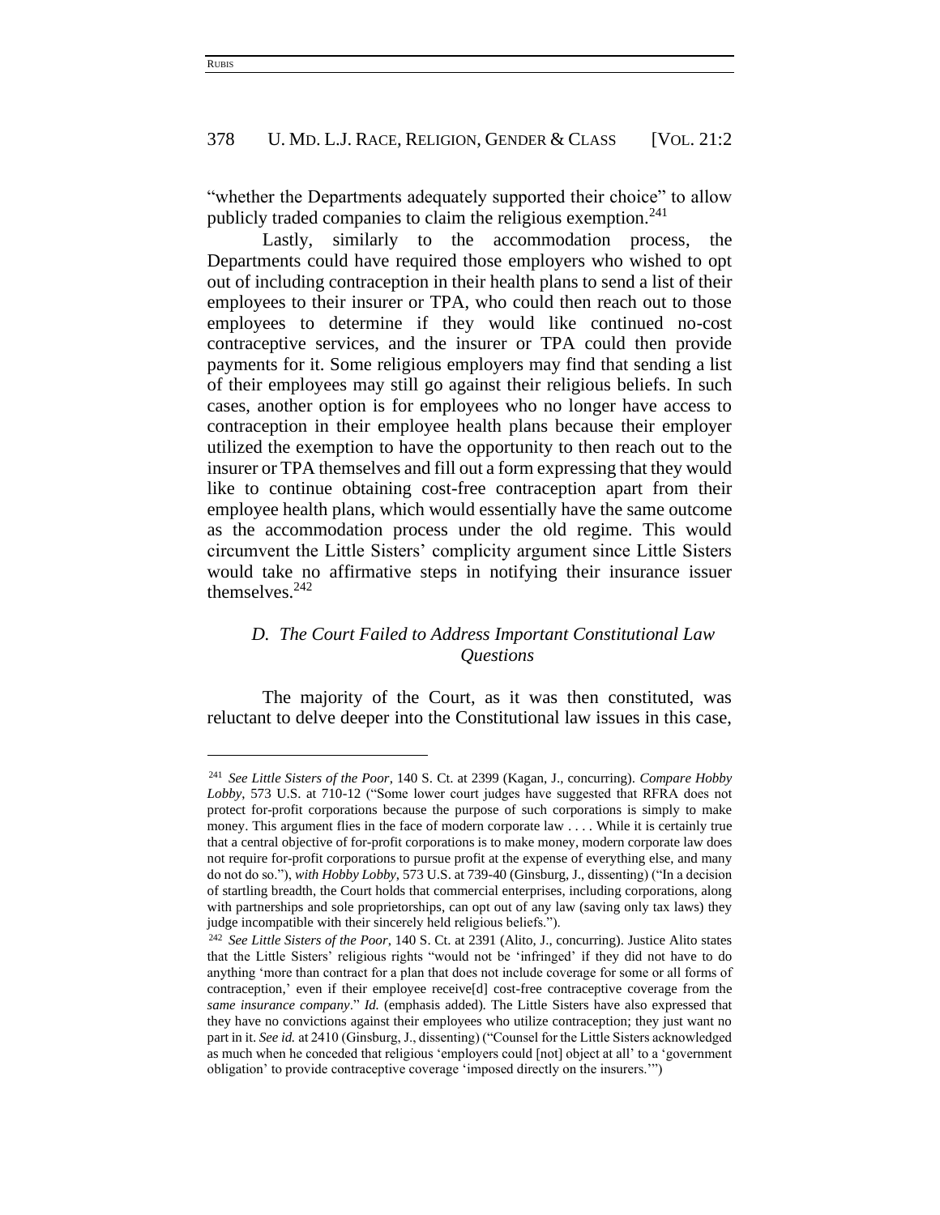"whether the Departments adequately supported their choice" to allow publicly traded companies to claim the religious exemption.[241]

Lastly, similarly to the accommodation process, the Departments could have required those employers who wished to opt out of including contraception in their health plans to send a list of their employees to their insurer or TPA, who could then reach out to those employees to determine if they would like continued no-cost contraceptive services, and the insurer or TPA could then provide payments for it. Some religious employers may find that sending a list of their employees may still go against their religious beliefs. In such cases, another option is for employees who no longer have access to contraception in their employee health plans because their employer utilized the exemption to have the opportunity to then reach out to the insurer or TPA themselves and fill out a form expressing that they would like to continue obtaining cost-free contraception apart from their employee health plans, which would essentially have the same outcome as the accommodation process under the old regime. This would circumvent the Little Sisters' complicity argument since Little Sisters would take no affirmative steps in notifying their insurance issuer themselves.[242]

### *D. The Court Failed to Address Important Constitutional Law Questions*

The majority of the Court, as it was then constituted, was reluctant to delve deeper into the Constitutional law issues in this case,

---

[241] *See Little Sisters of the Poor*, 140 S. Ct. at 2399 (Kagan, J., concurring). *Compare Hobby Lobby*, 573 U.S. at 710-12 ("Some lower court judges have suggested that RFRA does not protect for-profit corporations because the purpose of such corporations is simply to make money. This argument flies in the face of modern corporate law . . . . While it is certainly true that a central objective of for-profit corporations is to make money, modern corporate law does not require for-profit corporations to pursue profit at the expense of everything else, and many do not do so."), *with Hobby Lobby*, 573 U.S. at 739-40 (Ginsburg, J., dissenting) ("In a decision of startling breadth, the Court holds that commercial enterprises, including corporations, along with partnerships and sole proprietorships, can opt out of any law (saving only tax laws) they judge incompatible with their sincerely held religious beliefs.").

[242] *See Little Sisters of the Poor*, 140 S. Ct. at 2391 (Alito, J., concurring). Justice Alito states that the Little Sisters' religious rights "would not be 'infringed' if they did not have to do anything 'more than contract for a plan that does not include coverage for some or all forms of contraception,' even if their employee receive[d] cost-free contraceptive coverage from the *same insurance company*." *Id.* (emphasis added). The Little Sisters have also expressed that they have no convictions against their employees who utilize contraception; they just want no part in it. *See id.* at 2410 (Ginsburg, J., dissenting) ("Counsel for the Little Sisters acknowledged as much when he conceded that religious 'employers could [not] object at all' to a 'government obligation' to provide contraceptive coverage 'imposed directly on the insurers.'")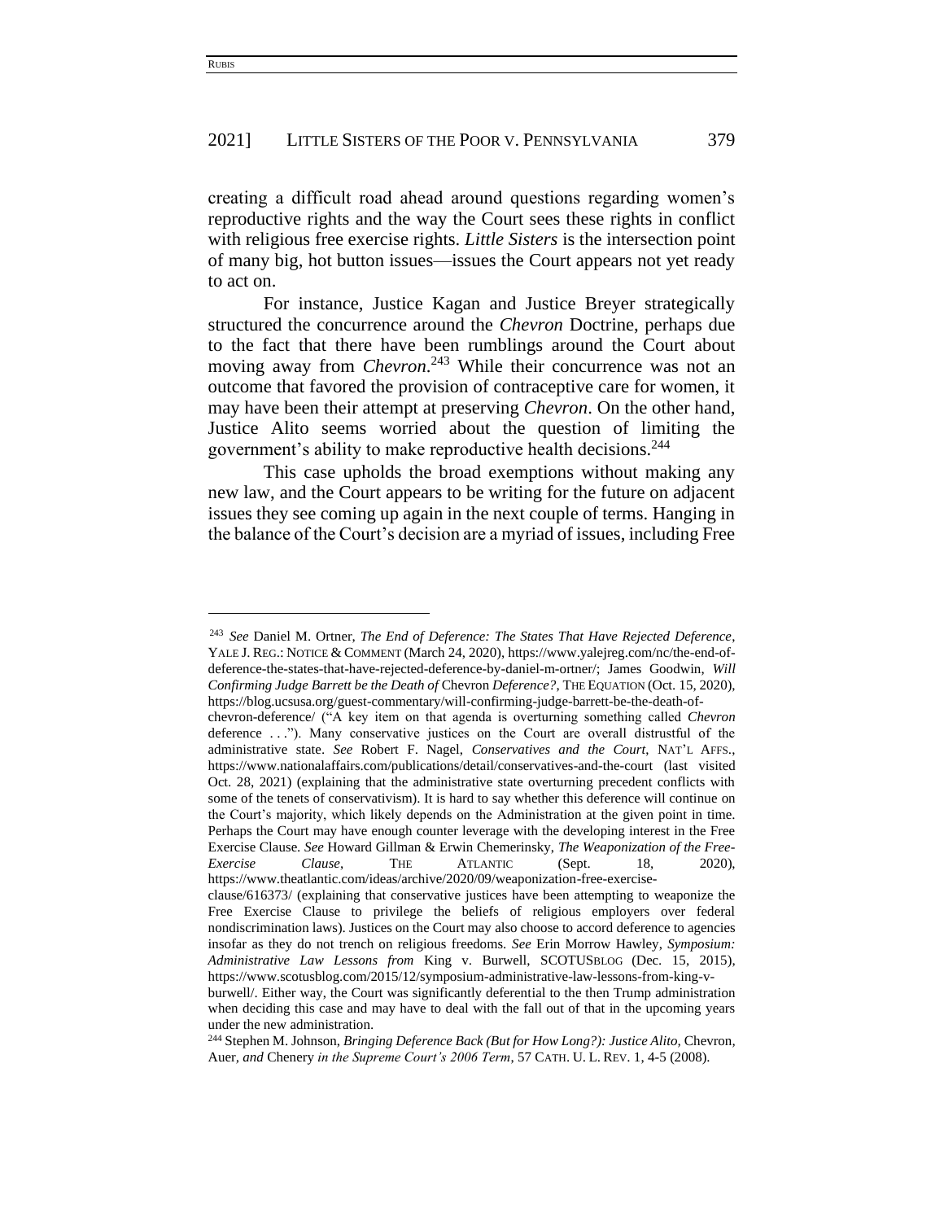creating a difficult road ahead around questions regarding women's reproductive rights and the way the Court sees these rights in conflict with religious free exercise rights. *Little Sisters* is the intersection point of many big, hot button issues—issues the Court appears not yet ready to act on.

For instance, Justice Kagan and Justice Breyer strategically structured the concurrence around the *Chevron* Doctrine, perhaps due to the fact that there have been rumblings around the Court about moving away from *Chevron*.[243] While their concurrence was not an outcome that favored the provision of contraceptive care for women, it may have been their attempt at preserving *Chevron*. On the other hand, Justice Alito seems worried about the question of limiting the government's ability to make reproductive health decisions.[244]

This case upholds the broad exemptions without making any new law, and the Court appears to be writing for the future on adjacent issues they see coming up again in the next couple of terms. Hanging in the balance of the Court's decision are a myriad of issues, including Free

---

[243] *See* Daniel M. Ortner, *The End of Deference: The States That Have Rejected Deference*, YALE J. REG.: NOTICE & COMMENT (March 24, 2020), https://www.yalejreg.com/nc/the-end-of-deference-the-states-that-have-rejected-deference-by-daniel-m-ortner/; James Goodwin, *Will Confirming Judge Barrett be the Death of* Chevron *Deference?*, THE EQUATION (Oct. 15, 2020), https://blog.ucsusa.org/guest-commentary/will-confirming-judge-barrett-be-the-death-of-chevron-deference/ ("A key item on that agenda is overturning something called *Chevron* deference . . ."). Many conservative justices on the Court are overall distrustful of the administrative state. *See* Robert F. Nagel, *Conservatives and the Court*, NAT'L AFFS., https://www.nationalaffairs.com/publications/detail/conservatives-and-the-court (last visited Oct. 28, 2021) (explaining that the administrative state overturning precedent conflicts with some of the tenets of conservativism). It is hard to say whether this deference will continue on the Court's majority, which likely depends on the Administration at the given point in time. Perhaps the Court may have enough counter leverage with the developing interest in the Free Exercise Clause. *See* Howard Gillman & Erwin Chemerinsky, *The Weaponization of the Free-Exercise Clause*, THE ATLANTIC (Sept. 18, 2020), https://www.theatlantic.com/ideas/archive/2020/09/weaponization-free-exercise-clause/616373/ (explaining that conservative justices have been attempting to weaponize the Free Exercise Clause to privilege the beliefs of religious employers over federal nondiscrimination laws). Justices on the Court may also choose to accord deference to agencies insofar as they do not trench on religious freedoms. *See* Erin Morrow Hawley, *Symposium: Administrative Law Lessons from* King v. Burwell, SCOTUSBLOG (Dec. 15, 2015), https://www.scotusblog.com/2015/12/symposium-administrative-law-lessons-from-king-v-burwell/. Either way, the Court was significantly deferential to the then Trump administration when deciding this case and may have to deal with the fall out of that in the upcoming years under the new administration.

[244] Stephen M. Johnson, *Bringing Deference Back (But for How Long?): Justice Alito,* Chevron*,* Auer*, and* Chenery *in the Supreme Court's 2006 Term*, 57 CATH. U. L. REV. 1, 4-5 (2008).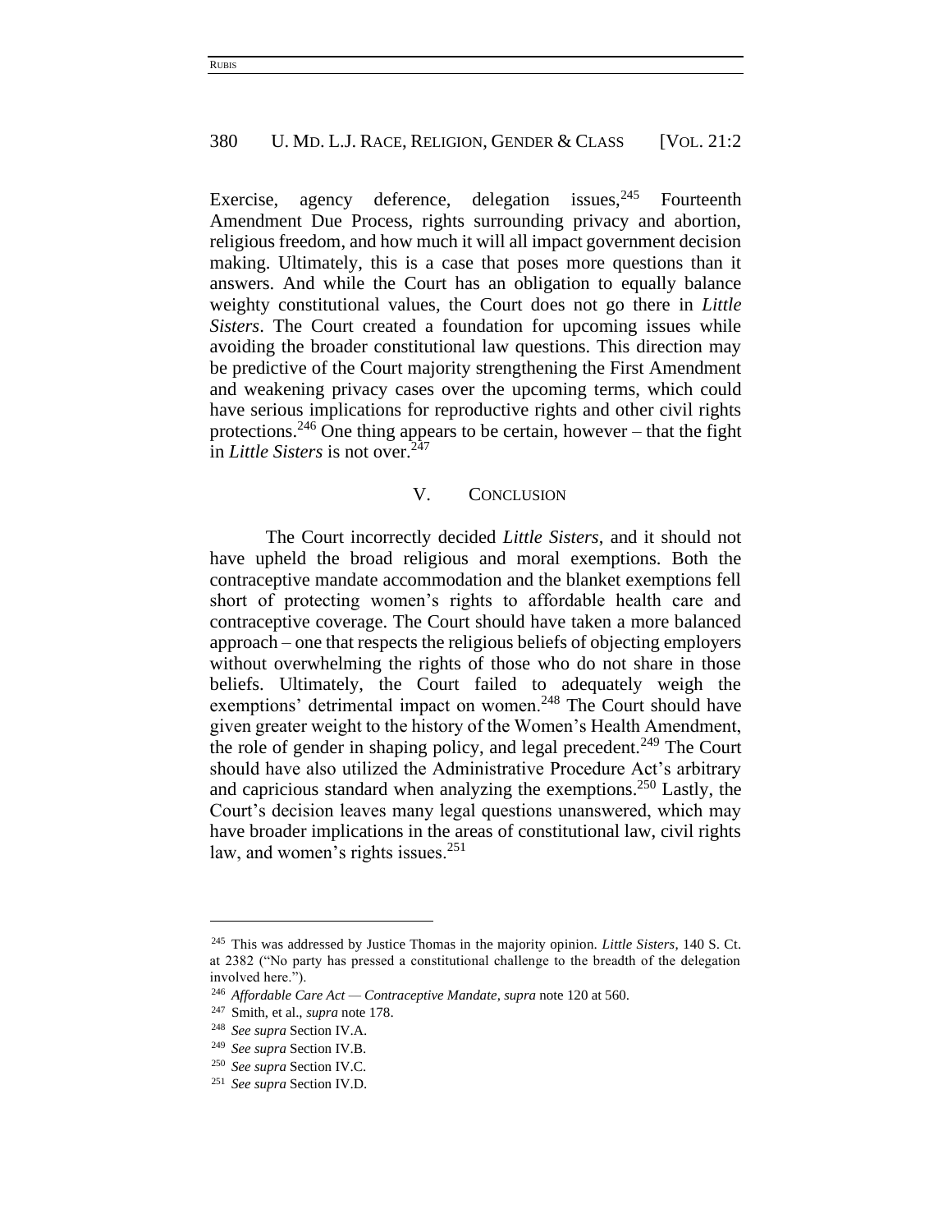Exercise, agency deference, delegation issues,[245] Fourteenth Amendment Due Process, rights surrounding privacy and abortion, religious freedom, and how much it will all impact government decision making. Ultimately, this is a case that poses more questions than it answers. And while the Court has an obligation to equally balance weighty constitutional values, the Court does not go there in *Little Sisters*. The Court created a foundation for upcoming issues while avoiding the broader constitutional law questions. This direction may be predictive of the Court majority strengthening the First Amendment and weakening privacy cases over the upcoming terms, which could have serious implications for reproductive rights and other civil rights protections.[246] One thing appears to be certain, however – that the fight in *Little Sisters* is not over.[247]

## V. CONCLUSION

The Court incorrectly decided *Little Sisters*, and it should not have upheld the broad religious and moral exemptions. Both the contraceptive mandate accommodation and the blanket exemptions fell short of protecting women's rights to affordable health care and contraceptive coverage. The Court should have taken a more balanced approach – one that respects the religious beliefs of objecting employers without overwhelming the rights of those who do not share in those beliefs. Ultimately, the Court failed to adequately weigh the exemptions' detrimental impact on women.[248] The Court should have given greater weight to the history of the Women's Health Amendment, the role of gender in shaping policy, and legal precedent.[249] The Court should have also utilized the Administrative Procedure Act's arbitrary and capricious standard when analyzing the exemptions.[250] Lastly, the Court's decision leaves many legal questions unanswered, which may have broader implications in the areas of constitutional law, civil rights law, and women's rights issues.[251]

---

[245] This was addressed by Justice Thomas in the majority opinion. *Little Sisters*, 140 S. Ct. at 2382 ("No party has pressed a constitutional challenge to the breadth of the delegation involved here.").

[246] *Affordable Care Act — Contraceptive Mandate*, *supra* note 120 at 560.

[247] Smith, et al., *supra* note 178.

[248] *See supra* Section IV.A.

[249] *See supra* Section IV.B.

[250] *See supra* Section IV.C.

[251] *See supra* Section IV.D.